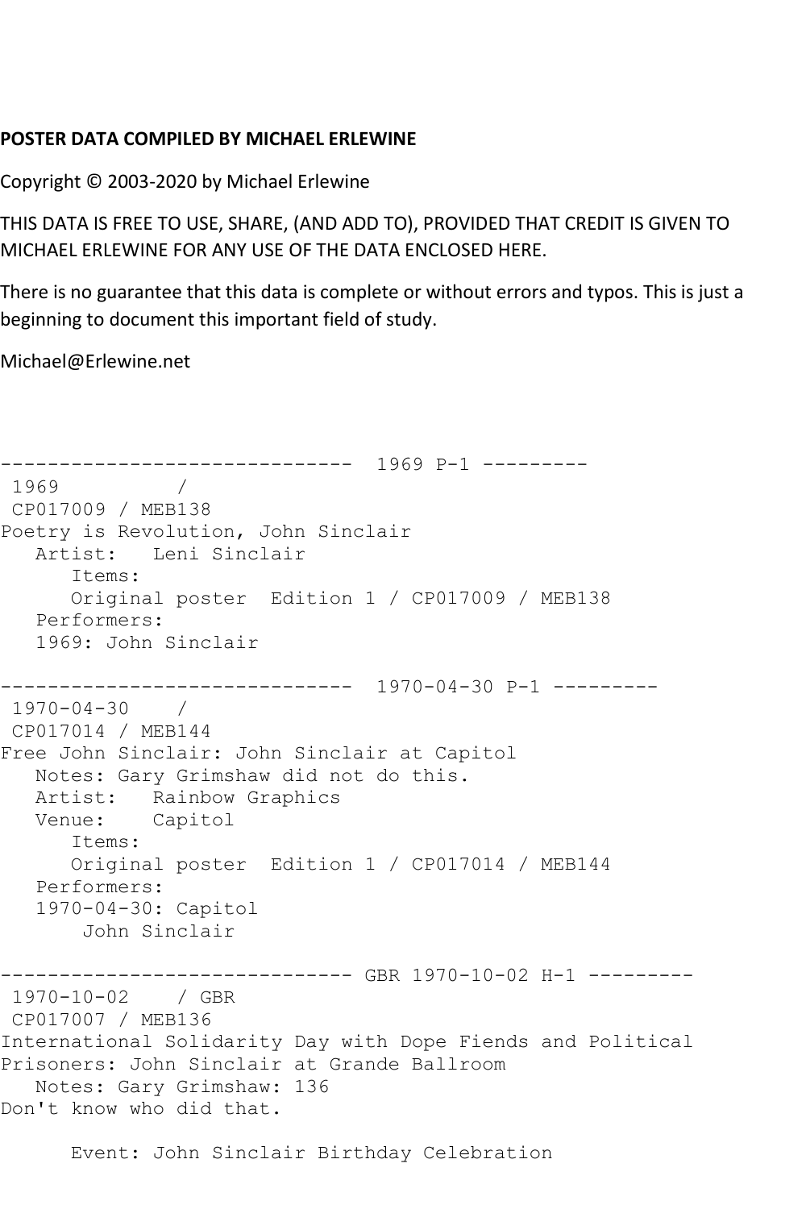**POSTER DATA COMPILED BY MICHAEL ERLEWINE**

Copyright © 2003-2020 by Michael Erlewine

THIS DATA IS FREE TO USE, SHARE, (AND ADD TO), PROVIDED THAT CREDIT IS GIVEN TO MICHAEL ERLEWINE FOR ANY USE OF THE DATA ENCLOSED HERE.

There is no guarantee that this data is complete or without errors and typos. This is just a beginning to document this important field of study.

Michael@Erlewine.net

```
------------------------------  1969 P-1 ---------
 1969          /
 CP017009 / MEB138
Poetry is Revolution, John Sinclair
   Artist:   Leni Sinclair
      Items:
      Original poster  Edition 1 / CP017009 / MEB138
   Performers:
   1969: John Sinclair

------------------------------  1970-04-30 P-1 ---------
 1970-04-30    /
 CP017014 / MEB144
Free John Sinclair: John Sinclair at Capitol
   Notes: Gary Grimshaw did not do this.
   Artist:   Rainbow Graphics
   Venue:    Capitol
      Items:
      Original poster  Edition 1 / CP017014 / MEB144
   Performers:
   1970-04-30: Capitol
       John Sinclair

------------------------------ GBR 1970-10-02 H-1 ---------
 1970-10-02    / GBR
 CP017007 / MEB136
International Solidarity Day with Dope Fiends and Political
Prisoners: John Sinclair at Grande Ballroom
   Notes: Gary Grimshaw: 136
Don't know who did that.

      Event: John Sinclair Birthday Celebration
```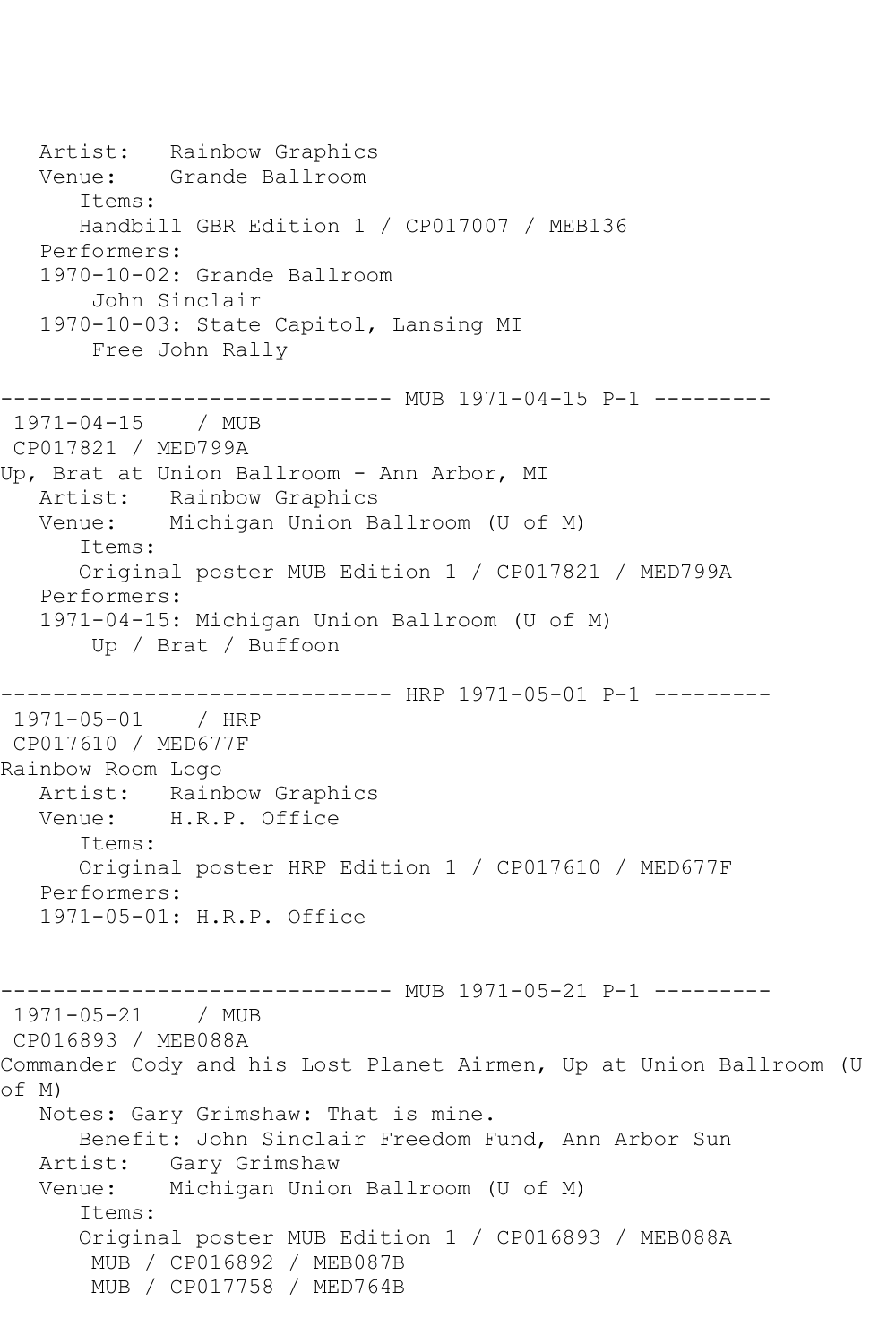```
   Artist:   Rainbow Graphics
   Venue:    Grande Ballroom
      Items:
      Handbill GBR Edition 1 / CP017007 / MEB136
   Performers:
   1970-10-02: Grande Ballroom
       John Sinclair
   1970-10-03: State Capitol, Lansing MI
       Free John Rally

------------------------------ MUB 1971-04-15 P-1 ---------
 1971-04-15    / MUB
 CP017821 / MED799A
Up, Brat at Union Ballroom - Ann Arbor, MI
   Artist:   Rainbow Graphics
   Venue:    Michigan Union Ballroom (U of M)
      Items:
      Original poster MUB Edition 1 / CP017821 / MED799A
   Performers:
   1971-04-15: Michigan Union Ballroom (U of M)
       Up / Brat / Buffoon

------------------------------ HRP 1971-05-01 P-1 ---------
 1971-05-01    / HRP
 CP017610 / MED677F
Rainbow Room Logo
   Artist:   Rainbow Graphics
   Venue:    H.R.P. Office
      Items:
      Original poster HRP Edition 1 / CP017610 / MED677F
   Performers:
   1971-05-01: H.R.P. Office


------------------------------ MUB 1971-05-21 P-1 ---------
 1971-05-21    / MUB
 CP016893 / MEB088A
Commander Cody and his Lost Planet Airmen, Up at Union Ballroom (U
of M)
   Notes: Gary Grimshaw: That is mine.
      Benefit: John Sinclair Freedom Fund, Ann Arbor Sun
   Artist:   Gary Grimshaw
   Venue:    Michigan Union Ballroom (U of M)
      Items:
      Original poster MUB Edition 1 / CP016893 / MEB088A
       MUB / CP016892 / MEB087B
       MUB / CP017758 / MED764B
```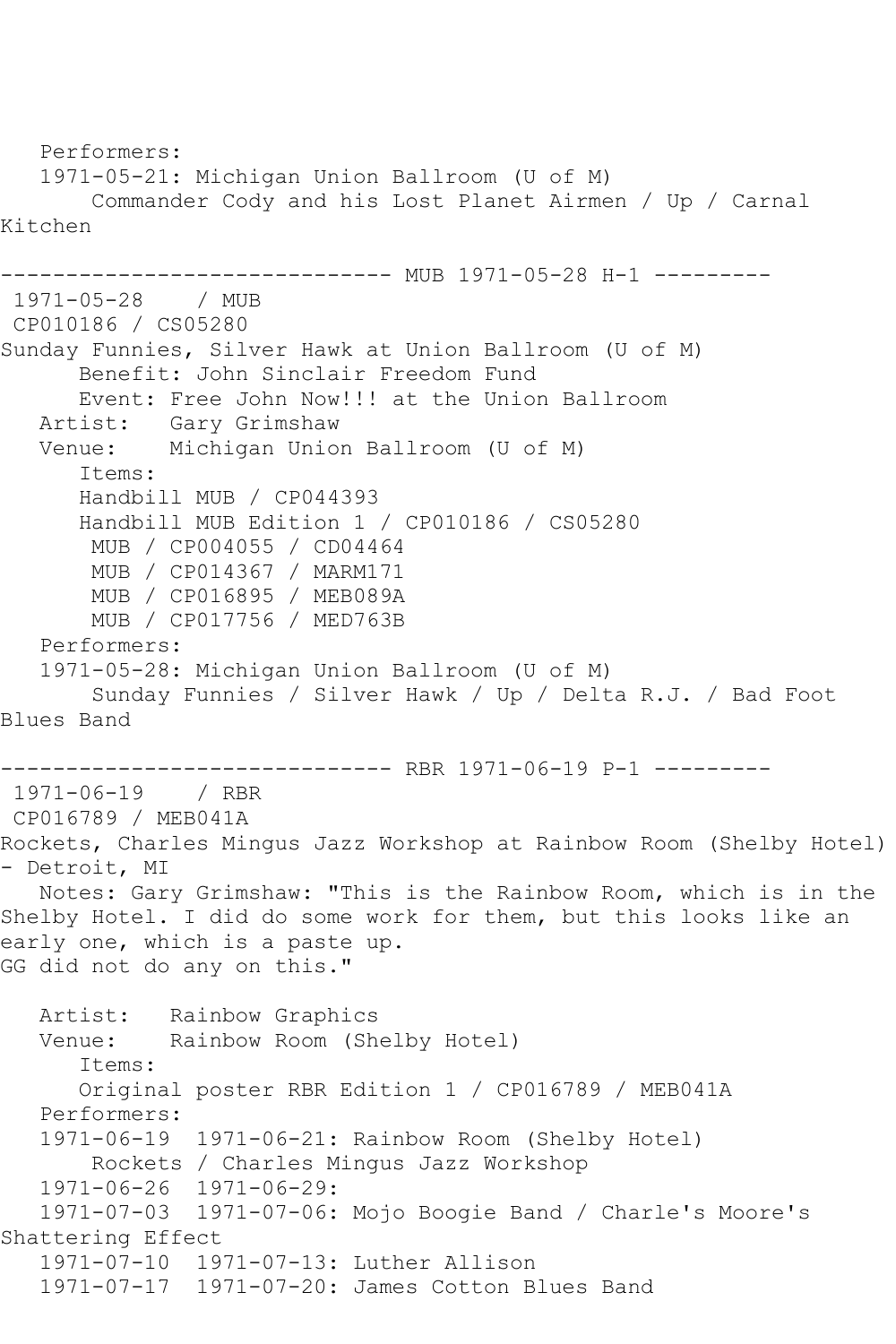Performers:
1971-05-21: Michigan Union Ballroom (U of M)
Commander Cody and his Lost Planet Airmen / Up / Carnal Kitchen

------------------------------ MUB 1971-05-28 H-1 ---------

1971-05-28 / MUB
CP010186 / CS05280
Sunday Funnies, Silver Hawk at Union Ballroom (U of M)
Benefit: John Sinclair Freedom Fund
Event: Free John Now!!! at the Union Ballroom
Artist: Gary Grimshaw
Venue: Michigan Union Ballroom (U of M)
Items:
Handbill MUB / CP044393
Handbill MUB Edition 1 / CP010186 / CS05280
MUB / CP004055 / CD04464
MUB / CP014367 / MARM171
MUB / CP016895 / MEB089A
MUB / CP017756 / MED763B
Performers:
1971-05-28: Michigan Union Ballroom (U of M)
Sunday Funnies / Silver Hawk / Up / Delta R.J. / Bad Foot Blues Band

------------------------------ RBR 1971-06-19 P-1 ---------

1971-06-19 / RBR
CP016789 / MEB041A
Rockets, Charles Mingus Jazz Workshop at Rainbow Room (Shelby Hotel) - Detroit, MI
Notes: Gary Grimshaw: "This is the Rainbow Room, which is in the Shelby Hotel. I did do some work for them, but this looks like an early one, which is a paste up.
GG did not do any on this."

Artist: Rainbow Graphics
Venue: Rainbow Room (Shelby Hotel)
Items:
Original poster RBR Edition 1 / CP016789 / MEB041A
Performers:
1971-06-19 1971-06-21: Rainbow Room (Shelby Hotel)
Rockets / Charles Mingus Jazz Workshop
1971-06-26 1971-06-29:
1971-07-03 1971-07-06: Mojo Boogie Band / Charle's Moore's Shattering Effect
1971-07-10 1971-07-13: Luther Allison
1971-07-17 1971-07-20: James Cotton Blues Band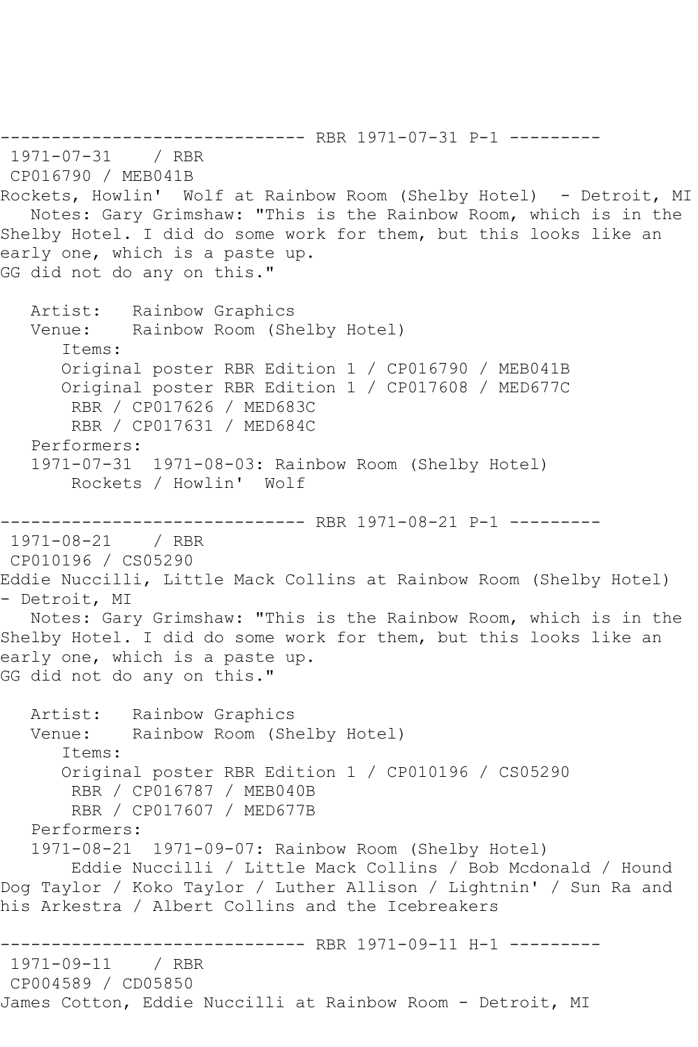------------------------------ RBR 1971-07-31 P-1 ---------
1971-07-31 / RBR
CP016790 / MEB041B
Rockets, Howlin'  Wolf at Rainbow Room (Shelby Hotel)  - Detroit, MI
   Notes: Gary Grimshaw: "This is the Rainbow Room, which is in the Shelby Hotel. I did do some work for them, but this looks like an early one, which is a paste up.
GG did not do any on this."

   Artist:   Rainbow Graphics
   Venue:    Rainbow Room (Shelby Hotel)
      Items:
      Original poster RBR Edition 1 / CP016790 / MEB041B
      Original poster RBR Edition 1 / CP017608 / MED677C
       RBR / CP017626 / MED683C
       RBR / CP017631 / MED684C
   Performers:
   1971-07-31  1971-08-03: Rainbow Room (Shelby Hotel)
       Rockets / Howlin'  Wolf

------------------------------ RBR 1971-08-21 P-1 ---------
1971-08-21 / RBR
CP010196 / CS05290
Eddie Nuccilli, Little Mack Collins at Rainbow Room (Shelby Hotel) - Detroit, MI
   Notes: Gary Grimshaw: "This is the Rainbow Room, which is in the Shelby Hotel. I did do some work for them, but this looks like an early one, which is a paste up.
GG did not do any on this."

   Artist:   Rainbow Graphics
   Venue:    Rainbow Room (Shelby Hotel)
      Items:
      Original poster RBR Edition 1 / CP010196 / CS05290
       RBR / CP016787 / MEB040B
       RBR / CP017607 / MED677B
   Performers:
   1971-08-21  1971-09-07: Rainbow Room (Shelby Hotel)
       Eddie Nuccilli / Little Mack Collins / Bob Mcdonald / Hound Dog Taylor / Koko Taylor / Luther Allison / Lightnin' / Sun Ra and his Arkestra / Albert Collins and the Icebreakers

------------------------------ RBR 1971-09-11 H-1 ---------
1971-09-11 / RBR
CP004589 / CD05850
James Cotton, Eddie Nuccilli at Rainbow Room - Detroit, MI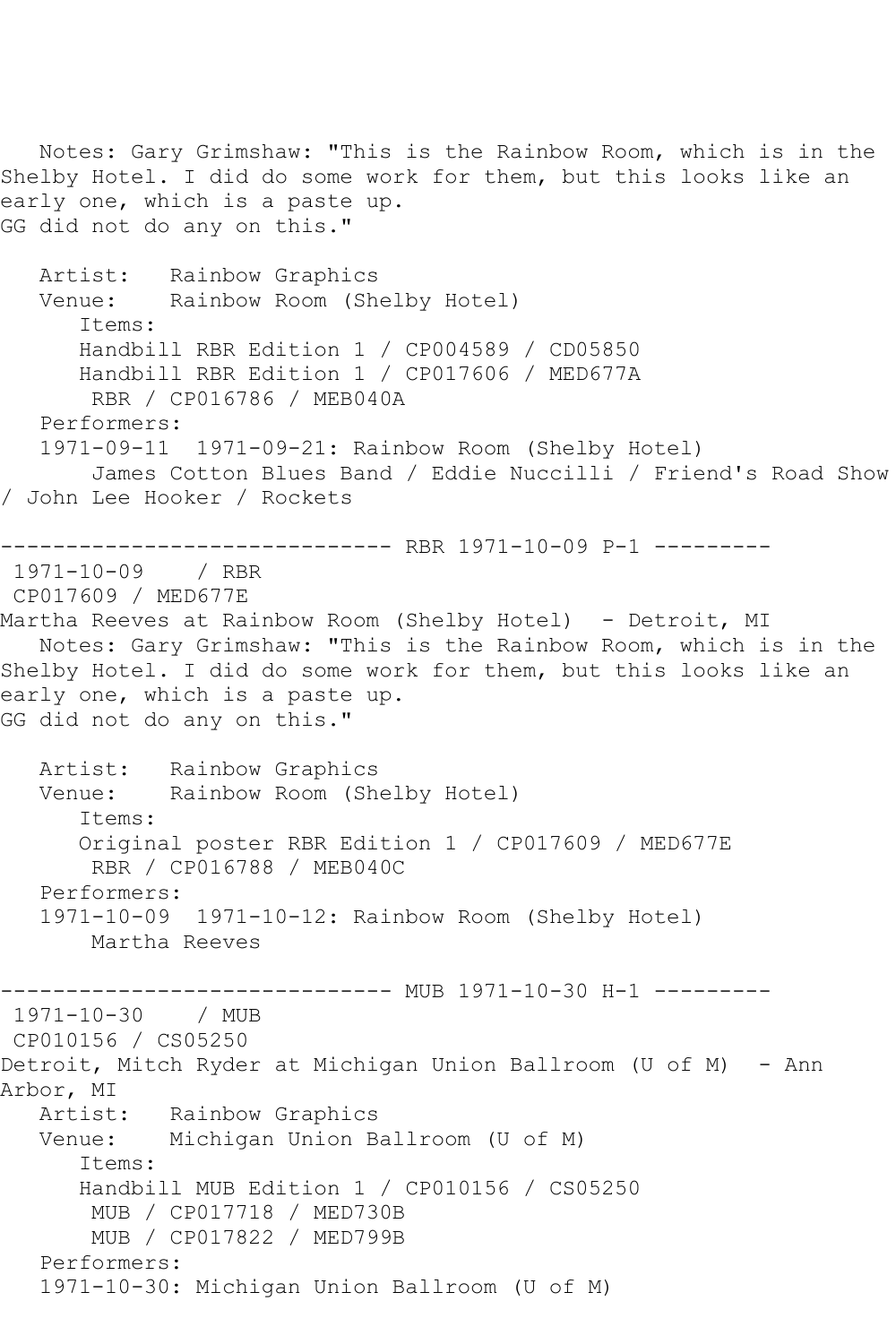Notes: Gary Grimshaw: "This is the Rainbow Room, which is in the Shelby Hotel. I did do some work for them, but this looks like an early one, which is a paste up.
GG did not do any on this."

Artist: Rainbow Graphics
Venue: Rainbow Room (Shelby Hotel)
Items:
Handbill RBR Edition 1 / CP004589 / CD05850
Handbill RBR Edition 1 / CP017606 / MED677A
RBR / CP016786 / MEB040A
Performers:
1971-09-11 1971-09-21: Rainbow Room (Shelby Hotel)
James Cotton Blues Band / Eddie Nuccilli / Friend's Road Show / John Lee Hooker / Rockets

------------------------------ RBR 1971-10-09 P-1 ---------

1971-10-09 / RBR
CP017609 / MED677E
Martha Reeves at Rainbow Room (Shelby Hotel) - Detroit, MI
Notes: Gary Grimshaw: "This is the Rainbow Room, which is in the Shelby Hotel. I did do some work for them, but this looks like an early one, which is a paste up.
GG did not do any on this."

Artist: Rainbow Graphics
Venue: Rainbow Room (Shelby Hotel)
Items:
Original poster RBR Edition 1 / CP017609 / MED677E
RBR / CP016788 / MEB040C
Performers:
1971-10-09 1971-10-12: Rainbow Room (Shelby Hotel)
Martha Reeves

------------------------------ MUB 1971-10-30 H-1 ---------

1971-10-30 / MUB
CP010156 / CS05250
Detroit, Mitch Ryder at Michigan Union Ballroom (U of M) - Ann Arbor, MI
Artist: Rainbow Graphics
Venue: Michigan Union Ballroom (U of M)
Items:
Handbill MUB Edition 1 / CP010156 / CS05250
MUB / CP017718 / MED730B
MUB / CP017822 / MED799B
Performers:
1971-10-30: Michigan Union Ballroom (U of M)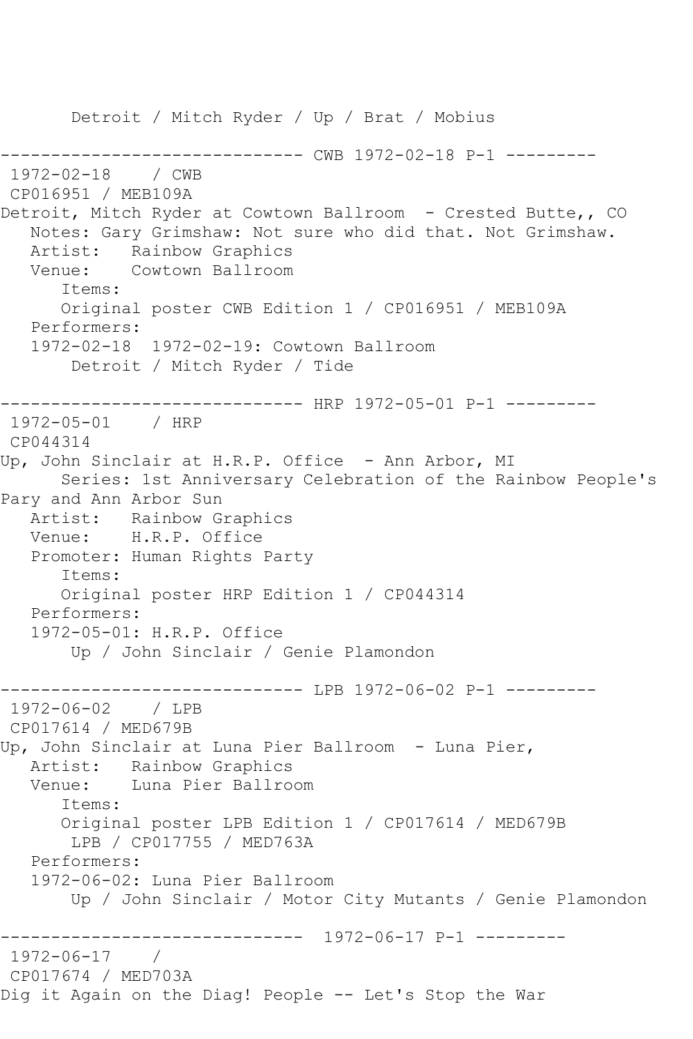```
       Detroit / Mitch Ryder / Up / Brat / Mobius

------------------------------ CWB 1972-02-18 P-1 ---------
 1972-02-18    / CWB
 CP016951 / MEB109A
Detroit, Mitch Ryder at Cowtown Ballroom  - Crested Butte,, CO
   Notes: Gary Grimshaw: Not sure who did that. Not Grimshaw.
   Artist:   Rainbow Graphics
   Venue:    Cowtown Ballroom
      Items:
      Original poster CWB Edition 1 / CP016951 / MEB109A
   Performers:
   1972-02-18  1972-02-19: Cowtown Ballroom
       Detroit / Mitch Ryder / Tide

------------------------------ HRP 1972-05-01 P-1 ---------
 1972-05-01    / HRP
 CP044314
Up, John Sinclair at H.R.P. Office  - Ann Arbor, MI
      Series: 1st Anniversary Celebration of the Rainbow People's
Pary and Ann Arbor Sun
   Artist:   Rainbow Graphics
   Venue:    H.R.P. Office
   Promoter: Human Rights Party
      Items:
      Original poster HRP Edition 1 / CP044314
   Performers:
   1972-05-01: H.R.P. Office
       Up / John Sinclair / Genie Plamondon

------------------------------ LPB 1972-06-02 P-1 ---------
 1972-06-02    / LPB
 CP017614 / MED679B
Up, John Sinclair at Luna Pier Ballroom  - Luna Pier,
   Artist:   Rainbow Graphics
   Venue:    Luna Pier Ballroom
      Items:
      Original poster LPB Edition 1 / CP017614 / MED679B
       LPB / CP017755 / MED763A
   Performers:
   1972-06-02: Luna Pier Ballroom
       Up / John Sinclair / Motor City Mutants / Genie Plamondon

------------------------------  1972-06-17 P-1 ---------
 1972-06-17    /
 CP017674 / MED703A
Dig it Again on the Diag! People -- Let's Stop the War
```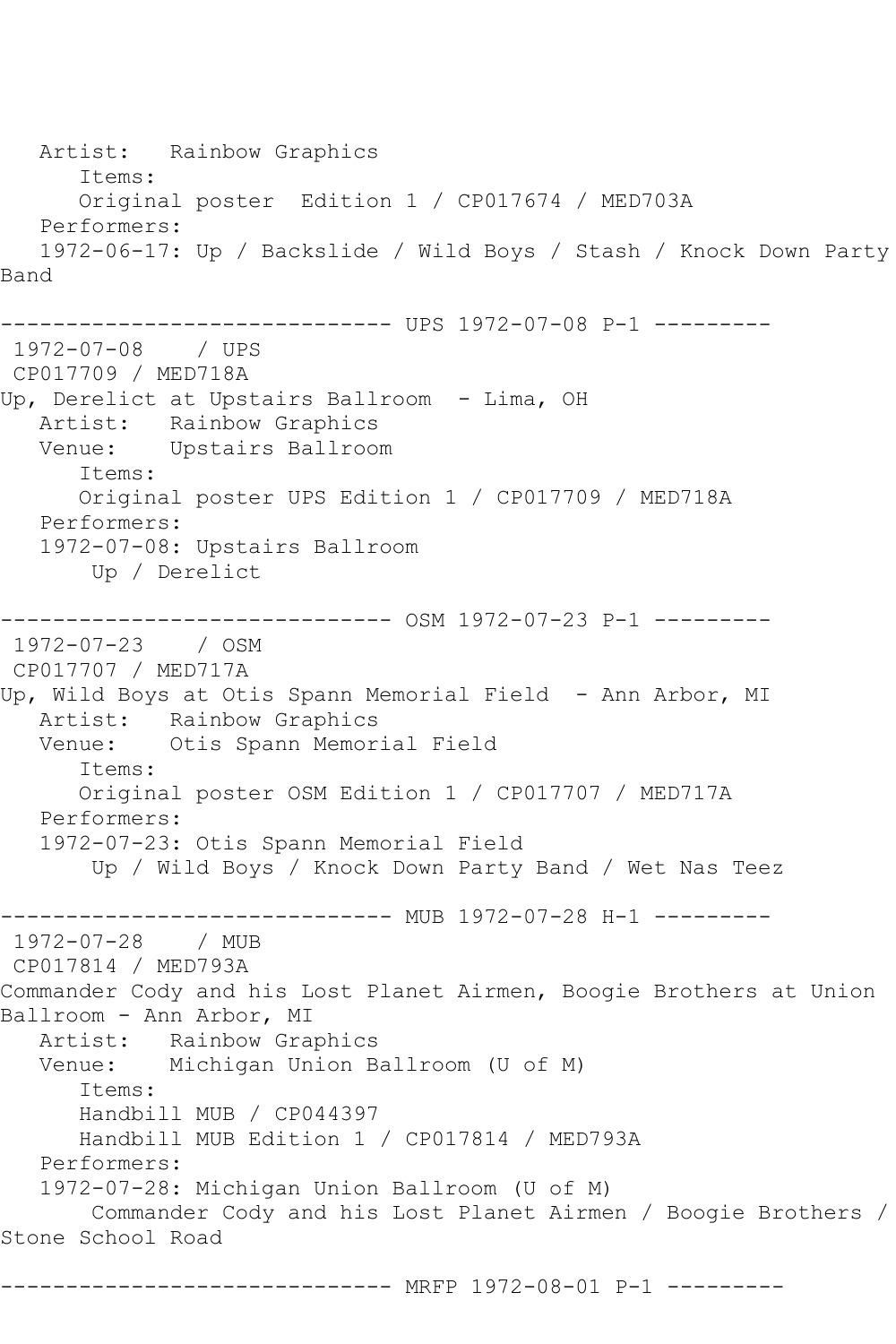Artist:   Rainbow Graphics
      Items:
      Original poster  Edition 1 / CP017674 / MED703A
   Performers:
   1972-06-17: Up / Backslide / Wild Boys / Stash / Knock Down Party Band

------------------------------ UPS 1972-07-08 P-1 ---------
 1972-07-08    / UPS
 CP017709 / MED718A
Up, Derelict at Upstairs Ballroom  - Lima, OH
   Artist:   Rainbow Graphics
   Venue:    Upstairs Ballroom
      Items:
      Original poster UPS Edition 1 / CP017709 / MED718A
   Performers:
   1972-07-08: Upstairs Ballroom
       Up / Derelict

------------------------------ OSM 1972-07-23 P-1 ---------
 1972-07-23    / OSM
 CP017707 / MED717A
Up, Wild Boys at Otis Spann Memorial Field  - Ann Arbor, MI
   Artist:   Rainbow Graphics
   Venue:    Otis Spann Memorial Field
      Items:
      Original poster OSM Edition 1 / CP017707 / MED717A
   Performers:
   1972-07-23: Otis Spann Memorial Field
       Up / Wild Boys / Knock Down Party Band / Wet Nas Teez

------------------------------ MUB 1972-07-28 H-1 ---------
 1972-07-28    / MUB
 CP017814 / MED793A
Commander Cody and his Lost Planet Airmen, Boogie Brothers at Union Ballroom - Ann Arbor, MI
   Artist:   Rainbow Graphics
   Venue:    Michigan Union Ballroom (U of M)
      Items:
      Handbill MUB / CP044397
      Handbill MUB Edition 1 / CP017814 / MED793A
   Performers:
   1972-07-28: Michigan Union Ballroom (U of M)
       Commander Cody and his Lost Planet Airmen / Boogie Brothers / Stone School Road

------------------------------ MRFP 1972-08-01 P-1 ---------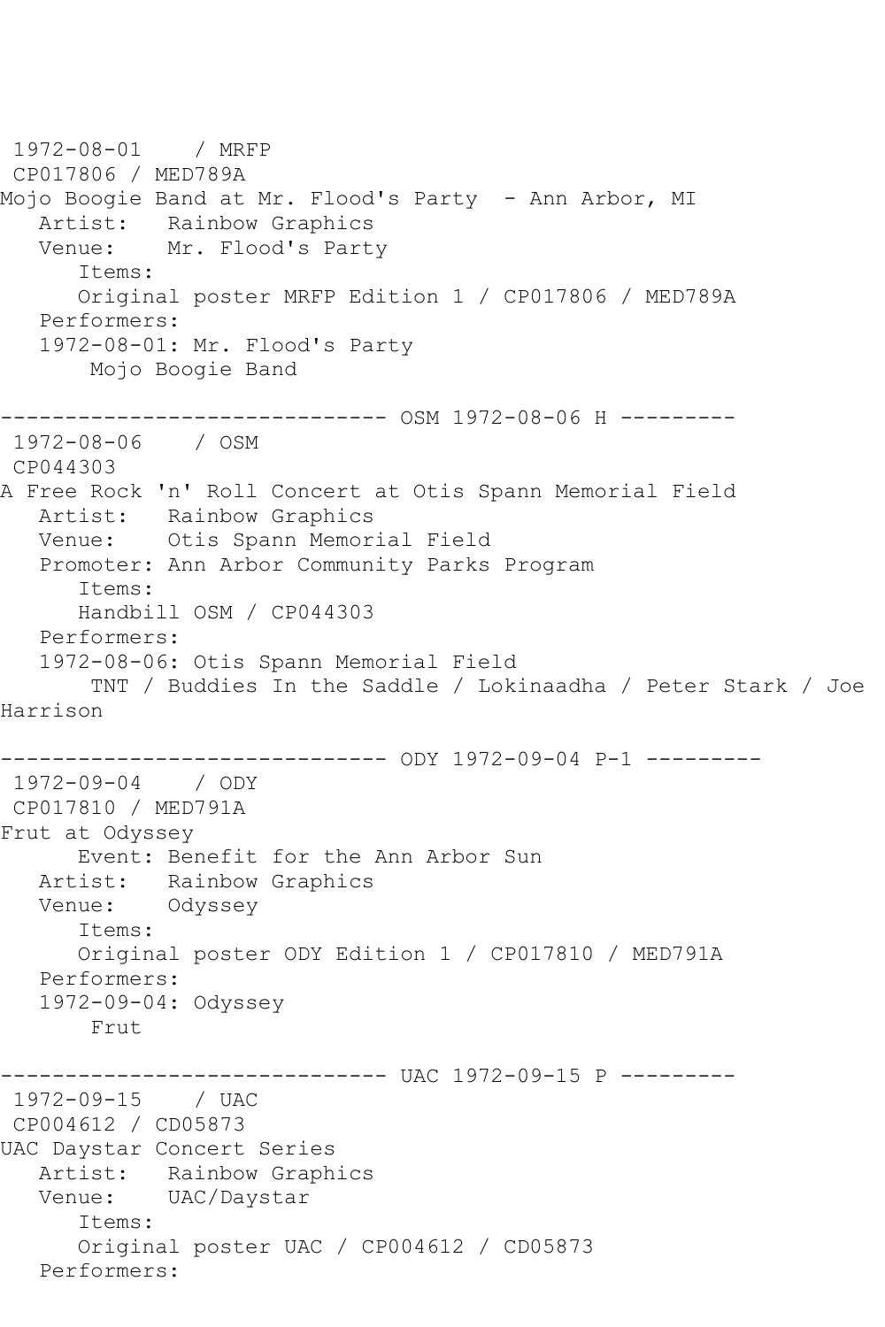```
 1972-08-01    / MRFP
 CP017806 / MED789A
Mojo Boogie Band at Mr. Flood's Party  - Ann Arbor, MI
   Artist:   Rainbow Graphics
   Venue:    Mr. Flood's Party
      Items:
      Original poster MRFP Edition 1 / CP017806 / MED789A
   Performers:
   1972-08-01: Mr. Flood's Party
       Mojo Boogie Band

------------------------------ OSM 1972-08-06 H ---------
 1972-08-06    / OSM
 CP044303
A Free Rock 'n' Roll Concert at Otis Spann Memorial Field
   Artist:   Rainbow Graphics
   Venue:    Otis Spann Memorial Field
   Promoter: Ann Arbor Community Parks Program
      Items:
      Handbill OSM / CP044303
   Performers:
   1972-08-06: Otis Spann Memorial Field
       TNT / Buddies In the Saddle / Lokinaadha / Peter Stark / Joe
Harrison

------------------------------ ODY 1972-09-04 P-1 ---------
 1972-09-04    / ODY
 CP017810 / MED791A
Frut at Odyssey
      Event: Benefit for the Ann Arbor Sun
   Artist:   Rainbow Graphics
   Venue:    Odyssey
      Items:
      Original poster ODY Edition 1 / CP017810 / MED791A
   Performers:
   1972-09-04: Odyssey
       Frut

------------------------------ UAC 1972-09-15 P ---------
 1972-09-15    / UAC
 CP004612 / CD05873
UAC Daystar Concert Series
   Artist:   Rainbow Graphics
   Venue:    UAC/Daystar
      Items:
      Original poster UAC / CP004612 / CD05873
   Performers:
```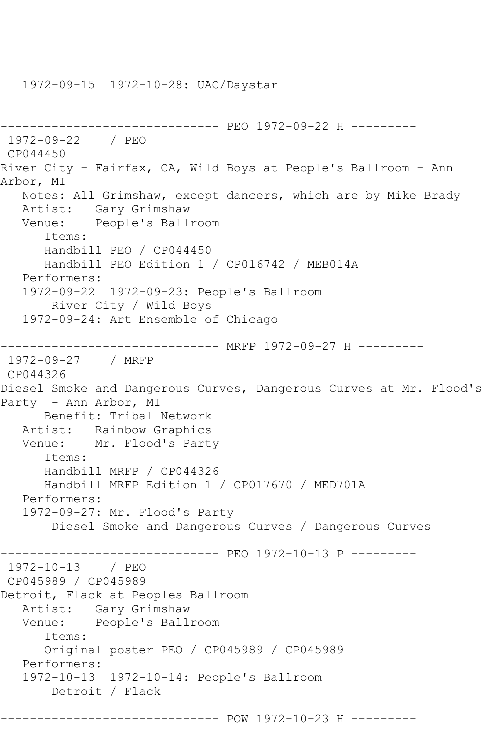```
   1972-09-15  1972-10-28: UAC/Daystar


------------------------------ PEO 1972-09-22 H ---------
 1972-09-22    / PEO
 CP044450
River City - Fairfax, CA, Wild Boys at People's Ballroom - Ann 
Arbor, MI
   Notes: All Grimshaw, except dancers, which are by Mike Brady
   Artist:   Gary Grimshaw
   Venue:    People's Ballroom
      Items:
      Handbill PEO / CP044450
      Handbill PEO Edition 1 / CP016742 / MEB014A
   Performers:
   1972-09-22  1972-09-23: People's Ballroom
       River City / Wild Boys
   1972-09-24: Art Ensemble of Chicago

------------------------------ MRFP 1972-09-27 H ---------
 1972-09-27    / MRFP
 CP044326
Diesel Smoke and Dangerous Curves, Dangerous Curves at Mr. Flood's 
Party  - Ann Arbor, MI
      Benefit: Tribal Network
   Artist:   Rainbow Graphics
   Venue:    Mr. Flood's Party
      Items:
      Handbill MRFP / CP044326
      Handbill MRFP Edition 1 / CP017670 / MED701A
   Performers:
   1972-09-27: Mr. Flood's Party
       Diesel Smoke and Dangerous Curves / Dangerous Curves

------------------------------ PEO 1972-10-13 P ---------
 1972-10-13    / PEO
 CP045989 / CP045989
Detroit, Flack at Peoples Ballroom
   Artist:   Gary Grimshaw
   Venue:    People's Ballroom
      Items:
      Original poster PEO / CP045989 / CP045989
   Performers:
   1972-10-13  1972-10-14: People's Ballroom
       Detroit / Flack

------------------------------ POW 1972-10-23 H ---------
```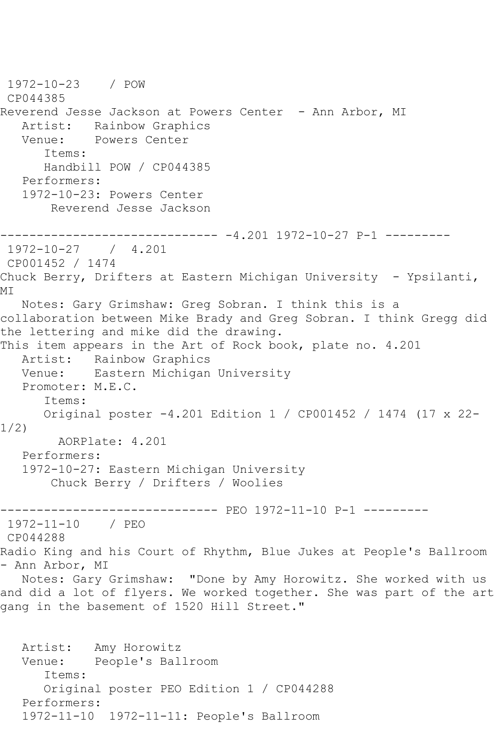1972-10-23 / POW
CP044385
Reverend Jesse Jackson at Powers Center - Ann Arbor, MI
Artist: Rainbow Graphics
Venue: Powers Center
Items:
Handbill POW / CP044385
Performers:
1972-10-23: Powers Center
Reverend Jesse Jackson

------------------------------ -4.201 1972-10-27 P-1 ---------
1972-10-27 / 4.201
CP001452 / 1474
Chuck Berry, Drifters at Eastern Michigan University - Ypsilanti, MI
Notes: Gary Grimshaw: Greg Sobran. I think this is a collaboration between Mike Brady and Greg Sobran. I think Gregg did the lettering and mike did the drawing.
This item appears in the Art of Rock book, plate no. 4.201
Artist: Rainbow Graphics
Venue: Eastern Michigan University
Promoter: M.E.C.
Items:
Original poster -4.201 Edition 1 / CP001452 / 1474 (17 x 22-1/2)
AORPlate: 4.201
Performers:
1972-10-27: Eastern Michigan University
Chuck Berry / Drifters / Woolies

------------------------------ PEO 1972-11-10 P-1 ---------
1972-11-10 / PEO
CP044288
Radio King and his Court of Rhythm, Blue Jukes at People's Ballroom - Ann Arbor, MI
Notes: Gary Grimshaw: "Done by Amy Horowitz. She worked with us and did a lot of flyers. We worked together. She was part of the art gang in the basement of 1520 Hill Street."

Artist: Amy Horowitz
Venue: People's Ballroom
Items:
Original poster PEO Edition 1 / CP044288
Performers:
1972-11-10 1972-11-11: People's Ballroom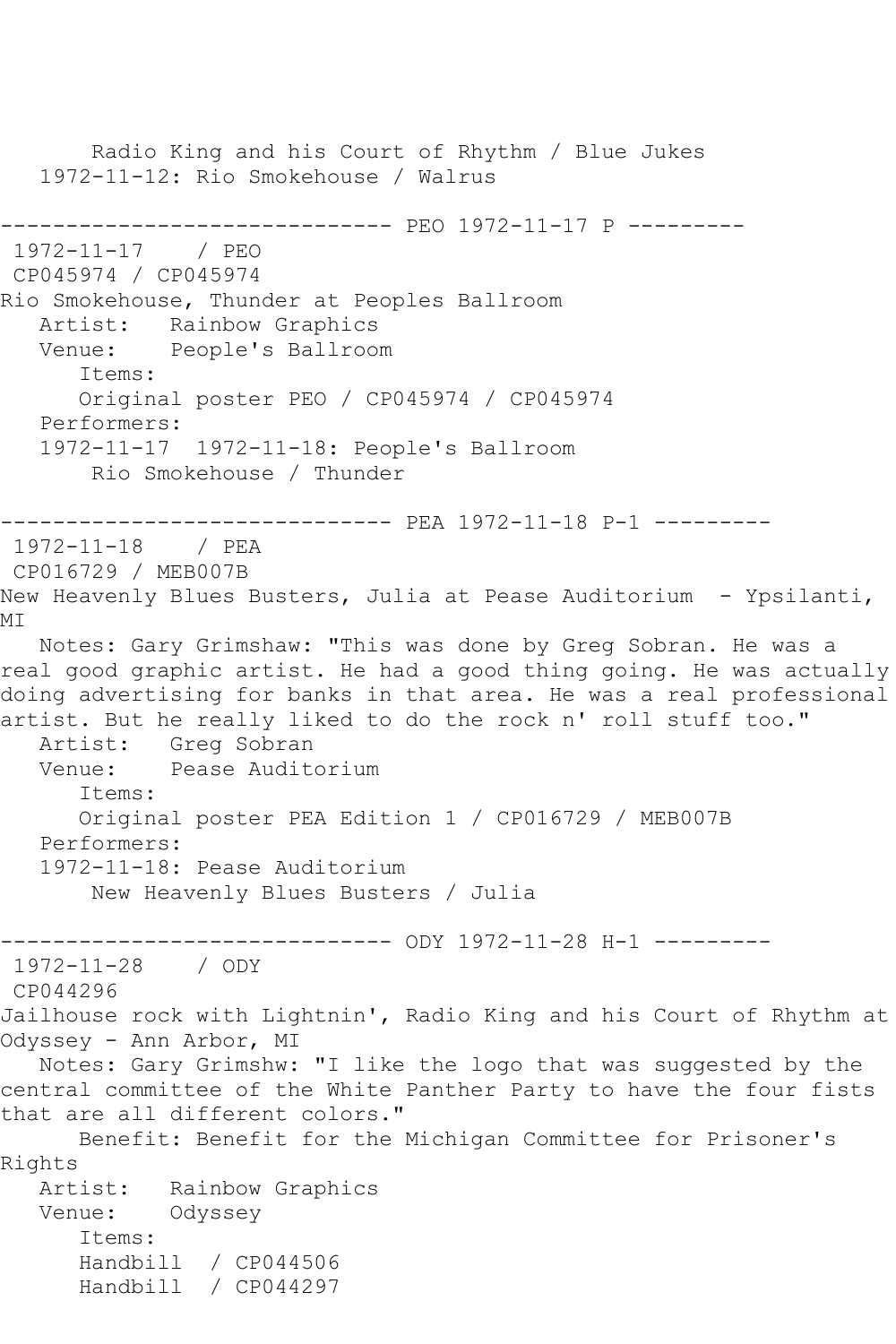Radio King and his Court of Rhythm / Blue Jukes
1972-11-12: Rio Smokehouse / Walrus

------------------------------ PEO 1972-11-17 P ---------

1972-11-17 / PEO
CP045974 / CP045974
Rio Smokehouse, Thunder at Peoples Ballroom
Artist: Rainbow Graphics
Venue: People's Ballroom
Items:
Original poster PEO / CP045974 / CP045974
Performers:
1972-11-17 1972-11-18: People's Ballroom
Rio Smokehouse / Thunder

------------------------------ PEA 1972-11-18 P-1 ---------

1972-11-18 / PEA
CP016729 / MEB007B
New Heavenly Blues Busters, Julia at Pease Auditorium - Ypsilanti, MI
Notes: Gary Grimshaw: "This was done by Greg Sobran. He was a real good graphic artist. He had a good thing going. He was actually doing advertising for banks in that area. He was a real professional artist. But he really liked to do the rock n' roll stuff too."
Artist: Greg Sobran
Venue: Pease Auditorium
Items:
Original poster PEA Edition 1 / CP016729 / MEB007B
Performers:
1972-11-18: Pease Auditorium
New Heavenly Blues Busters / Julia

------------------------------ ODY 1972-11-28 H-1 ---------

1972-11-28 / ODY
CP044296
Jailhouse rock with Lightnin', Radio King and his Court of Rhythm at Odyssey - Ann Arbor, MI
Notes: Gary Grimshw: "I like the logo that was suggested by the central committee of the White Panther Party to have the four fists that are all different colors."
Benefit: Benefit for the Michigan Committee for Prisoner's Rights
Artist: Rainbow Graphics
Venue: Odyssey
Items:
Handbill / CP044506
Handbill / CP044297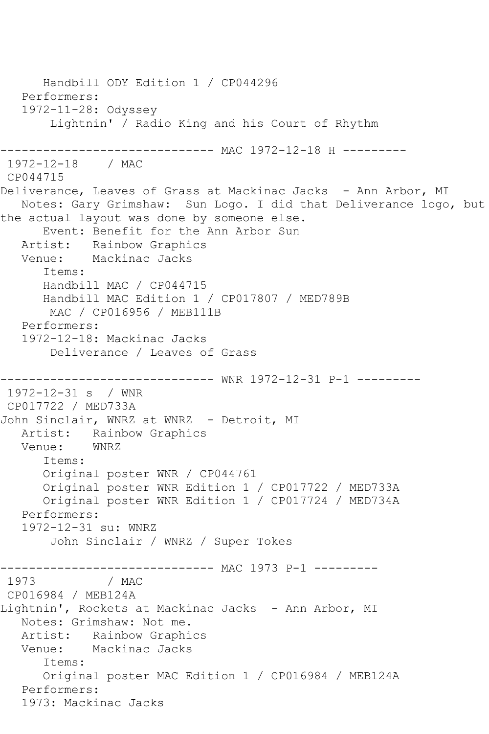```
      Handbill ODY Edition 1 / CP044296
   Performers:
   1972-11-28: Odyssey
       Lightnin' / Radio King and his Court of Rhythm

------------------------------ MAC 1972-12-18 H ---------
 1972-12-18    / MAC
 CP044715
Deliverance, Leaves of Grass at Mackinac Jacks  - Ann Arbor, MI
   Notes: Gary Grimshaw:  Sun Logo. I did that Deliverance logo, but
the actual layout was done by someone else.
      Event: Benefit for the Ann Arbor Sun
   Artist:   Rainbow Graphics
   Venue:    Mackinac Jacks
      Items:
      Handbill MAC / CP044715
      Handbill MAC Edition 1 / CP017807 / MED789B
       MAC / CP016956 / MEB111B
   Performers:
   1972-12-18: Mackinac Jacks
       Deliverance / Leaves of Grass

------------------------------ WNR 1972-12-31 P-1 ---------
 1972-12-31 s  / WNR
 CP017722 / MED733A
John Sinclair, WNRZ at WNRZ  - Detroit, MI
   Artist:   Rainbow Graphics
   Venue:    WNRZ
      Items:
      Original poster WNR / CP044761
      Original poster WNR Edition 1 / CP017722 / MED733A
      Original poster WNR Edition 1 / CP017724 / MED734A
   Performers:
   1972-12-31 su: WNRZ
       John Sinclair / WNRZ / Super Tokes

------------------------------ MAC 1973 P-1 ---------
 1973          / MAC
 CP016984 / MEB124A
Lightnin', Rockets at Mackinac Jacks  - Ann Arbor, MI
   Notes: Grimshaw: Not me.
   Artist:   Rainbow Graphics
   Venue:    Mackinac Jacks
      Items:
      Original poster MAC Edition 1 / CP016984 / MEB124A
   Performers:
   1973: Mackinac Jacks
```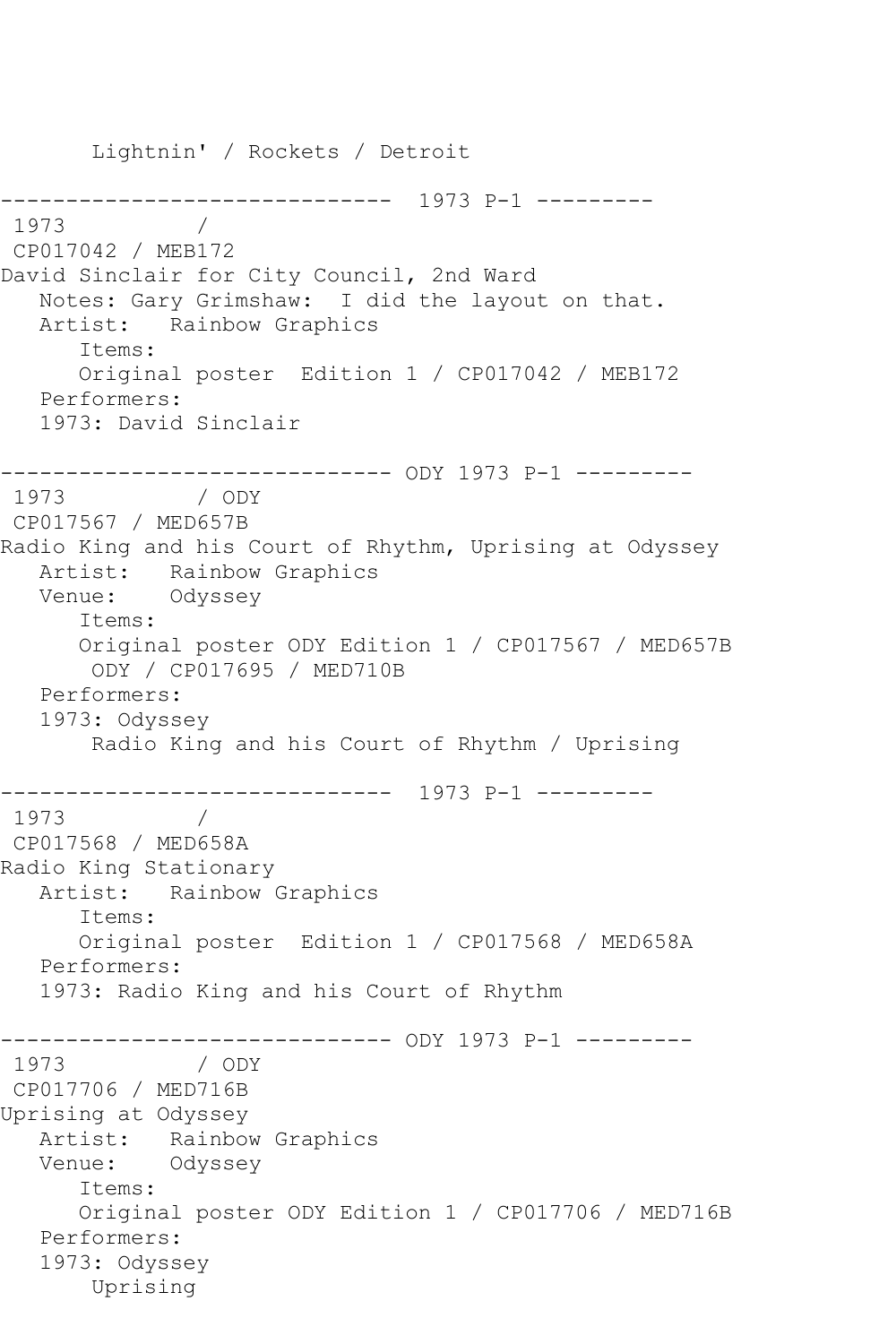```
       Lightnin' / Rockets / Detroit

------------------------------  1973 P-1 ---------
 1973          /
 CP017042 / MEB172
David Sinclair for City Council, 2nd Ward
   Notes: Gary Grimshaw:  I did the layout on that.
   Artist:   Rainbow Graphics
      Items:
      Original poster  Edition 1 / CP017042 / MEB172
   Performers:
   1973: David Sinclair

------------------------------ ODY 1973 P-1 ---------
 1973          / ODY
 CP017567 / MED657B
Radio King and his Court of Rhythm, Uprising at Odyssey
   Artist:   Rainbow Graphics
   Venue:    Odyssey
      Items:
      Original poster ODY Edition 1 / CP017567 / MED657B
       ODY / CP017695 / MED710B
   Performers:
   1973: Odyssey
       Radio King and his Court of Rhythm / Uprising

------------------------------  1973 P-1 ---------
 1973          /
 CP017568 / MED658A
Radio King Stationary
   Artist:   Rainbow Graphics
      Items:
      Original poster  Edition 1 / CP017568 / MED658A
   Performers:
   1973: Radio King and his Court of Rhythm

------------------------------ ODY 1973 P-1 ---------
 1973          / ODY
 CP017706 / MED716B
Uprising at Odyssey
   Artist:   Rainbow Graphics
   Venue:    Odyssey
      Items:
      Original poster ODY Edition 1 / CP017706 / MED716B
   Performers:
   1973: Odyssey
       Uprising
```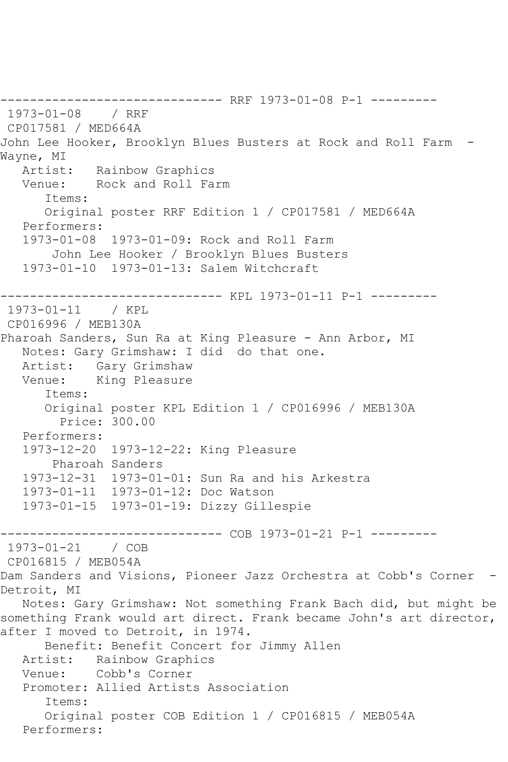------------------------------ RRF 1973-01-08 P-1 ---------
1973-01-08 / RRF
CP017581 / MED664A
John Lee Hooker, Brooklyn Blues Busters at Rock and Roll Farm - Wayne, MI
Artist: Rainbow Graphics
Venue: Rock and Roll Farm
Items:
Original poster RRF Edition 1 / CP017581 / MED664A
Performers:
1973-01-08 1973-01-09: Rock and Roll Farm
John Lee Hooker / Brooklyn Blues Busters
1973-01-10 1973-01-13: Salem Witchcraft

------------------------------ KPL 1973-01-11 P-1 ---------
1973-01-11 / KPL
CP016996 / MEB130A
Pharoah Sanders, Sun Ra at King Pleasure - Ann Arbor, MI
Notes: Gary Grimshaw: I did do that one.
Artist: Gary Grimshaw
Venue: King Pleasure
Items:
Original poster KPL Edition 1 / CP016996 / MEB130A
Price: 300.00
Performers:
1973-12-20 1973-12-22: King Pleasure
Pharoah Sanders
1973-12-31 1973-01-01: Sun Ra and his Arkestra
1973-01-11 1973-01-12: Doc Watson
1973-01-15 1973-01-19: Dizzy Gillespie

------------------------------ COB 1973-01-21 P-1 ---------
1973-01-21 / COB
CP016815 / MEB054A
Dam Sanders and Visions, Pioneer Jazz Orchestra at Cobb's Corner - Detroit, MI
Notes: Gary Grimshaw: Not something Frank Bach did, but might be something Frank would art direct. Frank became John's art director, after I moved to Detroit, in 1974.
Benefit: Benefit Concert for Jimmy Allen
Artist: Rainbow Graphics
Venue: Cobb's Corner
Promoter: Allied Artists Association
Items:
Original poster COB Edition 1 / CP016815 / MEB054A
Performers: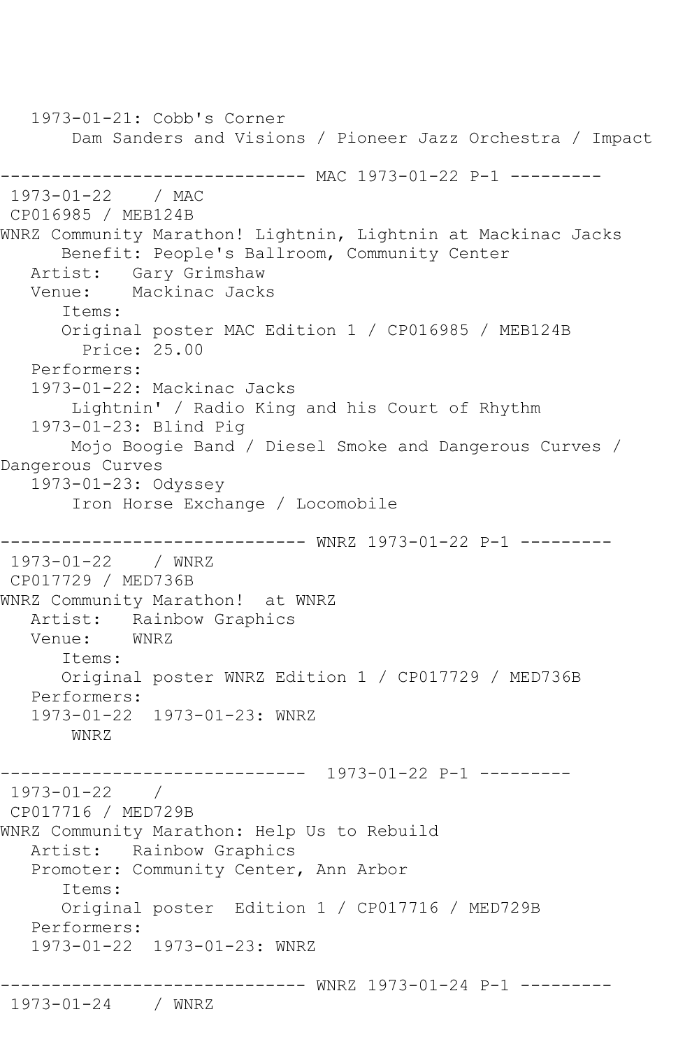```
   1973-01-21: Cobb's Corner
       Dam Sanders and Visions / Pioneer Jazz Orchestra / Impact

------------------------------ MAC 1973-01-22 P-1 ---------
 1973-01-22    / MAC
 CP016985 / MEB124B
WNRZ Community Marathon! Lightnin, Lightnin at Mackinac Jacks
      Benefit: People's Ballroom, Community Center
   Artist:   Gary Grimshaw
   Venue:    Mackinac Jacks
      Items:
      Original poster MAC Edition 1 / CP016985 / MEB124B
        Price: 25.00
   Performers:
   1973-01-22: Mackinac Jacks
       Lightnin' / Radio King and his Court of Rhythm
   1973-01-23: Blind Pig
       Mojo Boogie Band / Diesel Smoke and Dangerous Curves / 
Dangerous Curves
   1973-01-23: Odyssey
       Iron Horse Exchange / Locomobile

------------------------------ WNRZ 1973-01-22 P-1 ---------
 1973-01-22    / WNRZ
 CP017729 / MED736B
WNRZ Community Marathon!  at WNRZ
   Artist:   Rainbow Graphics
   Venue:    WNRZ
      Items:
      Original poster WNRZ Edition 1 / CP017729 / MED736B
   Performers:
   1973-01-22  1973-01-23: WNRZ
       WNRZ

------------------------------  1973-01-22 P-1 ---------
 1973-01-22    / 
 CP017716 / MED729B
WNRZ Community Marathon: Help Us to Rebuild
   Artist:   Rainbow Graphics
   Promoter: Community Center, Ann Arbor
      Items:
      Original poster  Edition 1 / CP017716 / MED729B
   Performers:
   1973-01-22  1973-01-23: WNRZ

------------------------------ WNRZ 1973-01-24 P-1 ---------
 1973-01-24    / WNRZ
```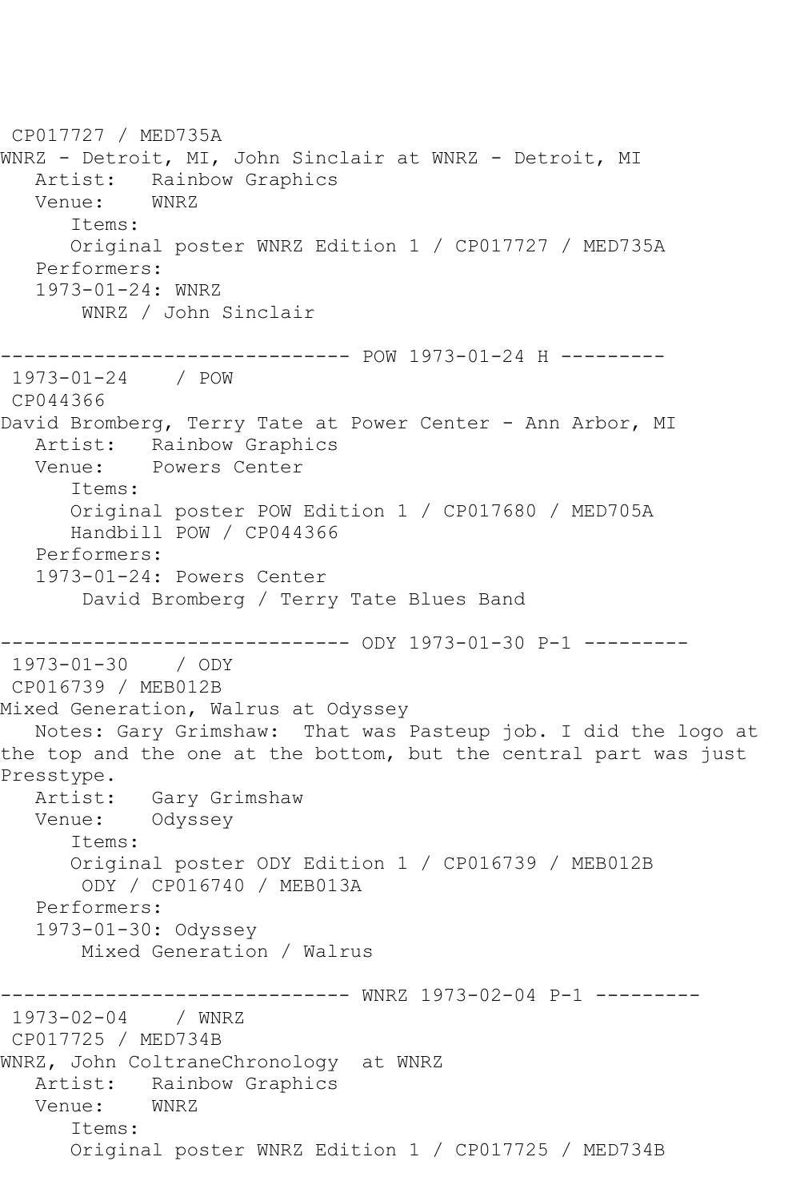```
 CP017727 / MED735A
WNRZ - Detroit, MI, John Sinclair at WNRZ - Detroit, MI
   Artist:   Rainbow Graphics
   Venue:    WNRZ
      Items:
      Original poster WNRZ Edition 1 / CP017727 / MED735A
   Performers:
   1973-01-24: WNRZ
       WNRZ / John Sinclair

------------------------------ POW 1973-01-24 H ---------
 1973-01-24    / POW
 CP044366
David Bromberg, Terry Tate at Power Center - Ann Arbor, MI
   Artist:   Rainbow Graphics
   Venue:    Powers Center
      Items:
      Original poster POW Edition 1 / CP017680 / MED705A
      Handbill POW / CP044366
   Performers:
   1973-01-24: Powers Center
       David Bromberg / Terry Tate Blues Band

------------------------------ ODY 1973-01-30 P-1 ---------
 1973-01-30    / ODY
 CP016739 / MEB012B
Mixed Generation, Walrus at Odyssey
   Notes: Gary Grimshaw:  That was Pasteup job. I did the logo at
the top and the one at the bottom, but the central part was just
Presstype.
   Artist:   Gary Grimshaw
   Venue:    Odyssey
      Items:
      Original poster ODY Edition 1 / CP016739 / MEB012B
       ODY / CP016740 / MEB013A
   Performers:
   1973-01-30: Odyssey
       Mixed Generation / Walrus

------------------------------ WNRZ 1973-02-04 P-1 ---------
 1973-02-04    / WNRZ
 CP017725 / MED734B
WNRZ, John ColtraneChronology  at WNRZ
   Artist:   Rainbow Graphics
   Venue:    WNRZ
      Items:
      Original poster WNRZ Edition 1 / CP017725 / MED734B
```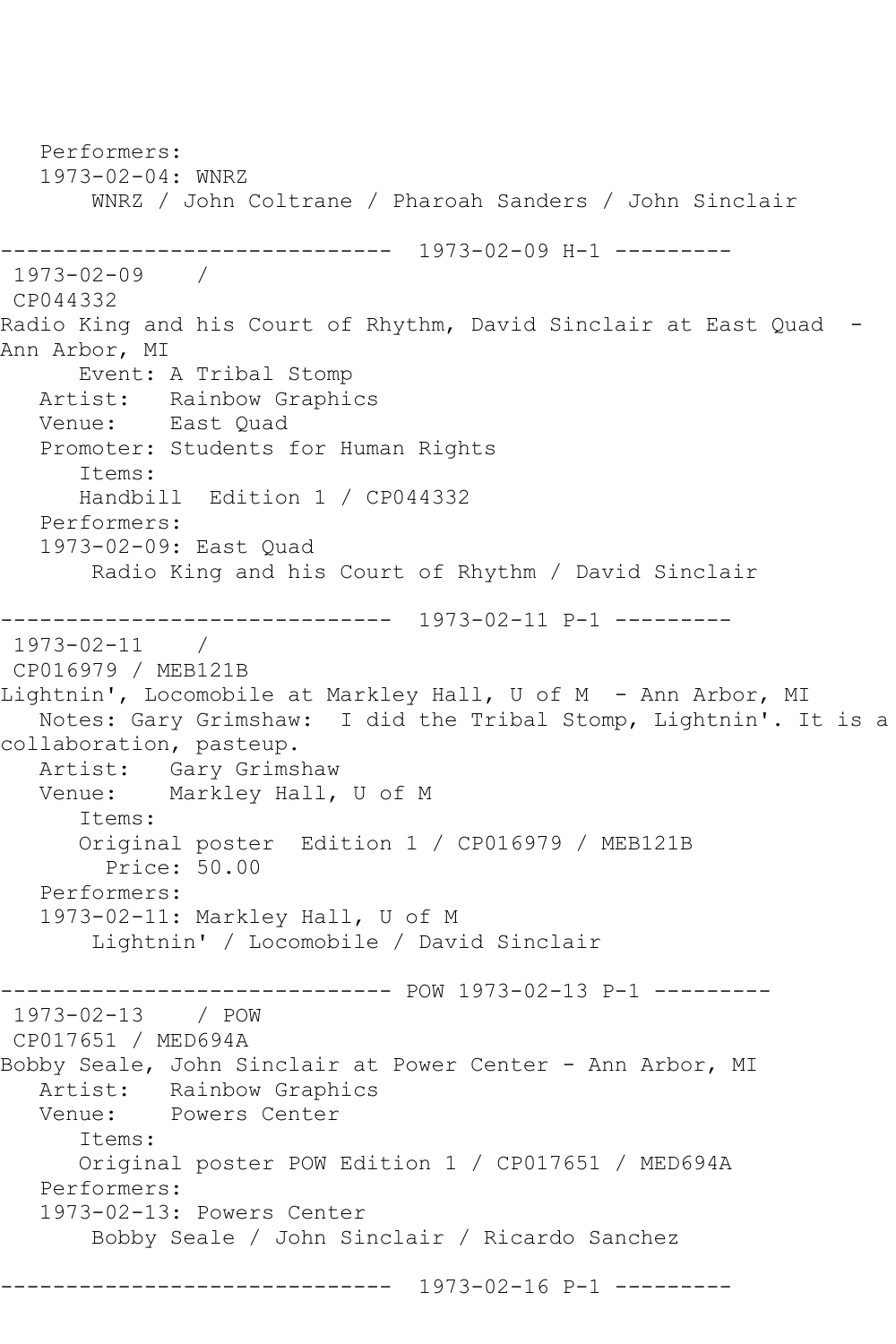```
   Performers:
   1973-02-04: WNRZ
       WNRZ / John Coltrane / Pharoah Sanders / John Sinclair

------------------------------  1973-02-09 H-1 ---------
 1973-02-09    /
 CP044332
Radio King and his Court of Rhythm, David Sinclair at East Quad  -
Ann Arbor, MI
      Event: A Tribal Stomp
   Artist:   Rainbow Graphics
   Venue:    East Quad
   Promoter: Students for Human Rights
      Items:
      Handbill  Edition 1 / CP044332
   Performers:
   1973-02-09: East Quad
       Radio King and his Court of Rhythm / David Sinclair

------------------------------  1973-02-11 P-1 ---------
 1973-02-11    /
 CP016979 / MEB121B
Lightnin', Locomobile at Markley Hall, U of M  - Ann Arbor, MI
   Notes: Gary Grimshaw:  I did the Tribal Stomp, Lightnin'. It is a
collaboration, pasteup.
   Artist:   Gary Grimshaw
   Venue:    Markley Hall, U of M
      Items:
      Original poster  Edition 1 / CP016979 / MEB121B
        Price: 50.00
   Performers:
   1973-02-11: Markley Hall, U of M
       Lightnin' / Locomobile / David Sinclair

------------------------------ POW 1973-02-13 P-1 ---------
 1973-02-13    / POW
 CP017651 / MED694A
Bobby Seale, John Sinclair at Power Center - Ann Arbor, MI
   Artist:   Rainbow Graphics
   Venue:    Powers Center
      Items:
      Original poster POW Edition 1 / CP017651 / MED694A
   Performers:
   1973-02-13: Powers Center
       Bobby Seale / John Sinclair / Ricardo Sanchez

------------------------------  1973-02-16 P-1 ---------
```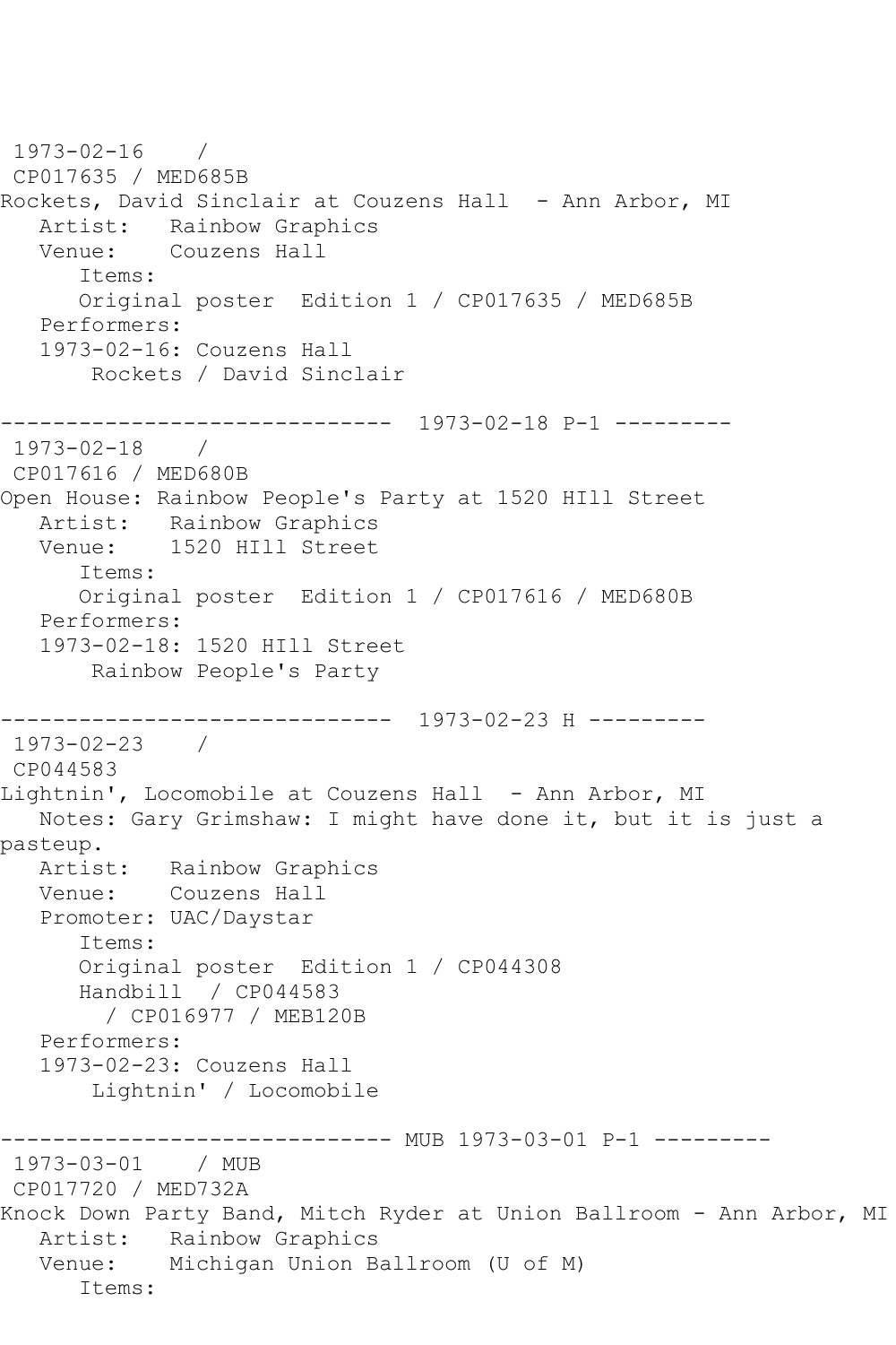```
 1973-02-16    /
 CP017635 / MED685B
Rockets, David Sinclair at Couzens Hall  - Ann Arbor, MI
   Artist:   Rainbow Graphics
   Venue:    Couzens Hall
      Items:
      Original poster  Edition 1 / CP017635 / MED685B
   Performers:
   1973-02-16: Couzens Hall
       Rockets / David Sinclair

------------------------------  1973-02-18 P-1 ---------
 1973-02-18    /
 CP017616 / MED680B
Open House: Rainbow People's Party at 1520 HIll Street
   Artist:   Rainbow Graphics
   Venue:    1520 HIll Street
      Items:
      Original poster  Edition 1 / CP017616 / MED680B
   Performers:
   1973-02-18: 1520 HIll Street
       Rainbow People's Party

------------------------------  1973-02-23 H ---------
 1973-02-23    /
 CP044583
Lightnin', Locomobile at Couzens Hall  - Ann Arbor, MI
   Notes: Gary Grimshaw: I might have done it, but it is just a
pasteup.
   Artist:   Rainbow Graphics
   Venue:    Couzens Hall
   Promoter: UAC/Daystar
      Items:
      Original poster  Edition 1 / CP044308
      Handbill  / CP044583
        / CP016977 / MEB120B
   Performers:
   1973-02-23: Couzens Hall
       Lightnin' / Locomobile

------------------------------ MUB 1973-03-01 P-1 ---------
 1973-03-01    / MUB
 CP017720 / MED732A
Knock Down Party Band, Mitch Ryder at Union Ballroom - Ann Arbor, MI
   Artist:   Rainbow Graphics
   Venue:    Michigan Union Ballroom (U of M)
      Items:
```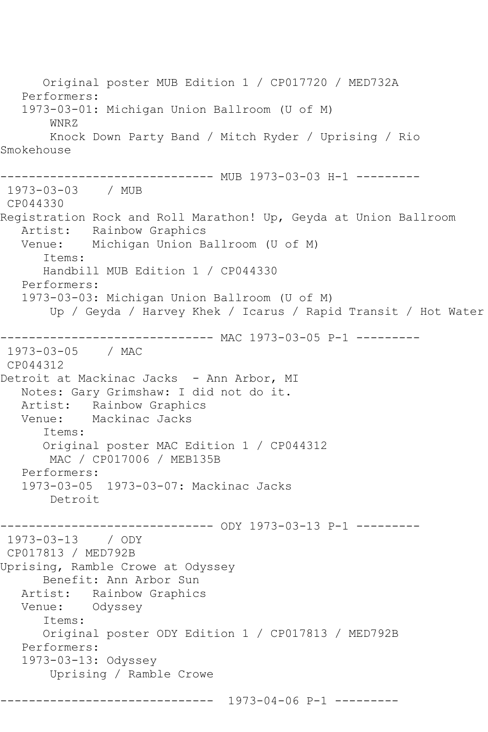Original poster MUB Edition 1 / CP017720 / MED732A
Performers:
1973-03-01: Michigan Union Ballroom (U of M)
WNRZ
Knock Down Party Band / Mitch Ryder / Uprising / Rio Smokehouse

------------------------------ MUB 1973-03-03 H-1 ---------

1973-03-03 / MUB
CP044330
Registration Rock and Roll Marathon! Up, Geyda at Union Ballroom
Artist: Rainbow Graphics
Venue: Michigan Union Ballroom (U of M)
Items:
Handbill MUB Edition 1 / CP044330
Performers:
1973-03-03: Michigan Union Ballroom (U of M)
Up / Geyda / Harvey Khek / Icarus / Rapid Transit / Hot Water

------------------------------ MAC 1973-03-05 P-1 ---------

1973-03-05 / MAC
CP044312
Detroit at Mackinac Jacks - Ann Arbor, MI
Notes: Gary Grimshaw: I did not do it.
Artist: Rainbow Graphics
Venue: Mackinac Jacks
Items:
Original poster MAC Edition 1 / CP044312
MAC / CP017006 / MEB135B
Performers:
1973-03-05 1973-03-07: Mackinac Jacks
Detroit

------------------------------ ODY 1973-03-13 P-1 ---------

1973-03-13 / ODY
CP017813 / MED792B
Uprising, Ramble Crowe at Odyssey
Benefit: Ann Arbor Sun
Artist: Rainbow Graphics
Venue: Odyssey
Items:
Original poster ODY Edition 1 / CP017813 / MED792B
Performers:
1973-03-13: Odyssey
Uprising / Ramble Crowe

------------------------------ 1973-04-06 P-1 ---------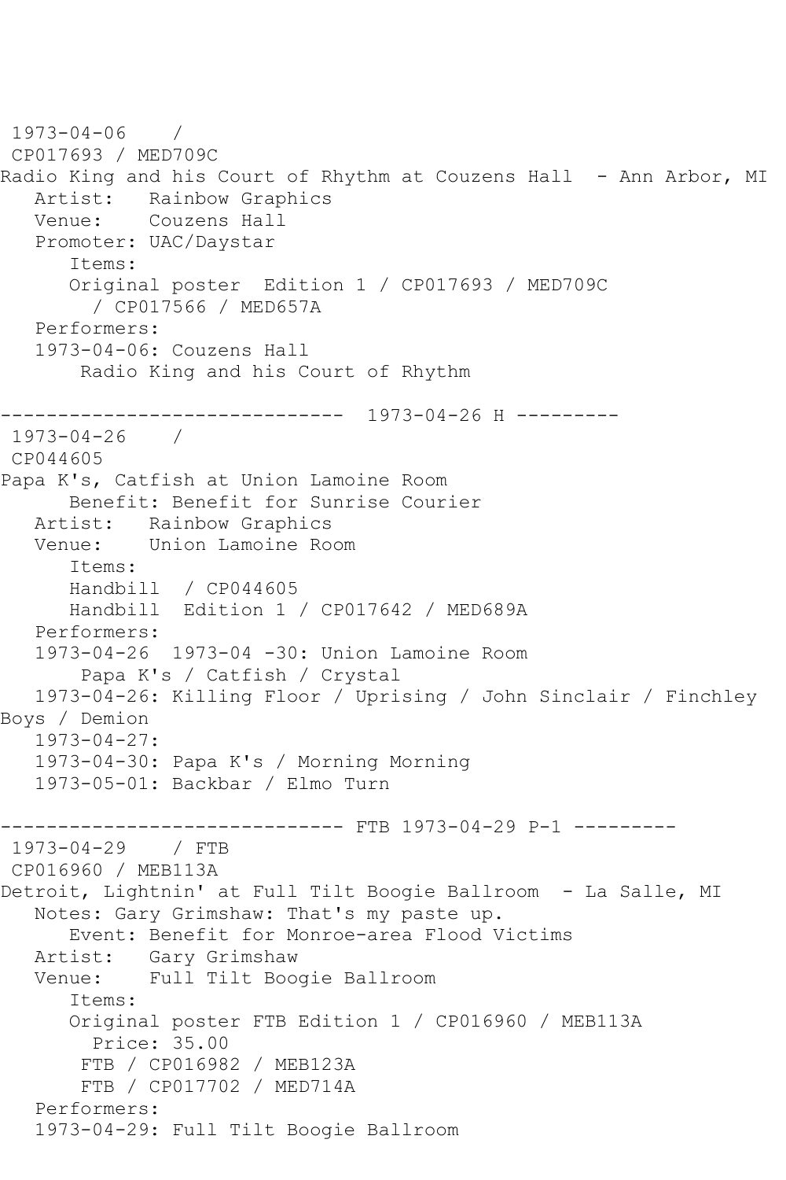```
 1973-04-06    /
 CP017693 / MED709C
Radio King and his Court of Rhythm at Couzens Hall  - Ann Arbor, MI
   Artist:   Rainbow Graphics
   Venue:    Couzens Hall
   Promoter: UAC/Daystar
      Items:
      Original poster  Edition 1 / CP017693 / MED709C
        / CP017566 / MED657A
   Performers:
   1973-04-06: Couzens Hall
       Radio King and his Court of Rhythm

------------------------------  1973-04-26 H ---------
 1973-04-26    /
 CP044605
Papa K's, Catfish at Union Lamoine Room
      Benefit: Benefit for Sunrise Courier
   Artist:   Rainbow Graphics
   Venue:    Union Lamoine Room
      Items:
      Handbill  / CP044605
      Handbill  Edition 1 / CP017642 / MED689A
   Performers:
   1973-04-26  1973-04 -30: Union Lamoine Room
       Papa K's / Catfish / Crystal
   1973-04-26: Killing Floor / Uprising / John Sinclair / Finchley
Boys / Demion
   1973-04-27:
   1973-04-30: Papa K's / Morning Morning
   1973-05-01: Backbar / Elmo Turn

------------------------------ FTB 1973-04-29 P-1 ---------
 1973-04-29    / FTB
 CP016960 / MEB113A
Detroit, Lightnin' at Full Tilt Boogie Ballroom  - La Salle, MI
   Notes: Gary Grimshaw: That's my paste up.
      Event: Benefit for Monroe-area Flood Victims
   Artist:   Gary Grimshaw
   Venue:    Full Tilt Boogie Ballroom
      Items:
      Original poster FTB Edition 1 / CP016960 / MEB113A
        Price: 35.00
       FTB / CP016982 / MEB123A
       FTB / CP017702 / MED714A
   Performers:
   1973-04-29: Full Tilt Boogie Ballroom
```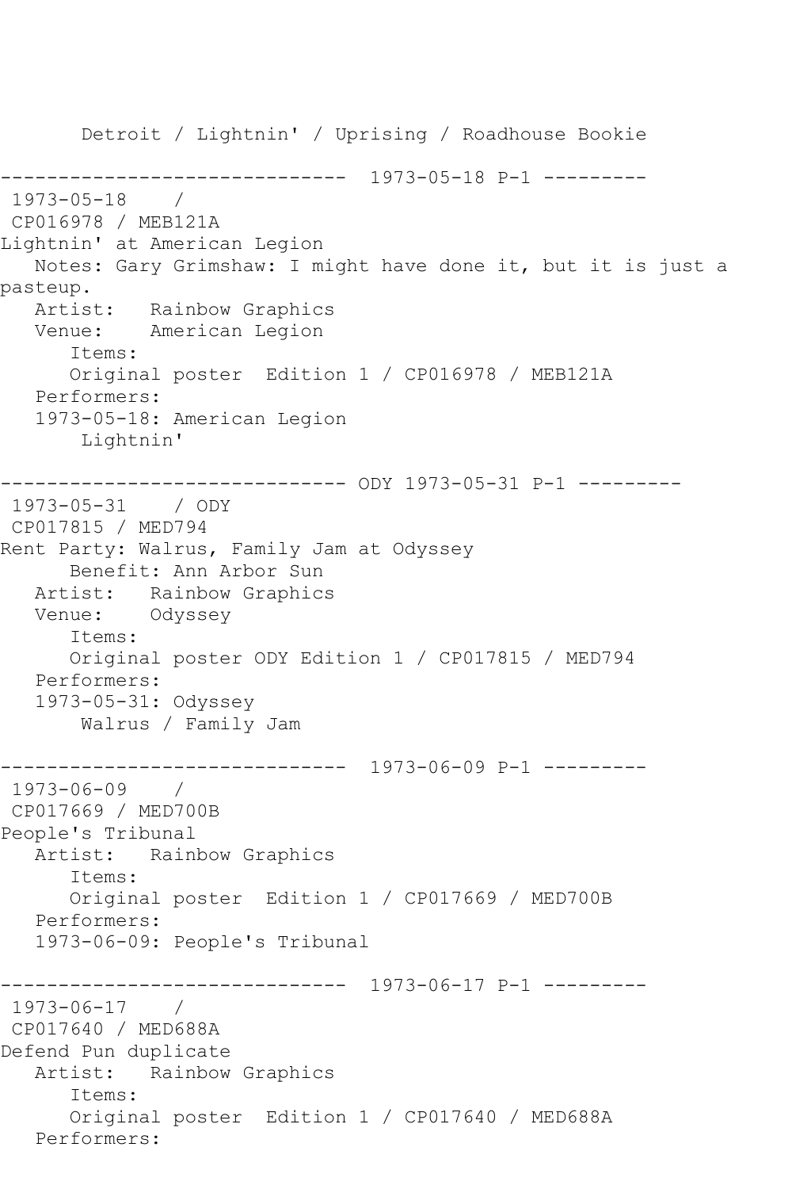```
      Detroit / Lightnin' / Uprising / Roadhouse Bookie

------------------------------  1973-05-18 P-1 ---------
 1973-05-18    / 
 CP016978 / MEB121A
Lightnin' at American Legion
   Notes: Gary Grimshaw: I might have done it, but it is just a 
pasteup.
   Artist:   Rainbow Graphics
   Venue:    American Legion
      Items:
      Original poster  Edition 1 / CP016978 / MEB121A
   Performers:
   1973-05-18: American Legion
       Lightnin'

------------------------------ ODY 1973-05-31 P-1 ---------
 1973-05-31    / ODY
 CP017815 / MED794
Rent Party: Walrus, Family Jam at Odyssey
      Benefit: Ann Arbor Sun
   Artist:   Rainbow Graphics
   Venue:    Odyssey
      Items:
      Original poster ODY Edition 1 / CP017815 / MED794
   Performers:
   1973-05-31: Odyssey
       Walrus / Family Jam

------------------------------  1973-06-09 P-1 ---------
 1973-06-09    / 
 CP017669 / MED700B
People's Tribunal
   Artist:   Rainbow Graphics
      Items:
      Original poster  Edition 1 / CP017669 / MED700B
   Performers:
   1973-06-09: People's Tribunal

------------------------------  1973-06-17 P-1 ---------
 1973-06-17    / 
 CP017640 / MED688A
Defend Pun duplicate
   Artist:   Rainbow Graphics
      Items:
      Original poster  Edition 1 / CP017640 / MED688A
   Performers:
```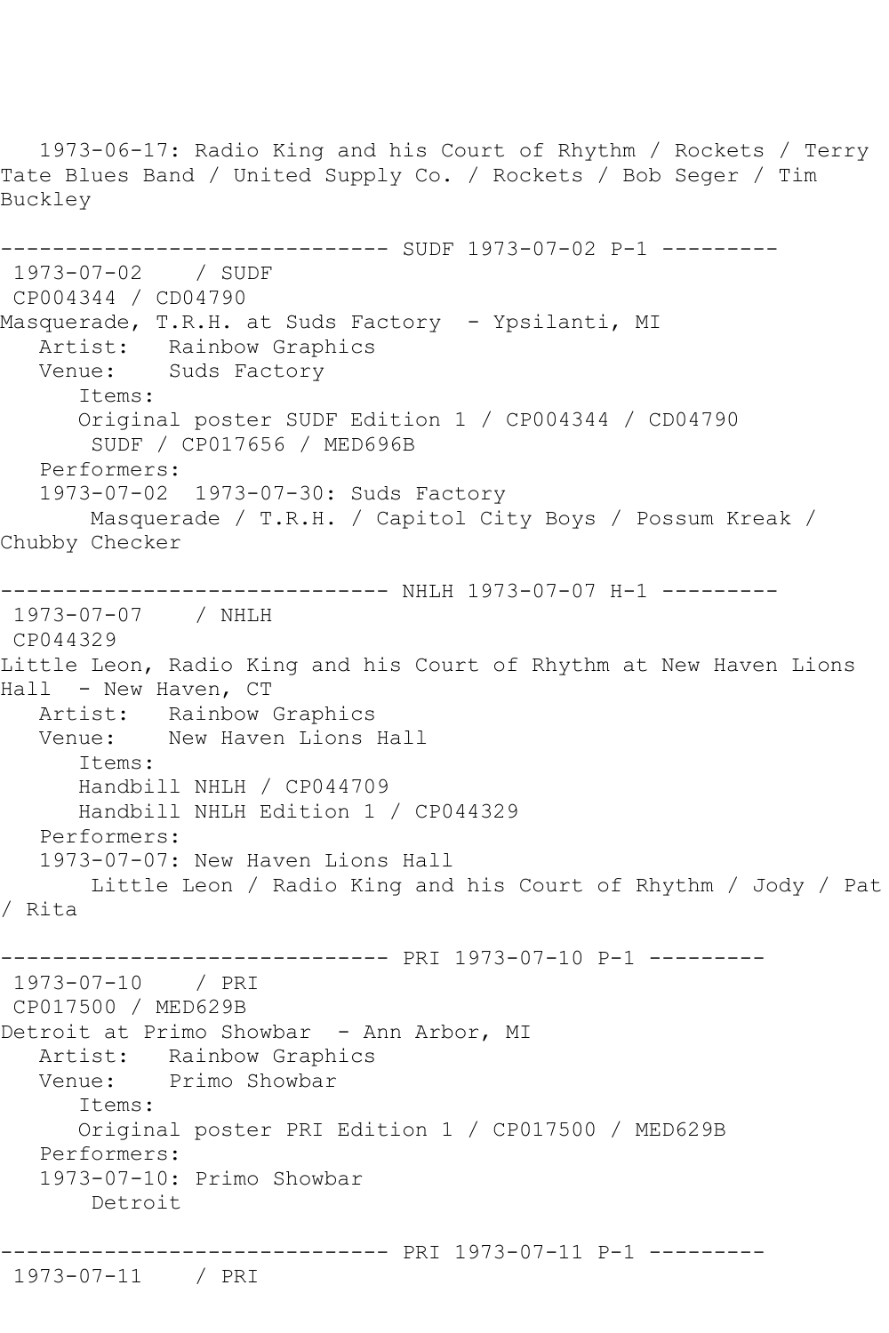1973-06-17: Radio King and his Court of Rhythm / Rockets / Terry Tate Blues Band / United Supply Co. / Rockets / Bob Seger / Tim Buckley

------------------------------ SUDF 1973-07-02 P-1 ---------

1973-07-02 / SUDF
CP004344 / CD04790
Masquerade, T.R.H. at Suds Factory - Ypsilanti, MI
Artist: Rainbow Graphics
Venue: Suds Factory
Items:
Original poster SUDF Edition 1 / CP004344 / CD04790
SUDF / CP017656 / MED696B
Performers:
1973-07-02 1973-07-30: Suds Factory
Masquerade / T.R.H. / Capitol City Boys / Possum Kreak / Chubby Checker

------------------------------ NHLH 1973-07-07 H-1 ---------

1973-07-07 / NHLH
CP044329
Little Leon, Radio King and his Court of Rhythm at New Haven Lions Hall - New Haven, CT
Artist: Rainbow Graphics
Venue: New Haven Lions Hall
Items:
Handbill NHLH / CP044709
Handbill NHLH Edition 1 / CP044329
Performers:
1973-07-07: New Haven Lions Hall
Little Leon / Radio King and his Court of Rhythm / Jody / Pat / Rita

------------------------------ PRI 1973-07-10 P-1 ---------

1973-07-10 / PRI
CP017500 / MED629B
Detroit at Primo Showbar - Ann Arbor, MI
Artist: Rainbow Graphics
Venue: Primo Showbar
Items:
Original poster PRI Edition 1 / CP017500 / MED629B
Performers:
1973-07-10: Primo Showbar
Detroit

------------------------------ PRI 1973-07-11 P-1 ---------

1973-07-11 / PRI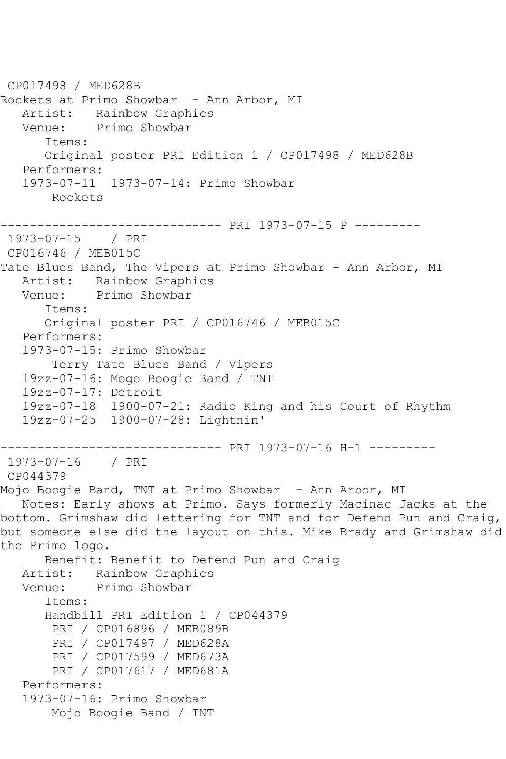CP017498 / MED628B
Rockets at Primo Showbar - Ann Arbor, MI
   Artist: Rainbow Graphics
   Venue: Primo Showbar
      Items:
      Original poster PRI Edition 1 / CP017498 / MED628B
   Performers:
   1973-07-11 1973-07-14: Primo Showbar
       Rockets

------------------------------ PRI 1973-07-15 P ---------
1973-07-15 / PRI
CP016746 / MEB015C
Tate Blues Band, The Vipers at Primo Showbar - Ann Arbor, MI
   Artist: Rainbow Graphics
   Venue: Primo Showbar
      Items:
      Original poster PRI / CP016746 / MEB015C
   Performers:
   1973-07-15: Primo Showbar
       Terry Tate Blues Band / Vipers
   19zz-07-16: Mogo Boogie Band / TNT
   19zz-07-17: Detroit
   19zz-07-18 1900-07-21: Radio King and his Court of Rhythm
   19zz-07-25 1900-07-28: Lightnin'

------------------------------ PRI 1973-07-16 H-1 ---------
1973-07-16 / PRI
CP044379
Mojo Boogie Band, TNT at Primo Showbar - Ann Arbor, MI
   Notes: Early shows at Primo. Says formerly Macinac Jacks at the bottom. Grimshaw did lettering for TNT and for Defend Pun and Craig, but someone else did the layout on this. Mike Brady and Grimshaw did the Primo logo.
      Benefit: Benefit to Defend Pun and Craig
   Artist: Rainbow Graphics
   Venue: Primo Showbar
      Items:
      Handbill PRI Edition 1 / CP044379
       PRI / CP016896 / MEB089B
       PRI / CP017497 / MED628A
       PRI / CP017599 / MED673A
       PRI / CP017617 / MED681A
   Performers:
   1973-07-16: Primo Showbar
       Mojo Boogie Band / TNT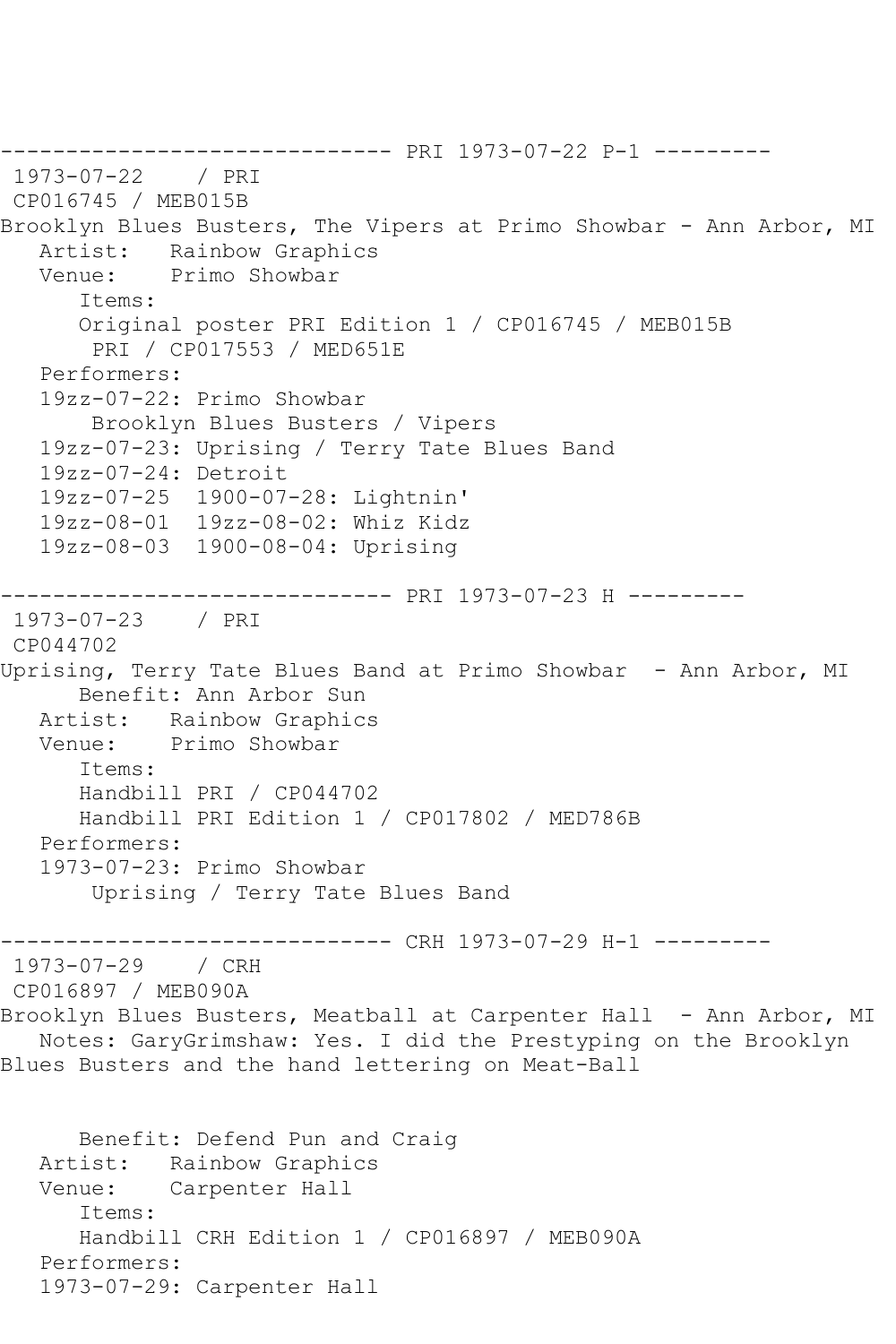------------------------------ PRI 1973-07-22 P-1 ---------

1973-07-22 / PRI
CP016745 / MEB015B
Brooklyn Blues Busters, The Vipers at Primo Showbar - Ann Arbor, MI
Artist: Rainbow Graphics
Venue: Primo Showbar
Items:
Original poster PRI Edition 1 / CP016745 / MEB015B
PRI / CP017553 / MED651E
Performers:
19zz-07-22: Primo Showbar
Brooklyn Blues Busters / Vipers
19zz-07-23: Uprising / Terry Tate Blues Band
19zz-07-24: Detroit
19zz-07-25 1900-07-28: Lightnin'
19zz-08-01 19zz-08-02: Whiz Kidz
19zz-08-03 1900-08-04: Uprising

------------------------------ PRI 1973-07-23 H ---------

1973-07-23 / PRI
CP044702
Uprising, Terry Tate Blues Band at Primo Showbar - Ann Arbor, MI
Benefit: Ann Arbor Sun
Artist: Rainbow Graphics
Venue: Primo Showbar
Items:
Handbill PRI / CP044702
Handbill PRI Edition 1 / CP017802 / MED786B
Performers:
1973-07-23: Primo Showbar
Uprising / Terry Tate Blues Band

------------------------------ CRH 1973-07-29 H-1 ---------

1973-07-29 / CRH
CP016897 / MEB090A
Brooklyn Blues Busters, Meatball at Carpenter Hall - Ann Arbor, MI
Notes: GaryGrimshaw: Yes. I did the Prestyping on the Brooklyn Blues Busters and the hand lettering on Meat-Ball

Benefit: Defend Pun and Craig
Artist: Rainbow Graphics
Venue: Carpenter Hall
Items:
Handbill CRH Edition 1 / CP016897 / MEB090A
Performers:
1973-07-29: Carpenter Hall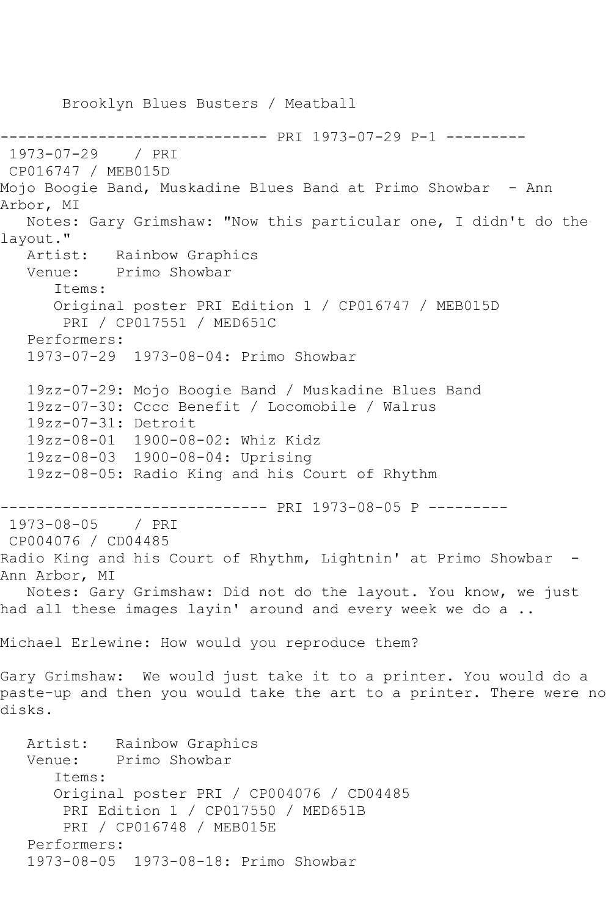Brooklyn Blues Busters / Meatball

------------------------------ PRI 1973-07-29 P-1 ---------

1973-07-29 / PRI
CP016747 / MEB015D
Mojo Boogie Band, Muskadine Blues Band at Primo Showbar - Ann Arbor, MI

Notes: Gary Grimshaw: "Now this particular one, I didn't do the layout."

Artist: Rainbow Graphics
Venue: Primo Showbar
Items:
Original poster PRI Edition 1 / CP016747 / MEB015D
PRI / CP017551 / MED651C
Performers:
1973-07-29 1973-08-04: Primo Showbar

19zz-07-29: Mojo Boogie Band / Muskadine Blues Band
19zz-07-30: Cccc Benefit / Locomobile / Walrus
19zz-07-31: Detroit
19zz-08-01 1900-08-02: Whiz Kidz
19zz-08-03 1900-08-04: Uprising
19zz-08-05: Radio King and his Court of Rhythm

------------------------------ PRI 1973-08-05 P ---------

1973-08-05 / PRI
CP004076 / CD04485
Radio King and his Court of Rhythm, Lightnin' at Primo Showbar - Ann Arbor, MI

Notes: Gary Grimshaw: Did not do the layout. You know, we just had all these images layin' around and every week we do a ..

Michael Erlewine: How would you reproduce them?

Gary Grimshaw: We would just take it to a printer. You would do a paste-up and then you would take the art to a printer. There were no disks.

Artist: Rainbow Graphics
Venue: Primo Showbar
Items:
Original poster PRI / CP004076 / CD04485
PRI Edition 1 / CP017550 / MED651B
PRI / CP016748 / MEB015E
Performers:
1973-08-05 1973-08-18: Primo Showbar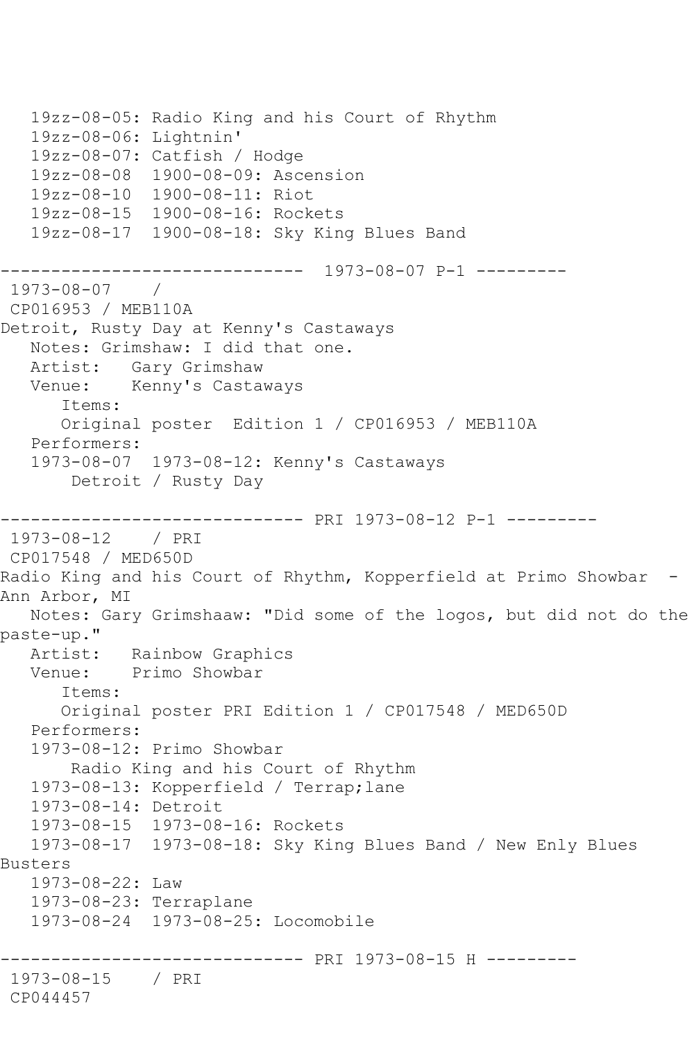```
   19zz-08-05: Radio King and his Court of Rhythm
   19zz-08-06: Lightnin'
   19zz-08-07: Catfish / Hodge
   19zz-08-08  1900-08-09: Ascension
   19zz-08-10  1900-08-11: Riot
   19zz-08-15  1900-08-16: Rockets
   19zz-08-17  1900-08-18: Sky King Blues Band

------------------------------  1973-08-07 P-1 ---------
 1973-08-07    /
 CP016953 / MEB110A
Detroit, Rusty Day at Kenny's Castaways
   Notes: Grimshaw: I did that one.
   Artist:   Gary Grimshaw
   Venue:    Kenny's Castaways
      Items:
      Original poster  Edition 1 / CP016953 / MEB110A
   Performers:
   1973-08-07  1973-08-12: Kenny's Castaways
       Detroit / Rusty Day

------------------------------ PRI 1973-08-12 P-1 ---------
 1973-08-12    / PRI
 CP017548 / MED650D
Radio King and his Court of Rhythm, Kopperfield at Primo Showbar  - 
Ann Arbor, MI
   Notes: Gary Grimshaaw: "Did some of the logos, but did not do the 
paste-up."
   Artist:   Rainbow Graphics
   Venue:    Primo Showbar
      Items:
      Original poster PRI Edition 1 / CP017548 / MED650D
   Performers:
   1973-08-12: Primo Showbar
       Radio King and his Court of Rhythm
   1973-08-13: Kopperfield / Terrap;lane
   1973-08-14: Detroit
   1973-08-15  1973-08-16: Rockets
   1973-08-17  1973-08-18: Sky King Blues Band / New Enly Blues 
Busters
   1973-08-22: Law
   1973-08-23: Terraplane
   1973-08-24  1973-08-25: Locomobile

------------------------------ PRI 1973-08-15 H ---------
 1973-08-15    / PRI
 CP044457
```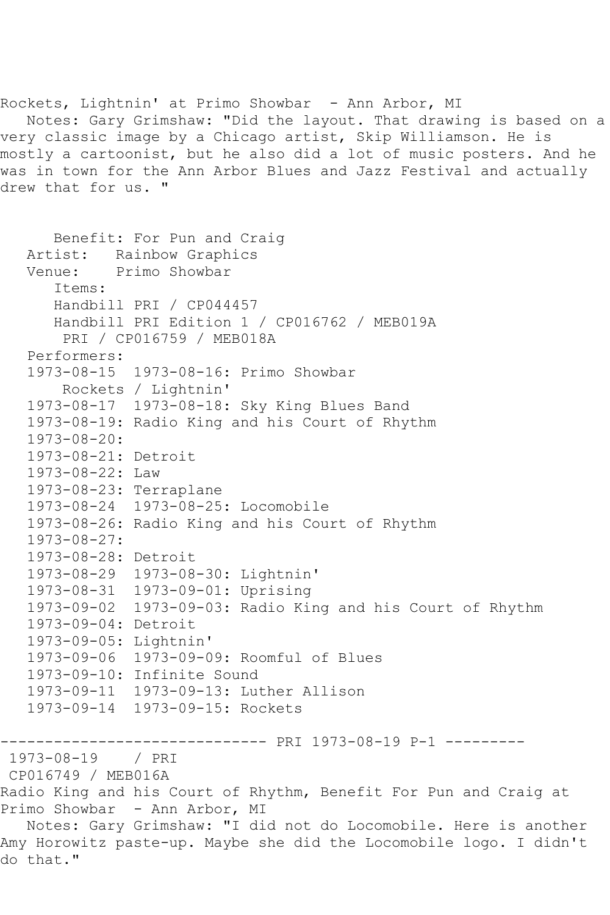Rockets, Lightnin' at Primo Showbar - Ann Arbor, MI
Notes: Gary Grimshaw: "Did the layout. That drawing is based on a very classic image by a Chicago artist, Skip Williamson. He is mostly a cartoonist, but he also did a lot of music posters. And he was in town for the Ann Arbor Blues and Jazz Festival and actually drew that for us. "

Benefit: For Pun and Craig
Artist: Rainbow Graphics
Venue: Primo Showbar
Items:
Handbill PRI / CP044457
Handbill PRI Edition 1 / CP016762 / MEB019A
PRI / CP016759 / MEB018A
Performers:
1973-08-15 1973-08-16: Primo Showbar
Rockets / Lightnin'
1973-08-17 1973-08-18: Sky King Blues Band
1973-08-19: Radio King and his Court of Rhythm
1973-08-20:
1973-08-21: Detroit
1973-08-22: Law
1973-08-23: Terraplane
1973-08-24 1973-08-25: Locomobile
1973-08-26: Radio King and his Court of Rhythm
1973-08-27:
1973-08-28: Detroit
1973-08-29 1973-08-30: Lightnin'
1973-08-31 1973-09-01: Uprising
1973-09-02 1973-09-03: Radio King and his Court of Rhythm
1973-09-04: Detroit
1973-09-05: Lightnin'
1973-09-06 1973-09-09: Roomful of Blues
1973-09-10: Infinite Sound
1973-09-11 1973-09-13: Luther Allison
1973-09-14 1973-09-15: Rockets

------------------------------ PRI 1973-08-19 P-1 ---------

1973-08-19 / PRI
CP016749 / MEB016A
Radio King and his Court of Rhythm, Benefit For Pun and Craig at Primo Showbar - Ann Arbor, MI
Notes: Gary Grimshaw: "I did not do Locomobile. Here is another Amy Horowitz paste-up. Maybe she did the Locomobile logo. I didn't do that."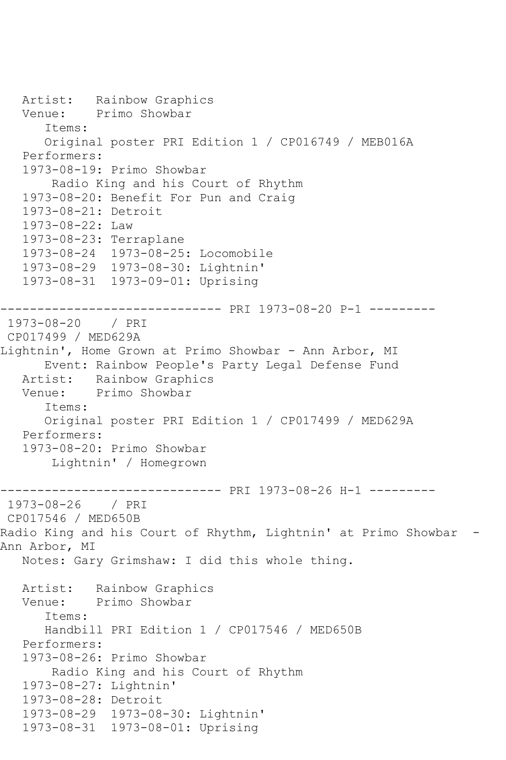Artist: Rainbow Graphics
Venue: Primo Showbar
Items:
Original poster PRI Edition 1 / CP016749 / MEB016A
Performers:
1973-08-19: Primo Showbar
Radio King and his Court of Rhythm
1973-08-20: Benefit For Pun and Craig
1973-08-21: Detroit
1973-08-22: Law
1973-08-23: Terraplane
1973-08-24 1973-08-25: Locomobile
1973-08-29 1973-08-30: Lightnin'
1973-08-31 1973-09-01: Uprising

------------------------------ PRI 1973-08-20 P-1 ---------

1973-08-20 / PRI
CP017499 / MED629A
Lightnin', Home Grown at Primo Showbar - Ann Arbor, MI
Event: Rainbow People's Party Legal Defense Fund
Artist: Rainbow Graphics
Venue: Primo Showbar
Items:
Original poster PRI Edition 1 / CP017499 / MED629A
Performers:
1973-08-20: Primo Showbar
Lightnin' / Homegrown

------------------------------ PRI 1973-08-26 H-1 ---------

1973-08-26 / PRI
CP017546 / MED650B
Radio King and his Court of Rhythm, Lightnin' at Primo Showbar - Ann Arbor, MI
Notes: Gary Grimshaw: I did this whole thing.

Artist: Rainbow Graphics
Venue: Primo Showbar
Items:
Handbill PRI Edition 1 / CP017546 / MED650B
Performers:
1973-08-26: Primo Showbar
Radio King and his Court of Rhythm
1973-08-27: Lightnin'
1973-08-28: Detroit
1973-08-29 1973-08-30: Lightnin'
1973-08-31 1973-08-01: Uprising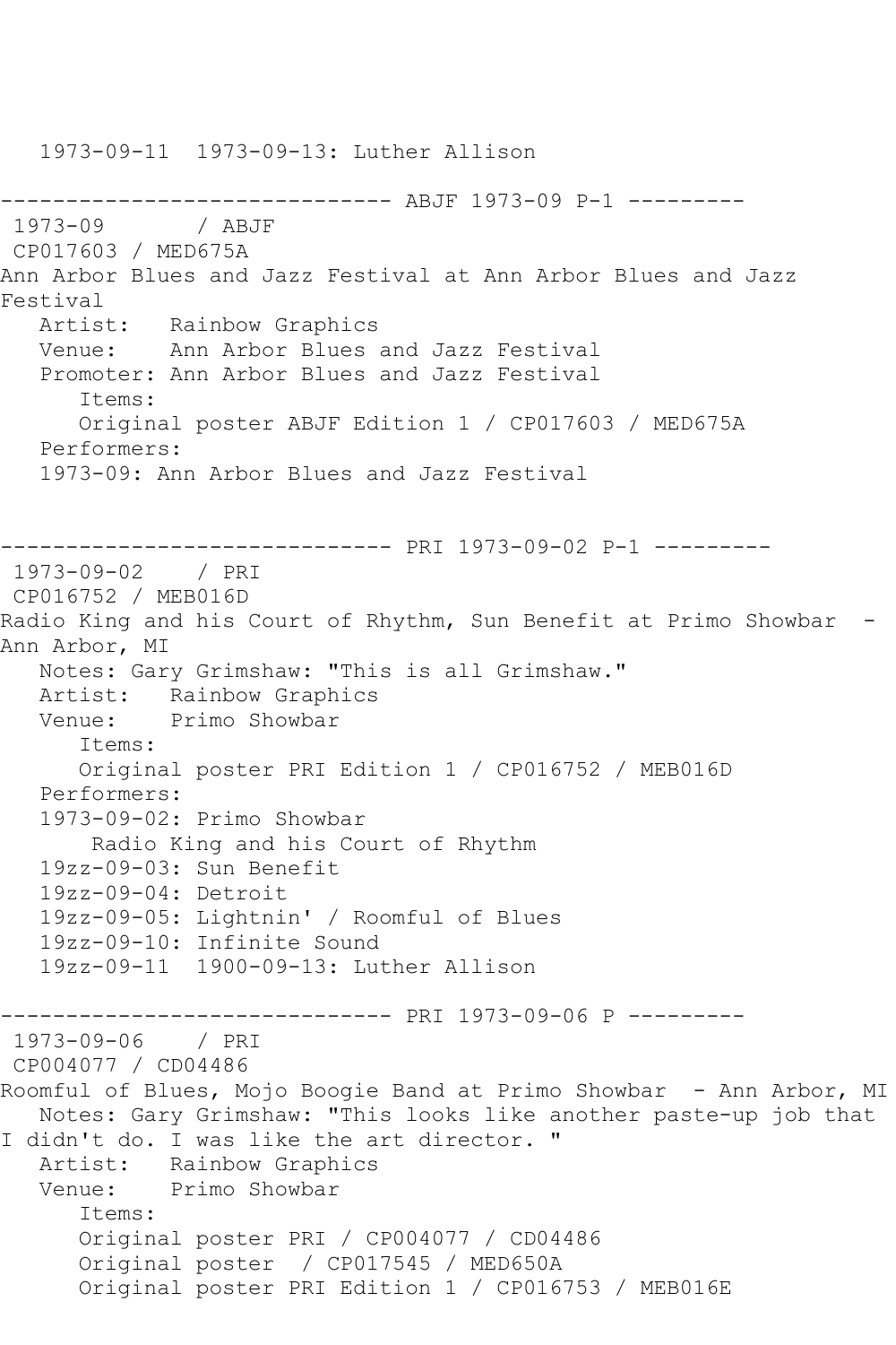```
   1973-09-11  1973-09-13: Luther Allison

------------------------------ ABJF 1973-09 P-1 ---------
 1973-09       / ABJF
 CP017603 / MED675A
Ann Arbor Blues and Jazz Festival at Ann Arbor Blues and Jazz 
Festival
   Artist:   Rainbow Graphics
   Venue:    Ann Arbor Blues and Jazz Festival
   Promoter: Ann Arbor Blues and Jazz Festival
      Items:
      Original poster ABJF Edition 1 / CP017603 / MED675A
   Performers:
   1973-09: Ann Arbor Blues and Jazz Festival


------------------------------ PRI 1973-09-02 P-1 ---------
 1973-09-02    / PRI
 CP016752 / MEB016D
Radio King and his Court of Rhythm, Sun Benefit at Primo Showbar  - 
Ann Arbor, MI
   Notes: Gary Grimshaw: "This is all Grimshaw."
   Artist:   Rainbow Graphics
   Venue:    Primo Showbar
      Items:
      Original poster PRI Edition 1 / CP016752 / MEB016D
   Performers:
   1973-09-02: Primo Showbar
       Radio King and his Court of Rhythm
   19zz-09-03: Sun Benefit
   19zz-09-04: Detroit
   19zz-09-05: Lightnin' / Roomful of Blues
   19zz-09-10: Infinite Sound
   19zz-09-11  1900-09-13: Luther Allison

------------------------------ PRI 1973-09-06 P ---------
 1973-09-06    / PRI
 CP004077 / CD04486
Roomful of Blues, Mojo Boogie Band at Primo Showbar  - Ann Arbor, MI
   Notes: Gary Grimshaw: "This looks like another paste-up job that 
I didn't do. I was like the art director. "
   Artist:   Rainbow Graphics
   Venue:    Primo Showbar
      Items:
      Original poster PRI / CP004077 / CD04486
      Original poster  / CP017545 / MED650A
      Original poster PRI Edition 1 / CP016753 / MEB016E
```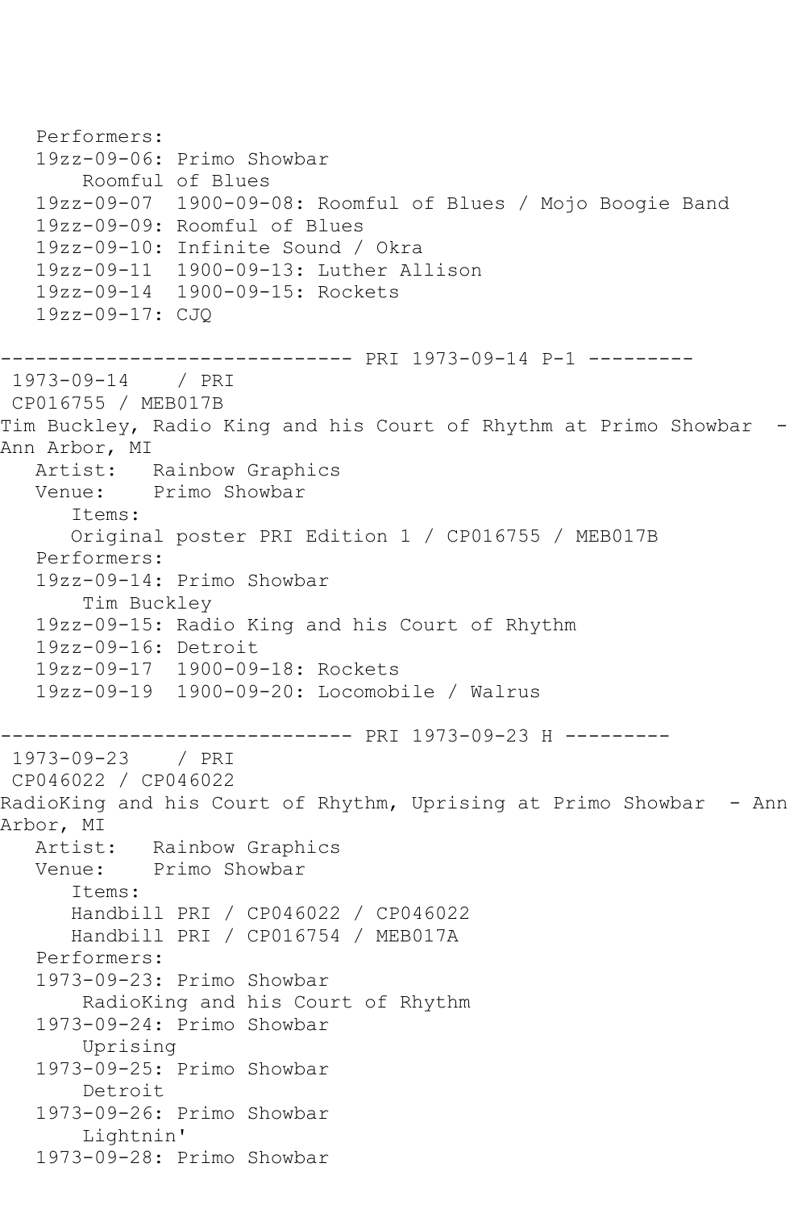```
   Performers:
   19zz-09-06: Primo Showbar
       Roomful of Blues
   19zz-09-07  1900-09-08: Roomful of Blues / Mojo Boogie Band
   19zz-09-09: Roomful of Blues
   19zz-09-10: Infinite Sound / Okra
   19zz-09-11  1900-09-13: Luther Allison
   19zz-09-14  1900-09-15: Rockets
   19zz-09-17: CJQ

------------------------------ PRI 1973-09-14 P-1 ---------
 1973-09-14    / PRI
 CP016755 / MEB017B
Tim Buckley, Radio King and his Court of Rhythm at Primo Showbar  -
Ann Arbor, MI
   Artist:   Rainbow Graphics
   Venue:    Primo Showbar
      Items:
      Original poster PRI Edition 1 / CP016755 / MEB017B
   Performers:
   19zz-09-14: Primo Showbar
       Tim Buckley
   19zz-09-15: Radio King and his Court of Rhythm
   19zz-09-16: Detroit
   19zz-09-17  1900-09-18: Rockets
   19zz-09-19  1900-09-20: Locomobile / Walrus

------------------------------ PRI 1973-09-23 H ---------
 1973-09-23    / PRI
 CP046022 / CP046022
RadioKing and his Court of Rhythm, Uprising at Primo Showbar  - Ann
Arbor, MI
   Artist:   Rainbow Graphics
   Venue:    Primo Showbar
      Items:
      Handbill PRI / CP046022 / CP046022
      Handbill PRI / CP016754 / MEB017A
   Performers:
   1973-09-23: Primo Showbar
       RadioKing and his Court of Rhythm
   1973-09-24: Primo Showbar
       Uprising
   1973-09-25: Primo Showbar
       Detroit
   1973-09-26: Primo Showbar
       Lightnin'
   1973-09-28: Primo Showbar
```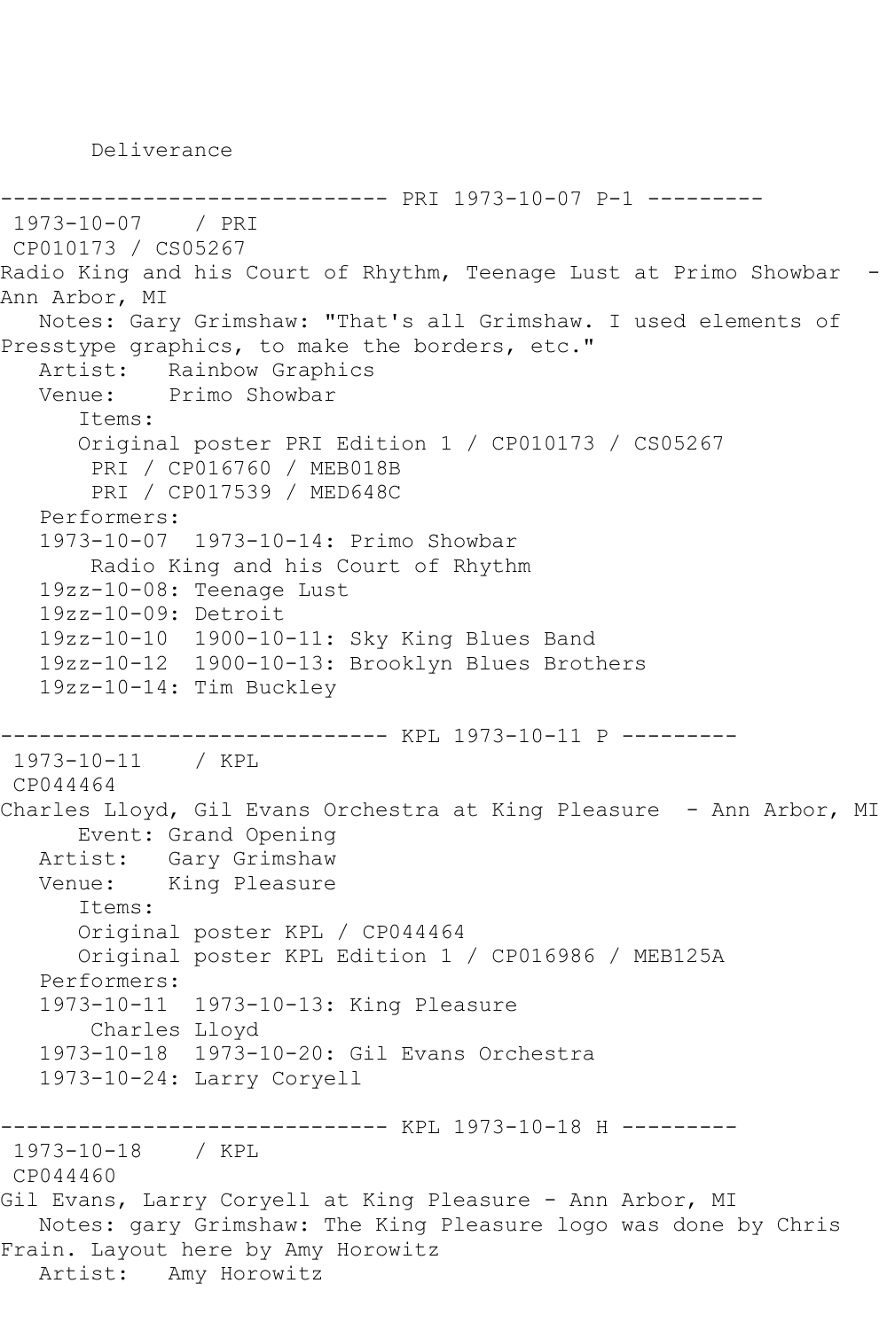Deliverance

```
------------------------------ PRI 1973-10-07 P-1 ---------
 1973-10-07    / PRI
 CP010173 / CS05267
Radio King and his Court of Rhythm, Teenage Lust at Primo Showbar  - 
Ann Arbor, MI
   Notes: Gary Grimshaw: "That's all Grimshaw. I used elements of 
Presstype graphics, to make the borders, etc."
   Artist:   Rainbow Graphics
   Venue:    Primo Showbar
      Items:
      Original poster PRI Edition 1 / CP010173 / CS05267
       PRI / CP016760 / MEB018B
       PRI / CP017539 / MED648C
   Performers:
   1973-10-07  1973-10-14: Primo Showbar
       Radio King and his Court of Rhythm
   19zz-10-08: Teenage Lust
   19zz-10-09: Detroit
   19zz-10-10  1900-10-11: Sky King Blues Band
   19zz-10-12  1900-10-13: Brooklyn Blues Brothers
   19zz-10-14: Tim Buckley

------------------------------ KPL 1973-10-11 P ---------
 1973-10-11    / KPL
 CP044464
Charles Lloyd, Gil Evans Orchestra at King Pleasure  - Ann Arbor, MI
      Event: Grand Opening
   Artist:   Gary Grimshaw
   Venue:    King Pleasure
      Items:
      Original poster KPL / CP044464
      Original poster KPL Edition 1 / CP016986 / MEB125A
   Performers:
   1973-10-11  1973-10-13: King Pleasure
       Charles Lloyd
   1973-10-18  1973-10-20: Gil Evans Orchestra
   1973-10-24: Larry Coryell

------------------------------ KPL 1973-10-18 H ---------
 1973-10-18    / KPL
 CP044460
Gil Evans, Larry Coryell at King Pleasure - Ann Arbor, MI
   Notes: gary Grimshaw: The King Pleasure logo was done by Chris 
Frain. Layout here by Amy Horowitz
   Artist:   Amy Horowitz
```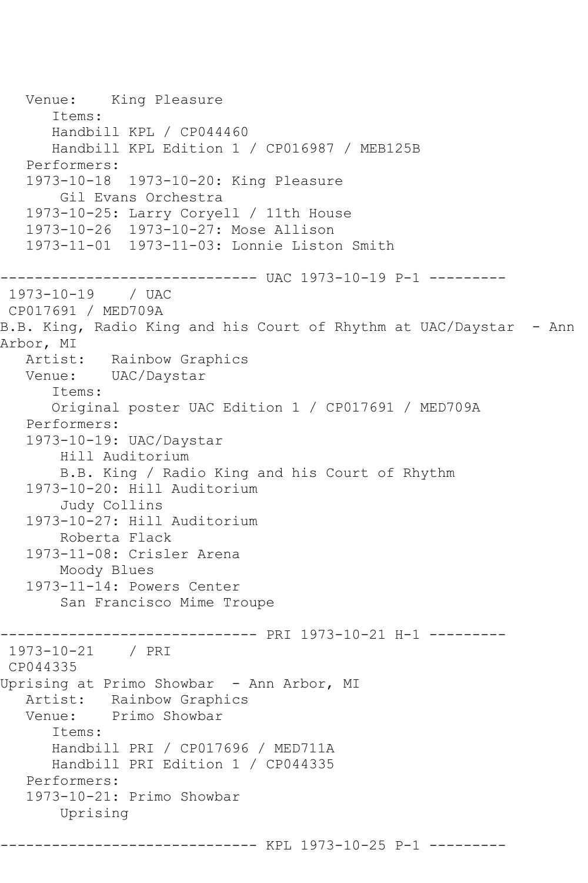```
   Venue:    King Pleasure
      Items:
      Handbill KPL / CP044460
      Handbill KPL Edition 1 / CP016987 / MEB125B
   Performers:
   1973-10-18  1973-10-20: King Pleasure
       Gil Evans Orchestra
   1973-10-25: Larry Coryell / 11th House
   1973-10-26  1973-10-27: Mose Allison
   1973-11-01  1973-11-03: Lonnie Liston Smith

------------------------------ UAC 1973-10-19 P-1 ---------
 1973-10-19    / UAC
 CP017691 / MED709A
B.B. King, Radio King and his Court of Rhythm at UAC/Daystar  - Ann
Arbor, MI
   Artist:   Rainbow Graphics
   Venue:    UAC/Daystar
      Items:
      Original poster UAC Edition 1 / CP017691 / MED709A
   Performers:
   1973-10-19: UAC/Daystar
       Hill Auditorium
       B.B. King / Radio King and his Court of Rhythm
   1973-10-20: Hill Auditorium
       Judy Collins
   1973-10-27: Hill Auditorium
       Roberta Flack
   1973-11-08: Crisler Arena
       Moody Blues
   1973-11-14: Powers Center
       San Francisco Mime Troupe

------------------------------ PRI 1973-10-21 H-1 ---------
 1973-10-21    / PRI
 CP044335
Uprising at Primo Showbar  - Ann Arbor, MI
   Artist:   Rainbow Graphics
   Venue:    Primo Showbar
      Items:
      Handbill PRI / CP017696 / MED711A
      Handbill PRI Edition 1 / CP044335
   Performers:
   1973-10-21: Primo Showbar
       Uprising

------------------------------ KPL 1973-10-25 P-1 ---------
```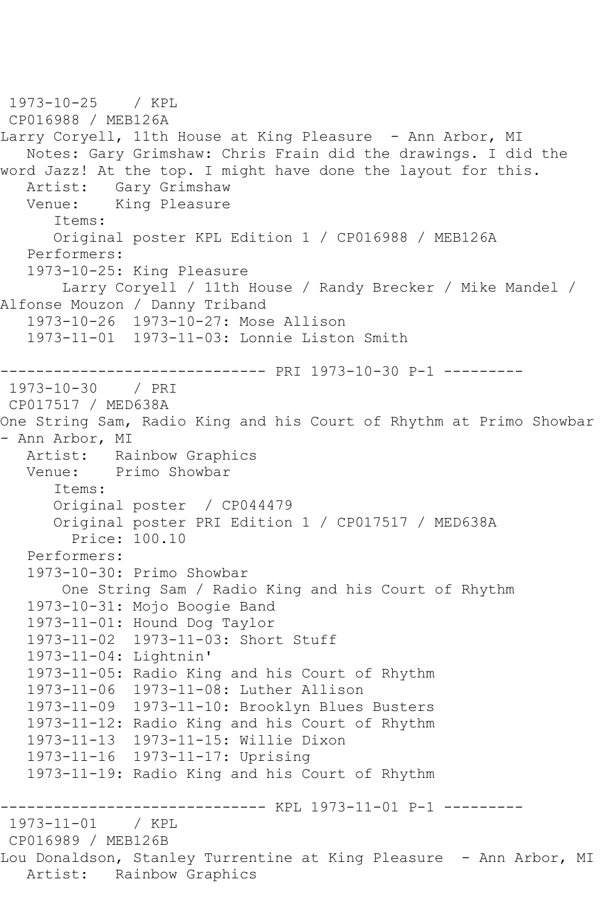1973-10-25 / KPL
CP016988 / MEB126A
Larry Coryell, 11th House at King Pleasure - Ann Arbor, MI
Notes: Gary Grimshaw: Chris Frain did the drawings. I did the word Jazz! At the top. I might have done the layout for this.
Artist: Gary Grimshaw
Venue: King Pleasure
Items:
Original poster KPL Edition 1 / CP016988 / MEB126A
Performers:
1973-10-25: King Pleasure
Larry Coryell / 11th House / Randy Brecker / Mike Mandel / Alfonse Mouzon / Danny Triband
1973-10-26 1973-10-27: Mose Allison
1973-11-01 1973-11-03: Lonnie Liston Smith

------------------------------ PRI 1973-10-30 P-1 ---------
1973-10-30 / PRI
CP017517 / MED638A
One String Sam, Radio King and his Court of Rhythm at Primo Showbar - Ann Arbor, MI
Artist: Rainbow Graphics
Venue: Primo Showbar
Items:
Original poster / CP044479
Original poster PRI Edition 1 / CP017517 / MED638A
Price: 100.10
Performers:
1973-10-30: Primo Showbar
One String Sam / Radio King and his Court of Rhythm
1973-10-31: Mojo Boogie Band
1973-11-01: Hound Dog Taylor
1973-11-02 1973-11-03: Short Stuff
1973-11-04: Lightnin'
1973-11-05: Radio King and his Court of Rhythm
1973-11-06 1973-11-08: Luther Allison
1973-11-09 1973-11-10: Brooklyn Blues Busters
1973-11-12: Radio King and his Court of Rhythm
1973-11-13 1973-11-15: Willie Dixon
1973-11-16 1973-11-17: Uprising
1973-11-19: Radio King and his Court of Rhythm

------------------------------ KPL 1973-11-01 P-1 ---------
1973-11-01 / KPL
CP016989 / MEB126B
Lou Donaldson, Stanley Turrentine at King Pleasure - Ann Arbor, MI
Artist: Rainbow Graphics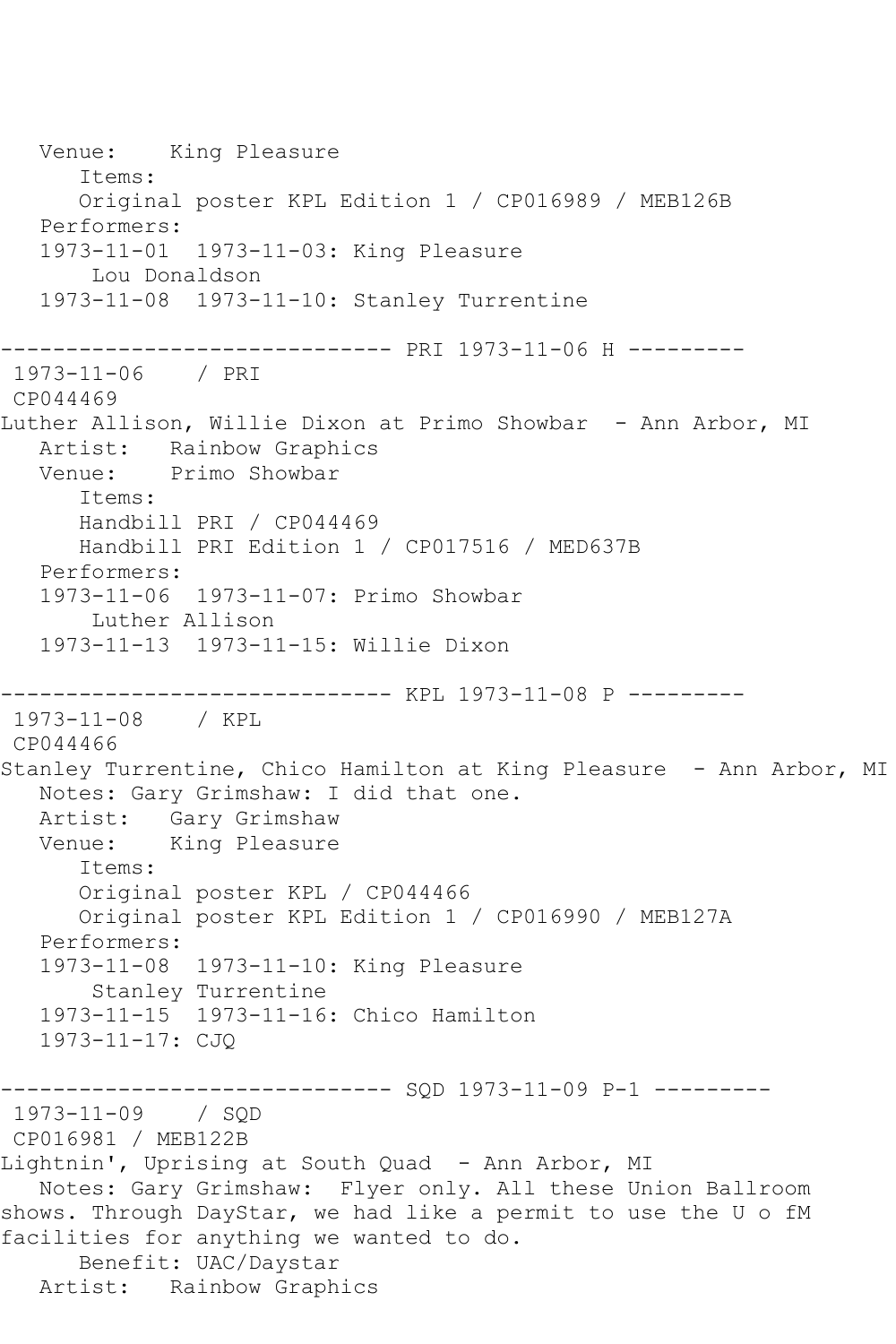```
   Venue:    King Pleasure
      Items:
      Original poster KPL Edition 1 / CP016989 / MEB126B
   Performers:
   1973-11-01  1973-11-03: King Pleasure
       Lou Donaldson
   1973-11-08  1973-11-10: Stanley Turrentine

------------------------------ PRI 1973-11-06 H ---------
 1973-11-06    / PRI
 CP044469
Luther Allison, Willie Dixon at Primo Showbar  - Ann Arbor, MI
   Artist:   Rainbow Graphics
   Venue:    Primo Showbar
      Items:
      Handbill PRI / CP044469
      Handbill PRI Edition 1 / CP017516 / MED637B
   Performers:
   1973-11-06  1973-11-07: Primo Showbar
       Luther Allison
   1973-11-13  1973-11-15: Willie Dixon

------------------------------ KPL 1973-11-08 P ---------
 1973-11-08    / KPL
 CP044466
Stanley Turrentine, Chico Hamilton at King Pleasure  - Ann Arbor, MI
   Notes: Gary Grimshaw: I did that one.
   Artist:   Gary Grimshaw
   Venue:    King Pleasure
      Items:
      Original poster KPL / CP044466
      Original poster KPL Edition 1 / CP016990 / MEB127A
   Performers:
   1973-11-08  1973-11-10: King Pleasure
       Stanley Turrentine
   1973-11-15  1973-11-16: Chico Hamilton
   1973-11-17: CJQ

------------------------------ SQD 1973-11-09 P-1 ---------
 1973-11-09    / SQD
 CP016981 / MEB122B
Lightnin', Uprising at South Quad  - Ann Arbor, MI
   Notes: Gary Grimshaw:  Flyer only. All these Union Ballroom
shows. Through DayStar, we had like a permit to use the U o fM
facilities for anything we wanted to do.
      Benefit: UAC/Daystar
   Artist:   Rainbow Graphics
```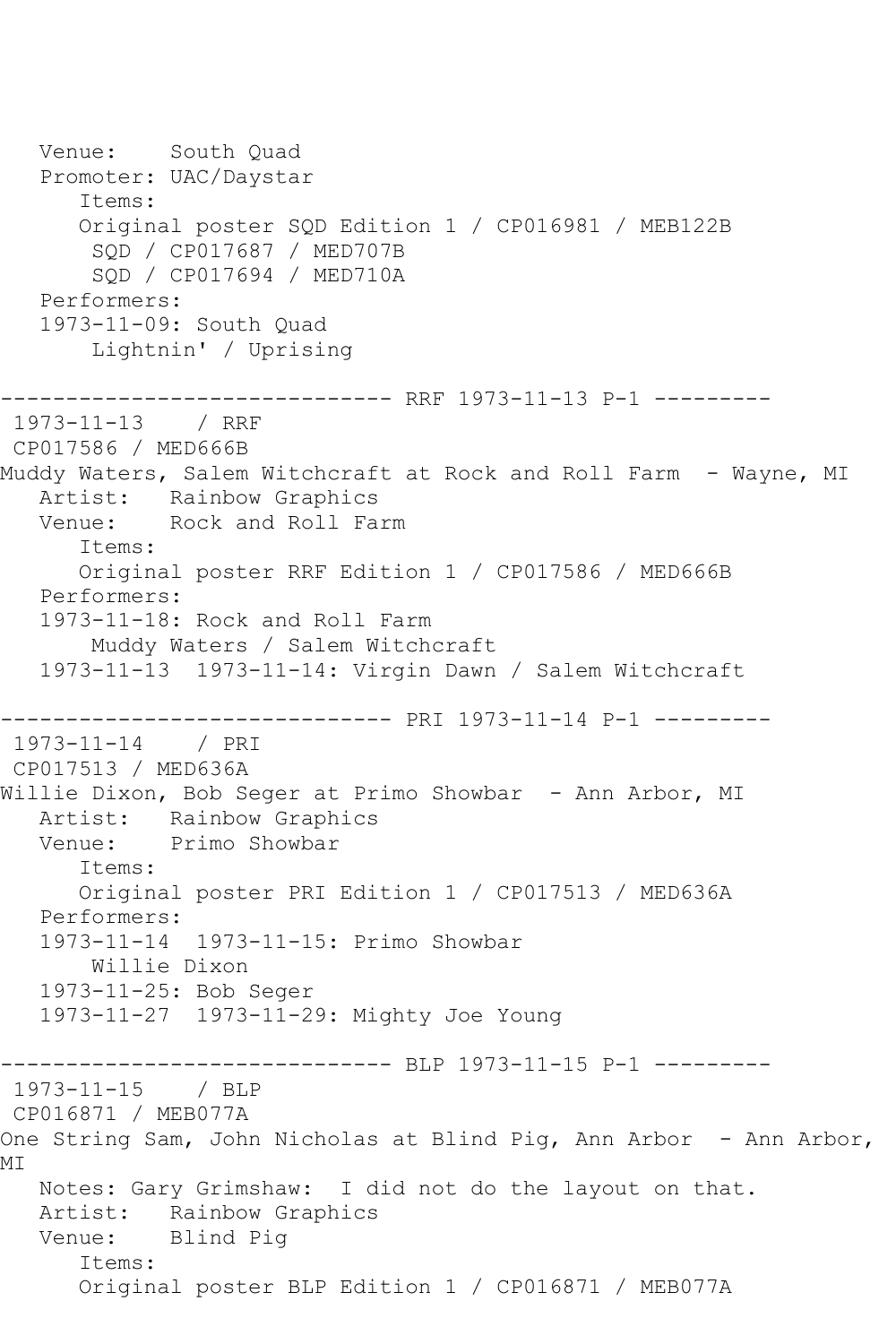```
   Venue:    South Quad
   Promoter: UAC/Daystar
      Items:
      Original poster SQD Edition 1 / CP016981 / MEB122B
       SQD / CP017687 / MED707B
       SQD / CP017694 / MED710A
   Performers:
   1973-11-09: South Quad
       Lightnin' / Uprising

------------------------------ RRF 1973-11-13 P-1 ---------
 1973-11-13    / RRF
 CP017586 / MED666B
Muddy Waters, Salem Witchcraft at Rock and Roll Farm  - Wayne, MI
   Artist:   Rainbow Graphics
   Venue:    Rock and Roll Farm
      Items:
      Original poster RRF Edition 1 / CP017586 / MED666B
   Performers:
   1973-11-18: Rock and Roll Farm
       Muddy Waters / Salem Witchcraft
   1973-11-13  1973-11-14: Virgin Dawn / Salem Witchcraft

------------------------------ PRI 1973-11-14 P-1 ---------
 1973-11-14    / PRI
 CP017513 / MED636A
Willie Dixon, Bob Seger at Primo Showbar  - Ann Arbor, MI
   Artist:   Rainbow Graphics
   Venue:    Primo Showbar
      Items:
      Original poster PRI Edition 1 / CP017513 / MED636A
   Performers:
   1973-11-14  1973-11-15: Primo Showbar
       Willie Dixon
   1973-11-25: Bob Seger
   1973-11-27  1973-11-29: Mighty Joe Young

------------------------------ BLP 1973-11-15 P-1 ---------
 1973-11-15    / BLP
 CP016871 / MEB077A
One String Sam, John Nicholas at Blind Pig, Ann Arbor  - Ann Arbor,
MI
   Notes: Gary Grimshaw:  I did not do the layout on that.
   Artist:   Rainbow Graphics
   Venue:    Blind Pig
      Items:
      Original poster BLP Edition 1 / CP016871 / MEB077A
```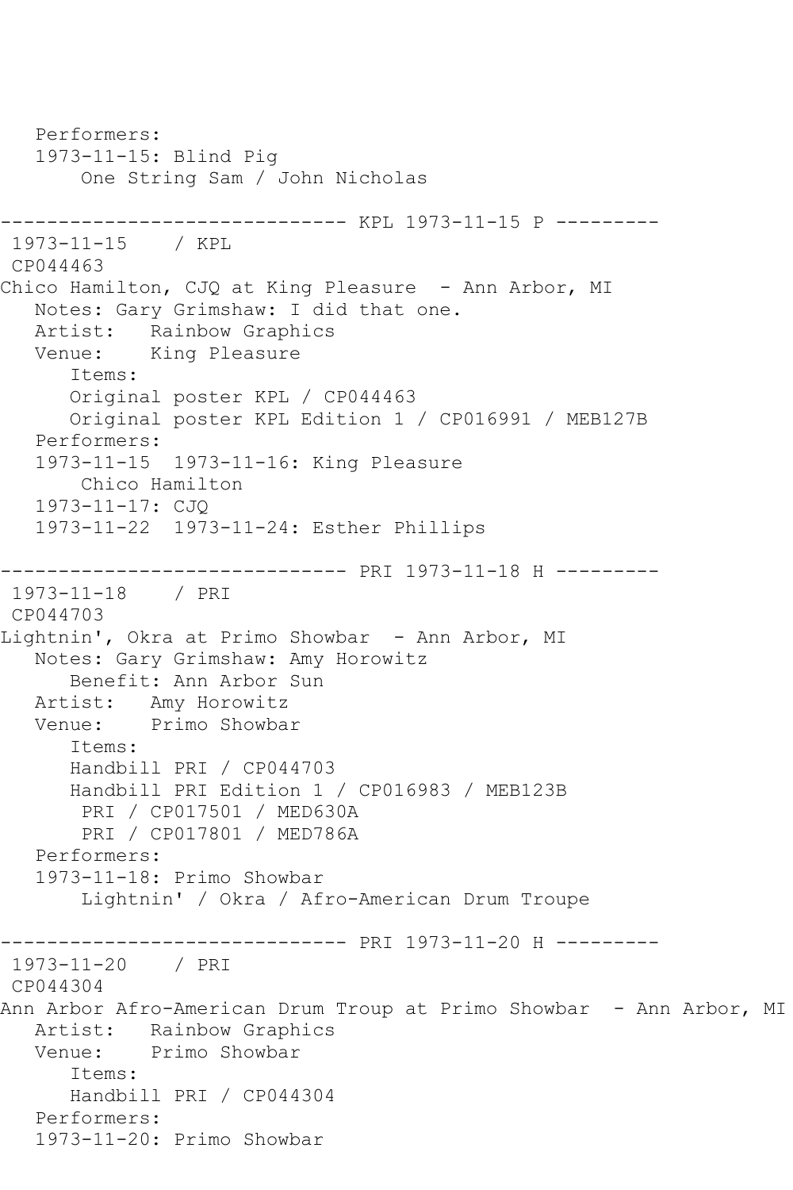```
   Performers:
   1973-11-15: Blind Pig
       One String Sam / John Nicholas

------------------------------ KPL 1973-11-15 P ---------
 1973-11-15    / KPL
 CP044463
Chico Hamilton, CJQ at King Pleasure  - Ann Arbor, MI
   Notes: Gary Grimshaw: I did that one.
   Artist:   Rainbow Graphics
   Venue:    King Pleasure
      Items:
      Original poster KPL / CP044463
      Original poster KPL Edition 1 / CP016991 / MEB127B
   Performers:
   1973-11-15  1973-11-16: King Pleasure
       Chico Hamilton
   1973-11-17: CJQ
   1973-11-22  1973-11-24: Esther Phillips

------------------------------ PRI 1973-11-18 H ---------
 1973-11-18    / PRI
 CP044703
Lightnin', Okra at Primo Showbar  - Ann Arbor, MI
   Notes: Gary Grimshaw: Amy Horowitz
      Benefit: Ann Arbor Sun
   Artist:   Amy Horowitz
   Venue:    Primo Showbar
      Items:
      Handbill PRI / CP044703
      Handbill PRI Edition 1 / CP016983 / MEB123B
       PRI / CP017501 / MED630A
       PRI / CP017801 / MED786A
   Performers:
   1973-11-18: Primo Showbar
       Lightnin' / Okra / Afro-American Drum Troupe

------------------------------ PRI 1973-11-20 H ---------
 1973-11-20    / PRI
 CP044304
Ann Arbor Afro-American Drum Troup at Primo Showbar  - Ann Arbor, MI
   Artist:   Rainbow Graphics
   Venue:    Primo Showbar
      Items:
      Handbill PRI / CP044304
   Performers:
   1973-11-20: Primo Showbar
```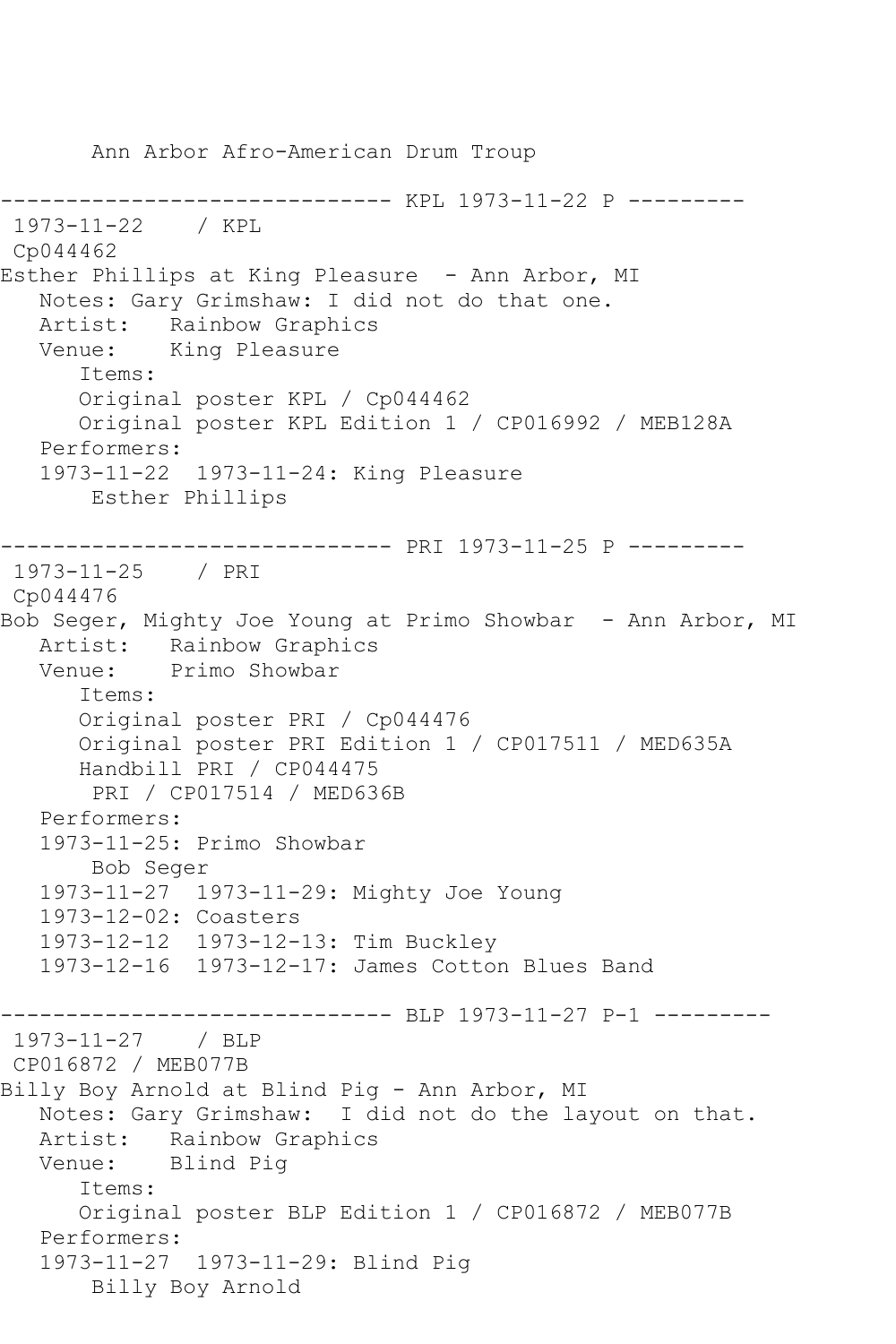```
       Ann Arbor Afro-American Drum Troup

------------------------------ KPL 1973-11-22 P ---------
 1973-11-22    / KPL
 Cp044462
Esther Phillips at King Pleasure  - Ann Arbor, MI
   Notes: Gary Grimshaw: I did not do that one.
   Artist:   Rainbow Graphics
   Venue:    King Pleasure
      Items:
      Original poster KPL / Cp044462
      Original poster KPL Edition 1 / CP016992 / MEB128A
   Performers:
   1973-11-22  1973-11-24: King Pleasure
       Esther Phillips

------------------------------ PRI 1973-11-25 P ---------
 1973-11-25    / PRI
 Cp044476
Bob Seger, Mighty Joe Young at Primo Showbar  - Ann Arbor, MI
   Artist:   Rainbow Graphics
   Venue:    Primo Showbar
      Items:
      Original poster PRI / Cp044476
      Original poster PRI Edition 1 / CP017511 / MED635A
      Handbill PRI / CP044475
       PRI / CP017514 / MED636B
   Performers:
   1973-11-25: Primo Showbar
       Bob Seger
   1973-11-27  1973-11-29: Mighty Joe Young
   1973-12-02: Coasters
   1973-12-12  1973-12-13: Tim Buckley
   1973-12-16  1973-12-17: James Cotton Blues Band

------------------------------ BLP 1973-11-27 P-1 ---------
 1973-11-27    / BLP
 CP016872 / MEB077B
Billy Boy Arnold at Blind Pig - Ann Arbor, MI
   Notes: Gary Grimshaw:  I did not do the layout on that.
   Artist:   Rainbow Graphics
   Venue:    Blind Pig
      Items:
      Original poster BLP Edition 1 / CP016872 / MEB077B
   Performers:
   1973-11-27  1973-11-29: Blind Pig
       Billy Boy Arnold
```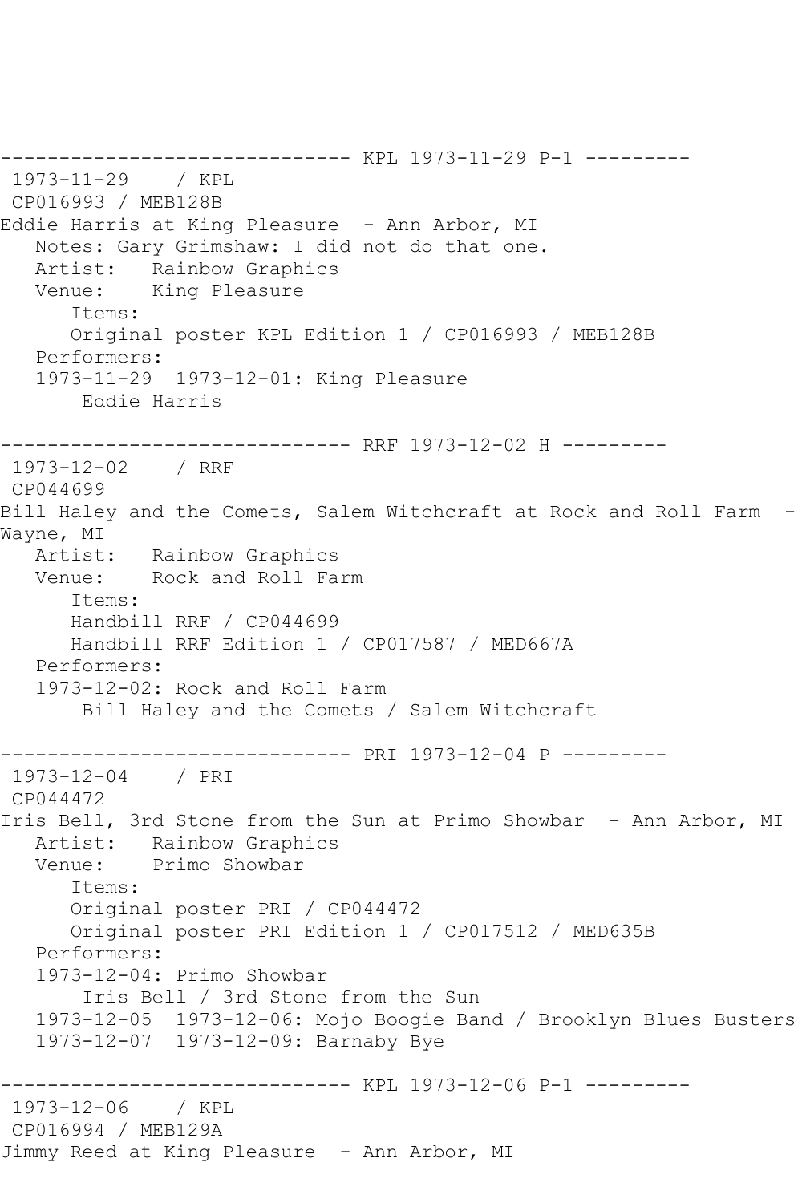```
------------------------------ KPL 1973-11-29 P-1 ---------
 1973-11-29    / KPL
 CP016993 / MEB128B
Eddie Harris at King Pleasure  - Ann Arbor, MI
   Notes: Gary Grimshaw: I did not do that one.
   Artist:   Rainbow Graphics
   Venue:    King Pleasure
      Items:
      Original poster KPL Edition 1 / CP016993 / MEB128B
   Performers:
   1973-11-29  1973-12-01: King Pleasure
       Eddie Harris

------------------------------ RRF 1973-12-02 H ---------
 1973-12-02    / RRF
 CP044699
Bill Haley and the Comets, Salem Witchcraft at Rock and Roll Farm  - 
Wayne, MI
   Artist:   Rainbow Graphics
   Venue:    Rock and Roll Farm
      Items:
      Handbill RRF / CP044699
      Handbill RRF Edition 1 / CP017587 / MED667A
   Performers:
   1973-12-02: Rock and Roll Farm
       Bill Haley and the Comets / Salem Witchcraft

------------------------------ PRI 1973-12-04 P ---------
 1973-12-04    / PRI
 CP044472
Iris Bell, 3rd Stone from the Sun at Primo Showbar  - Ann Arbor, MI
   Artist:   Rainbow Graphics
   Venue:    Primo Showbar
      Items:
      Original poster PRI / CP044472
      Original poster PRI Edition 1 / CP017512 / MED635B
   Performers:
   1973-12-04: Primo Showbar
       Iris Bell / 3rd Stone from the Sun
   1973-12-05  1973-12-06: Mojo Boogie Band / Brooklyn Blues Busters
   1973-12-07  1973-12-09: Barnaby Bye

------------------------------ KPL 1973-12-06 P-1 ---------
 1973-12-06    / KPL
 CP016994 / MEB129A
Jimmy Reed at King Pleasure  - Ann Arbor, MI
```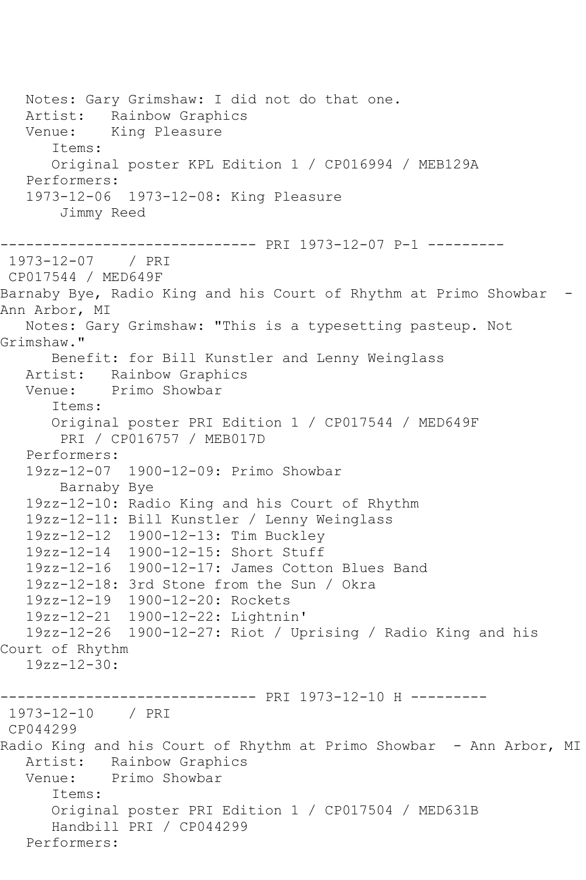```
   Notes: Gary Grimshaw: I did not do that one.
   Artist:   Rainbow Graphics
   Venue:    King Pleasure
      Items:
      Original poster KPL Edition 1 / CP016994 / MEB129A
   Performers:
   1973-12-06  1973-12-08: King Pleasure
       Jimmy Reed

------------------------------ PRI 1973-12-07 P-1 ---------
 1973-12-07    / PRI
 CP017544 / MED649F
Barnaby Bye, Radio King and his Court of Rhythm at Primo Showbar  - 
Ann Arbor, MI
   Notes: Gary Grimshaw: "This is a typesetting pasteup. Not 
Grimshaw."
      Benefit: for Bill Kunstler and Lenny Weinglass
   Artist:   Rainbow Graphics
   Venue:    Primo Showbar
      Items:
      Original poster PRI Edition 1 / CP017544 / MED649F
       PRI / CP016757 / MEB017D
   Performers:
   19zz-12-07  1900-12-09: Primo Showbar
       Barnaby Bye
   19zz-12-10: Radio King and his Court of Rhythm
   19zz-12-11: Bill Kunstler / Lenny Weinglass
   19zz-12-12  1900-12-13: Tim Buckley
   19zz-12-14  1900-12-15: Short Stuff
   19zz-12-16  1900-12-17: James Cotton Blues Band
   19zz-12-18: 3rd Stone from the Sun / Okra
   19zz-12-19  1900-12-20: Rockets
   19zz-12-21  1900-12-22: Lightnin'
   19zz-12-26  1900-12-27: Riot / Uprising / Radio King and his 
Court of Rhythm
   19zz-12-30:

------------------------------ PRI 1973-12-10 H ---------
 1973-12-10    / PRI
 CP044299
Radio King and his Court of Rhythm at Primo Showbar  - Ann Arbor, MI
   Artist:   Rainbow Graphics
   Venue:    Primo Showbar
      Items:
      Original poster PRI Edition 1 / CP017504 / MED631B
      Handbill PRI / CP044299
   Performers:
```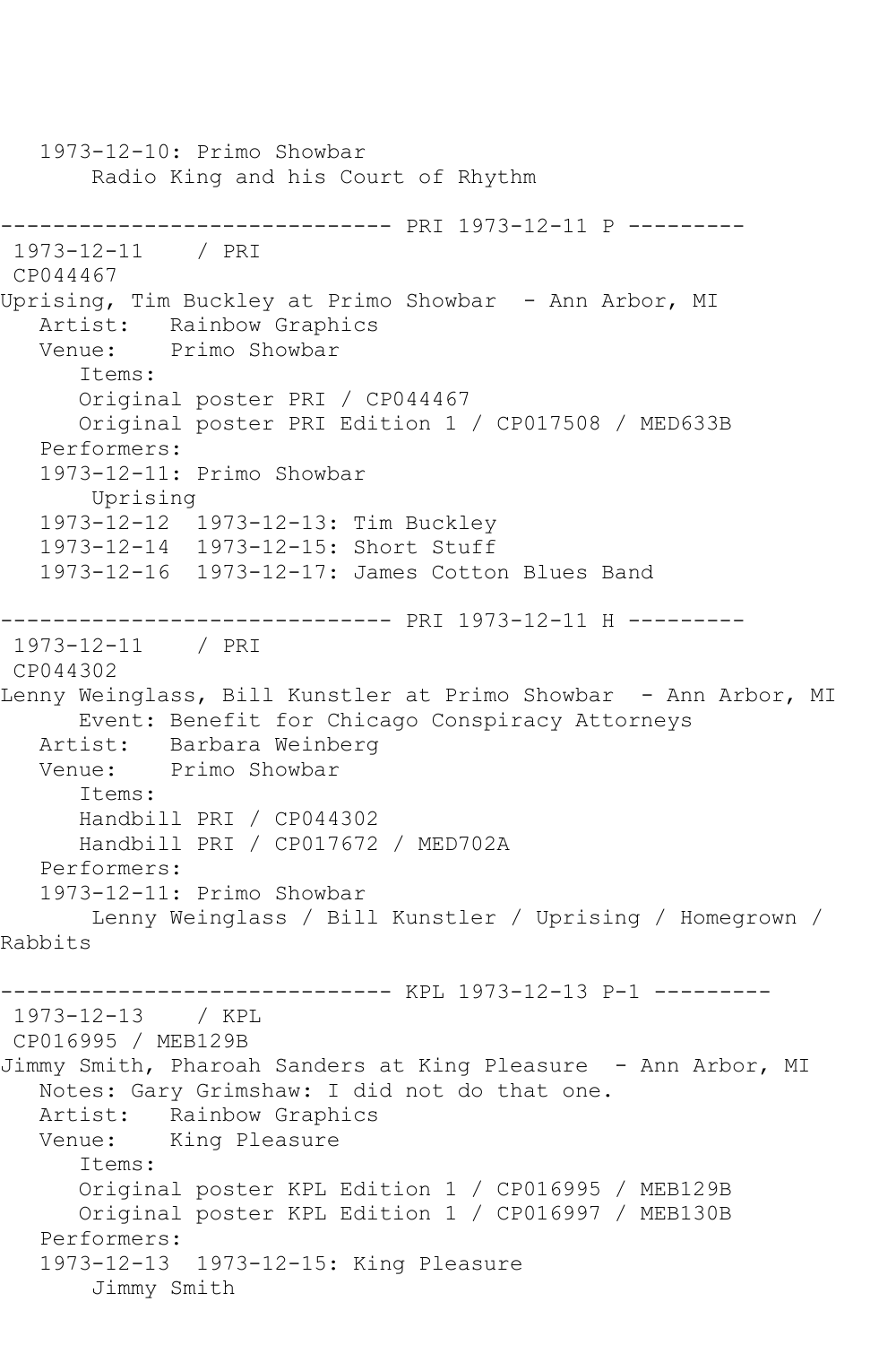```
   1973-12-10: Primo Showbar
       Radio King and his Court of Rhythm

------------------------------ PRI 1973-12-11 P ---------
 1973-12-11    / PRI
 CP044467
Uprising, Tim Buckley at Primo Showbar  - Ann Arbor, MI
   Artist:   Rainbow Graphics
   Venue:    Primo Showbar
      Items:
      Original poster PRI / CP044467
      Original poster PRI Edition 1 / CP017508 / MED633B
   Performers:
   1973-12-11: Primo Showbar
       Uprising
   1973-12-12  1973-12-13: Tim Buckley
   1973-12-14  1973-12-15: Short Stuff
   1973-12-16  1973-12-17: James Cotton Blues Band

------------------------------ PRI 1973-12-11 H ---------
 1973-12-11    / PRI
 CP044302
Lenny Weinglass, Bill Kunstler at Primo Showbar  - Ann Arbor, MI
      Event: Benefit for Chicago Conspiracy Attorneys
   Artist:   Barbara Weinberg
   Venue:    Primo Showbar
      Items:
      Handbill PRI / CP044302
      Handbill PRI / CP017672 / MED702A
   Performers:
   1973-12-11: Primo Showbar
       Lenny Weinglass / Bill Kunstler / Uprising / Homegrown /
Rabbits

------------------------------ KPL 1973-12-13 P-1 ---------
 1973-12-13    / KPL
 CP016995 / MEB129B
Jimmy Smith, Pharoah Sanders at King Pleasure  - Ann Arbor, MI
   Notes: Gary Grimshaw: I did not do that one.
   Artist:   Rainbow Graphics
   Venue:    King Pleasure
      Items:
      Original poster KPL Edition 1 / CP016995 / MEB129B
      Original poster KPL Edition 1 / CP016997 / MEB130B
   Performers:
   1973-12-13  1973-12-15: King Pleasure
       Jimmy Smith
```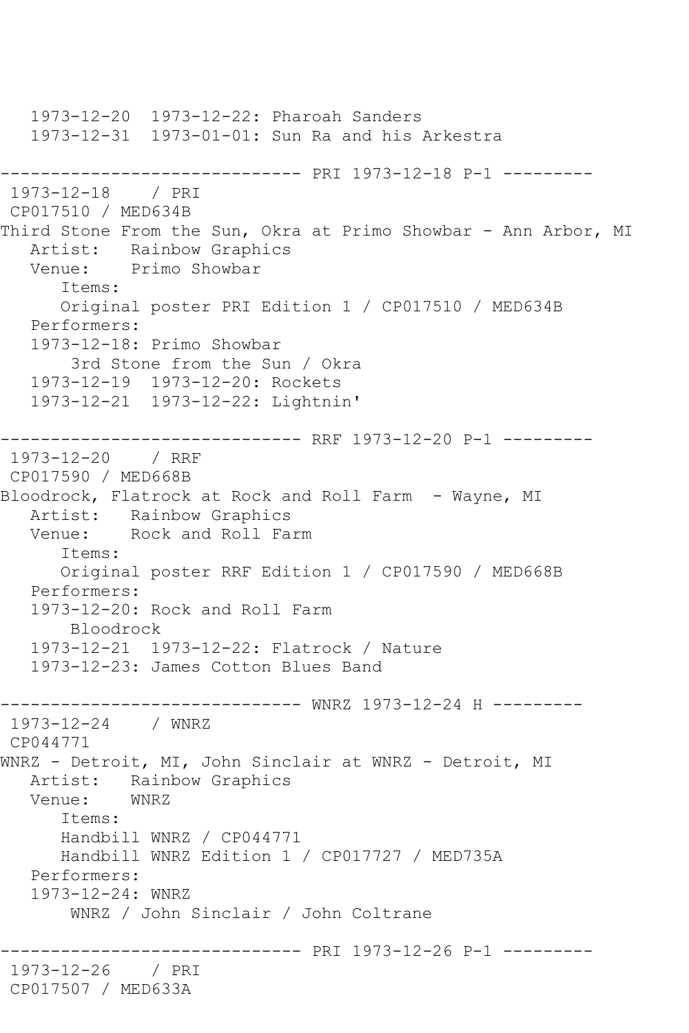```
   1973-12-20  1973-12-22: Pharoah Sanders
   1973-12-31  1973-01-01: Sun Ra and his Arkestra

------------------------------ PRI 1973-12-18 P-1 ---------
 1973-12-18    / PRI
 CP017510 / MED634B
Third Stone From the Sun, Okra at Primo Showbar - Ann Arbor, MI
   Artist:   Rainbow Graphics
   Venue:    Primo Showbar
      Items:
      Original poster PRI Edition 1 / CP017510 / MED634B
   Performers:
   1973-12-18: Primo Showbar
       3rd Stone from the Sun / Okra
   1973-12-19  1973-12-20: Rockets
   1973-12-21  1973-12-22: Lightnin'

------------------------------ RRF 1973-12-20 P-1 ---------
 1973-12-20    / RRF
 CP017590 / MED668B
Bloodrock, Flatrock at Rock and Roll Farm  - Wayne, MI
   Artist:   Rainbow Graphics
   Venue:    Rock and Roll Farm
      Items:
      Original poster RRF Edition 1 / CP017590 / MED668B
   Performers:
   1973-12-20: Rock and Roll Farm
       Bloodrock
   1973-12-21  1973-12-22: Flatrock / Nature
   1973-12-23: James Cotton Blues Band

------------------------------ WNRZ 1973-12-24 H ---------
 1973-12-24    / WNRZ
 CP044771
WNRZ - Detroit, MI, John Sinclair at WNRZ - Detroit, MI
   Artist:   Rainbow Graphics
   Venue:    WNRZ
      Items:
      Handbill WNRZ / CP044771
      Handbill WNRZ Edition 1 / CP017727 / MED735A
   Performers:
   1973-12-24: WNRZ
       WNRZ / John Sinclair / John Coltrane

------------------------------ PRI 1973-12-26 P-1 ---------
 1973-12-26    / PRI
 CP017507 / MED633A
```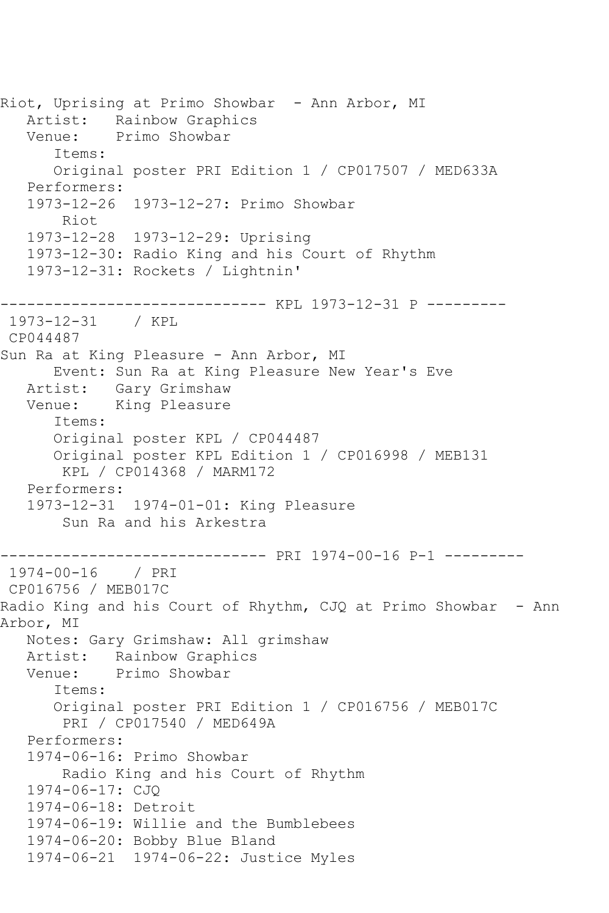Riot, Uprising at Primo Showbar - Ann Arbor, MI
   Artist: Rainbow Graphics
   Venue: Primo Showbar
      Items:
      Original poster PRI Edition 1 / CP017507 / MED633A
   Performers:
   1973-12-26 1973-12-27: Primo Showbar
       Riot
   1973-12-28 1973-12-29: Uprising
   1973-12-30: Radio King and his Court of Rhythm
   1973-12-31: Rockets / Lightnin'

------------------------------ KPL 1973-12-31 P ---------
 1973-12-31 / KPL
 CP044487
Sun Ra at King Pleasure - Ann Arbor, MI
      Event: Sun Ra at King Pleasure New Year's Eve
   Artist: Gary Grimshaw
   Venue: King Pleasure
      Items:
      Original poster KPL / CP044487
      Original poster KPL Edition 1 / CP016998 / MEB131
       KPL / CP014368 / MARM172
   Performers:
   1973-12-31 1974-01-01: King Pleasure
       Sun Ra and his Arkestra

------------------------------ PRI 1974-00-16 P-1 ---------
 1974-00-16 / PRI
 CP016756 / MEB017C
Radio King and his Court of Rhythm, CJQ at Primo Showbar - Ann Arbor, MI
   Notes: Gary Grimshaw: All grimshaw
   Artist: Rainbow Graphics
   Venue: Primo Showbar
      Items:
      Original poster PRI Edition 1 / CP016756 / MEB017C
       PRI / CP017540 / MED649A
   Performers:
   1974-06-16: Primo Showbar
       Radio King and his Court of Rhythm
   1974-06-17: CJQ
   1974-06-18: Detroit
   1974-06-19: Willie and the Bumblebees
   1974-06-20: Bobby Blue Bland
   1974-06-21 1974-06-22: Justice Myles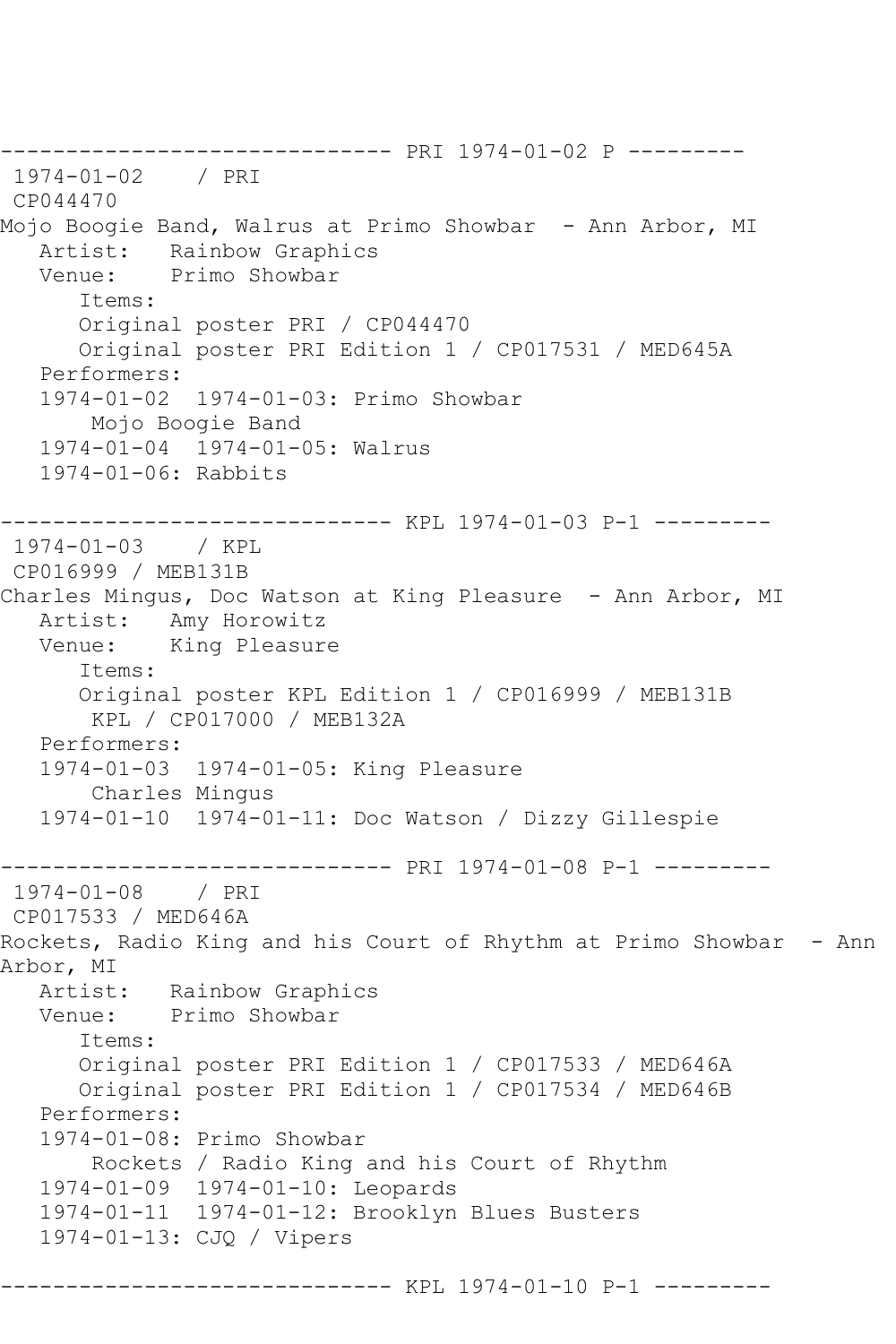------------------------------ PRI 1974-01-02 P ---------

1974-01-02 / PRI

CP044470

Mojo Boogie Band, Walrus at Primo Showbar - Ann Arbor, MI

Artist: Rainbow Graphics

Venue: Primo Showbar

Items:

Original poster PRI / CP044470

Original poster PRI Edition 1 / CP017531 / MED645A

Performers:

1974-01-02 1974-01-03: Primo Showbar

Mojo Boogie Band

1974-01-04 1974-01-05: Walrus

1974-01-06: Rabbits

------------------------------ KPL 1974-01-03 P-1 ---------

1974-01-03 / KPL

CP016999 / MEB131B

Charles Mingus, Doc Watson at King Pleasure - Ann Arbor, MI

Artist: Amy Horowitz

Venue: King Pleasure

Items:

Original poster KPL Edition 1 / CP016999 / MEB131B

KPL / CP017000 / MEB132A

Performers:

1974-01-03 1974-01-05: King Pleasure

Charles Mingus

1974-01-10 1974-01-11: Doc Watson / Dizzy Gillespie

------------------------------ PRI 1974-01-08 P-1 ---------

1974-01-08 / PRI

CP017533 / MED646A

Rockets, Radio King and his Court of Rhythm at Primo Showbar - Ann Arbor, MI

Artist: Rainbow Graphics

Venue: Primo Showbar

Items:

Original poster PRI Edition 1 / CP017533 / MED646A

Original poster PRI Edition 1 / CP017534 / MED646B

Performers:

1974-01-08: Primo Showbar

Rockets / Radio King and his Court of Rhythm

1974-01-09 1974-01-10: Leopards

1974-01-11 1974-01-12: Brooklyn Blues Busters

1974-01-13: CJQ / Vipers

------------------------------ KPL 1974-01-10 P-1 ---------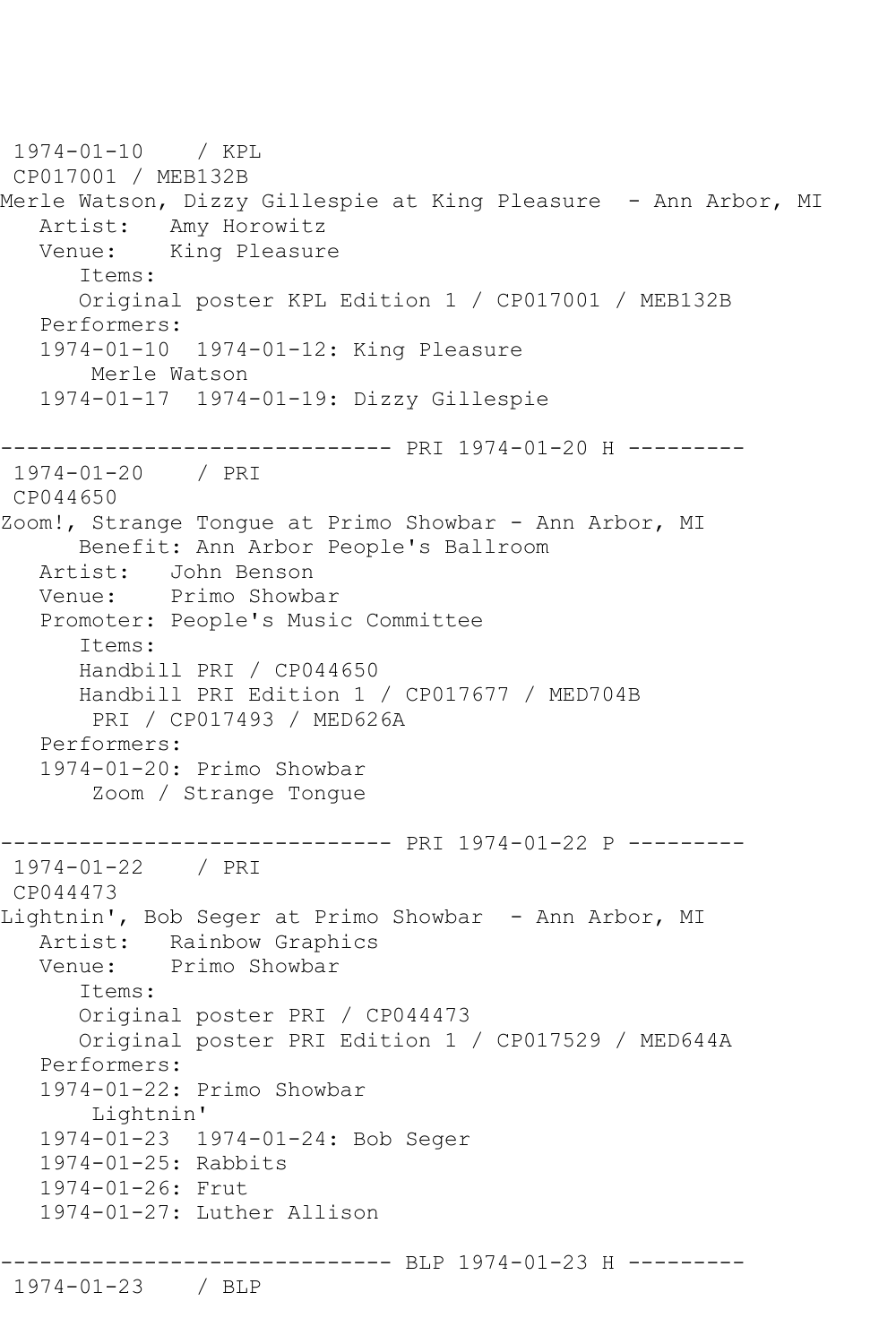```
 1974-01-10    / KPL
 CP017001 / MEB132B
Merle Watson, Dizzy Gillespie at King Pleasure  - Ann Arbor, MI
   Artist:   Amy Horowitz
   Venue:    King Pleasure
      Items:
      Original poster KPL Edition 1 / CP017001 / MEB132B
   Performers:
   1974-01-10  1974-01-12: King Pleasure
       Merle Watson
   1974-01-17  1974-01-19: Dizzy Gillespie

------------------------------ PRI 1974-01-20 H ---------
 1974-01-20    / PRI
 CP044650
Zoom!, Strange Tongue at Primo Showbar - Ann Arbor, MI
      Benefit: Ann Arbor People's Ballroom
   Artist:   John Benson
   Venue:    Primo Showbar
   Promoter: People's Music Committee
      Items:
      Handbill PRI / CP044650
      Handbill PRI Edition 1 / CP017677 / MED704B
       PRI / CP017493 / MED626A
   Performers:
   1974-01-20: Primo Showbar
       Zoom / Strange Tongue

------------------------------ PRI 1974-01-22 P ---------
 1974-01-22    / PRI
 CP044473
Lightnin', Bob Seger at Primo Showbar  - Ann Arbor, MI
   Artist:   Rainbow Graphics
   Venue:    Primo Showbar
      Items:
      Original poster PRI / CP044473
      Original poster PRI Edition 1 / CP017529 / MED644A
   Performers:
   1974-01-22: Primo Showbar
       Lightnin'
   1974-01-23  1974-01-24: Bob Seger
   1974-01-25: Rabbits
   1974-01-26: Frut
   1974-01-27: Luther Allison

------------------------------ BLP 1974-01-23 H ---------
 1974-01-23    / BLP
```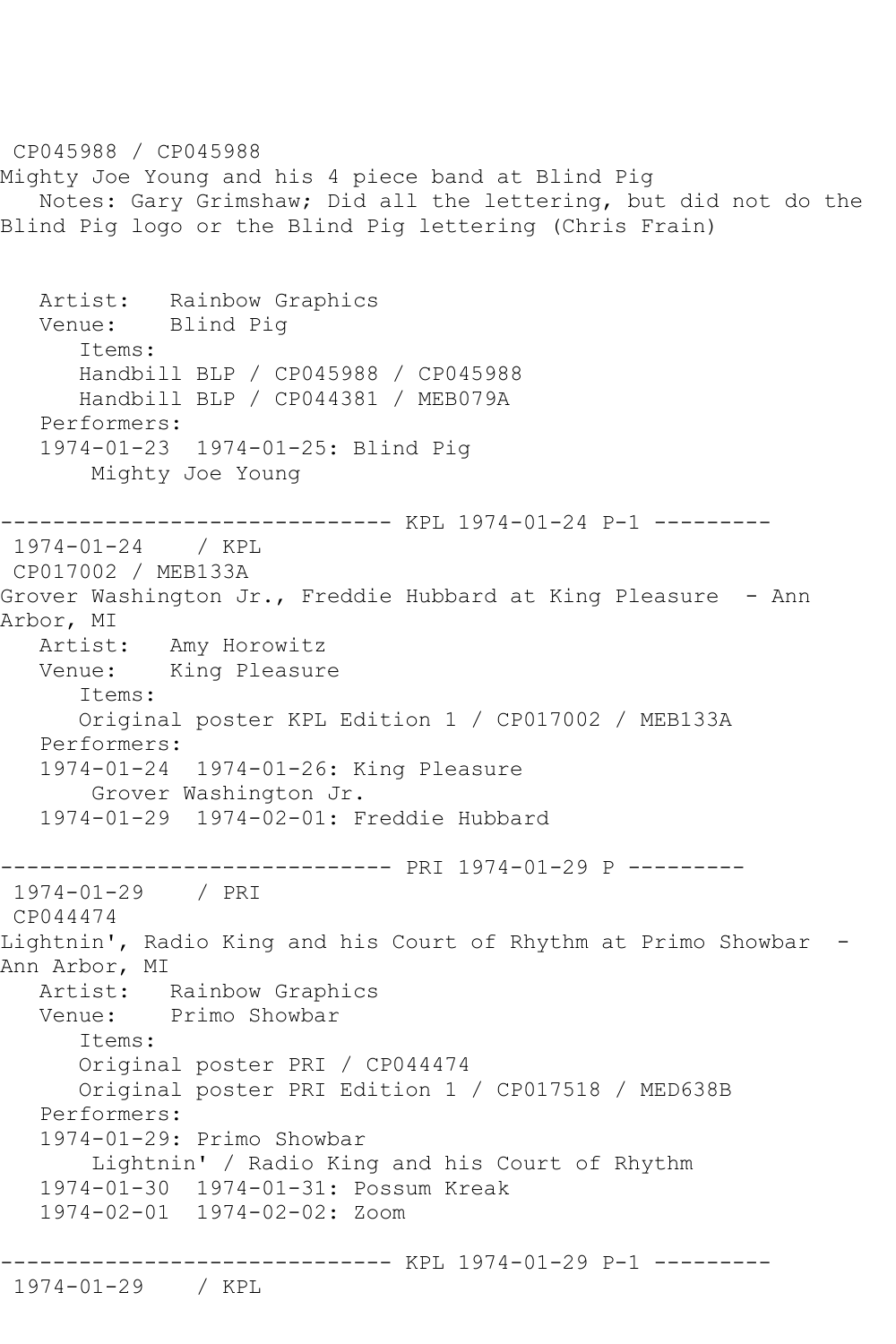CP045988 / CP045988
Mighty Joe Young and his 4 piece band at Blind Pig
Notes: Gary Grimshaw; Did all the lettering, but did not do the Blind Pig logo or the Blind Pig lettering (Chris Frain)

```
   Artist:   Rainbow Graphics
   Venue:    Blind Pig
      Items:
      Handbill BLP / CP045988 / CP045988
      Handbill BLP / CP044381 / MEB079A
   Performers:
   1974-01-23  1974-01-25: Blind Pig
       Mighty Joe Young
```

------------------------------ KPL 1974-01-24 P-1 ---------

```
 1974-01-24    / KPL
 CP017002 / MEB133A
Grover Washington Jr., Freddie Hubbard at King Pleasure  - Ann Arbor, MI
   Artist:   Amy Horowitz
   Venue:    King Pleasure
      Items:
      Original poster KPL Edition 1 / CP017002 / MEB133A
   Performers:
   1974-01-24  1974-01-26: King Pleasure
       Grover Washington Jr.
   1974-01-29  1974-02-01: Freddie Hubbard
```

------------------------------ PRI 1974-01-29 P ---------

```
 1974-01-29    / PRI
 CP044474
Lightnin', Radio King and his Court of Rhythm at Primo Showbar  - Ann Arbor, MI
   Artist:   Rainbow Graphics
   Venue:    Primo Showbar
      Items:
      Original poster PRI / CP044474
      Original poster PRI Edition 1 / CP017518 / MED638B
   Performers:
   1974-01-29: Primo Showbar
       Lightnin' / Radio King and his Court of Rhythm
   1974-01-30  1974-01-31: Possum Kreak
   1974-02-01  1974-02-02: Zoom
```

------------------------------ KPL 1974-01-29 P-1 ---------

```
 1974-01-29    / KPL
```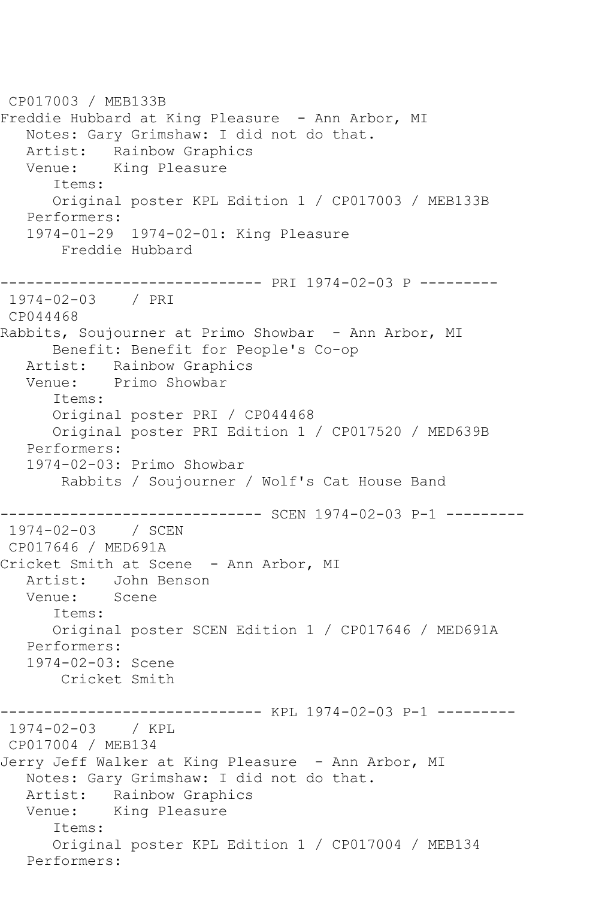CP017003 / MEB133B
Freddie Hubbard at King Pleasure - Ann Arbor, MI
   Notes: Gary Grimshaw: I did not do that.
   Artist: Rainbow Graphics
   Venue: King Pleasure
      Items:
      Original poster KPL Edition 1 / CP017003 / MEB133B
   Performers:
   1974-01-29 1974-02-01: King Pleasure
       Freddie Hubbard

------------------------------ PRI 1974-02-03 P ---------
1974-02-03 / PRI
CP044468
Rabbits, Soujourner at Primo Showbar - Ann Arbor, MI
      Benefit: Benefit for People's Co-op
   Artist: Rainbow Graphics
   Venue: Primo Showbar
      Items:
      Original poster PRI / CP044468
      Original poster PRI Edition 1 / CP017520 / MED639B
   Performers:
   1974-02-03: Primo Showbar
       Rabbits / Soujourner / Wolf's Cat House Band

------------------------------ SCEN 1974-02-03 P-1 ---------
1974-02-03 / SCEN
CP017646 / MED691A
Cricket Smith at Scene - Ann Arbor, MI
   Artist: John Benson
   Venue: Scene
      Items:
      Original poster SCEN Edition 1 / CP017646 / MED691A
   Performers:
   1974-02-03: Scene
       Cricket Smith

------------------------------ KPL 1974-02-03 P-1 ---------
1974-02-03 / KPL
CP017004 / MEB134
Jerry Jeff Walker at King Pleasure - Ann Arbor, MI
   Notes: Gary Grimshaw: I did not do that.
   Artist: Rainbow Graphics
   Venue: King Pleasure
      Items:
      Original poster KPL Edition 1 / CP017004 / MEB134
   Performers: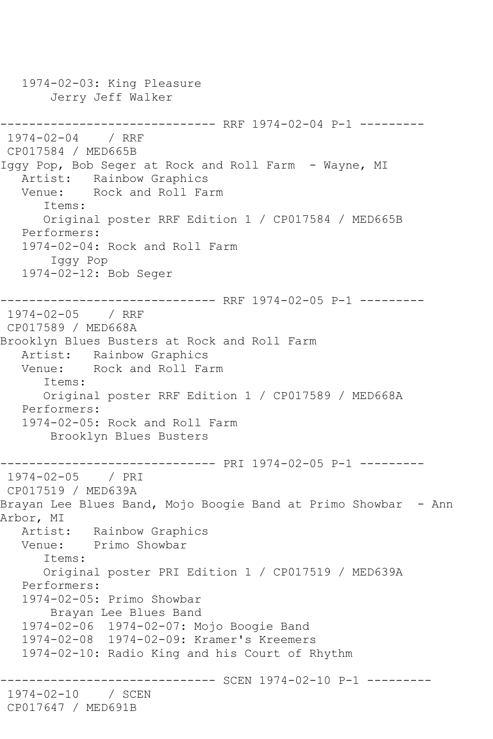```
   1974-02-03: King Pleasure
       Jerry Jeff Walker

------------------------------ RRF 1974-02-04 P-1 ---------
 1974-02-04    / RRF
 CP017584 / MED665B
Iggy Pop, Bob Seger at Rock and Roll Farm  - Wayne, MI
   Artist:   Rainbow Graphics
   Venue:    Rock and Roll Farm
      Items:
      Original poster RRF Edition 1 / CP017584 / MED665B
   Performers:
   1974-02-04: Rock and Roll Farm
       Iggy Pop
   1974-02-12: Bob Seger

------------------------------ RRF 1974-02-05 P-1 ---------
 1974-02-05    / RRF
 CP017589 / MED668A
Brooklyn Blues Busters at Rock and Roll Farm
   Artist:   Rainbow Graphics
   Venue:    Rock and Roll Farm
      Items:
      Original poster RRF Edition 1 / CP017589 / MED668A
   Performers:
   1974-02-05: Rock and Roll Farm
       Brooklyn Blues Busters

------------------------------ PRI 1974-02-05 P-1 ---------
 1974-02-05    / PRI
 CP017519 / MED639A
Brayan Lee Blues Band, Mojo Boogie Band at Primo Showbar  - Ann
Arbor, MI
   Artist:   Rainbow Graphics
   Venue:    Primo Showbar
      Items:
      Original poster PRI Edition 1 / CP017519 / MED639A
   Performers:
   1974-02-05: Primo Showbar
       Brayan Lee Blues Band
   1974-02-06  1974-02-07: Mojo Boogie Band
   1974-02-08  1974-02-09: Kramer's Kreemers
   1974-02-10: Radio King and his Court of Rhythm

------------------------------ SCEN 1974-02-10 P-1 ---------
 1974-02-10    / SCEN
 CP017647 / MED691B
```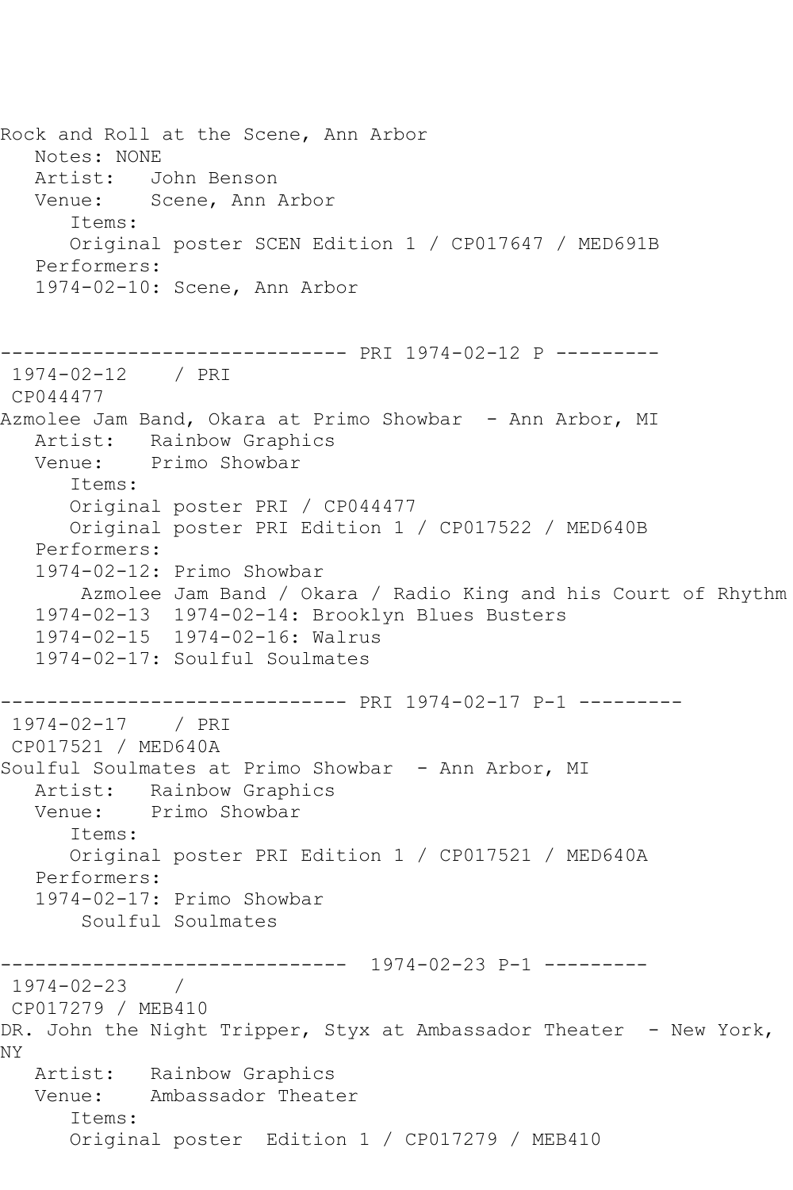```
Rock and Roll at the Scene, Ann Arbor
   Notes: NONE
   Artist:   John Benson
   Venue:    Scene, Ann Arbor
      Items:
      Original poster SCEN Edition 1 / CP017647 / MED691B
   Performers:
   1974-02-10: Scene, Ann Arbor


------------------------------ PRI 1974-02-12 P ---------
 1974-02-12    / PRI
 CP044477
Azmolee Jam Band, Okara at Primo Showbar  - Ann Arbor, MI
   Artist:   Rainbow Graphics
   Venue:    Primo Showbar
      Items:
      Original poster PRI / CP044477
      Original poster PRI Edition 1 / CP017522 / MED640B
   Performers:
   1974-02-12: Primo Showbar
       Azmolee Jam Band / Okara / Radio King and his Court of Rhythm
   1974-02-13  1974-02-14: Brooklyn Blues Busters
   1974-02-15  1974-02-16: Walrus
   1974-02-17: Soulful Soulmates

------------------------------ PRI 1974-02-17 P-1 ---------
 1974-02-17    / PRI
 CP017521 / MED640A
Soulful Soulmates at Primo Showbar  - Ann Arbor, MI
   Artist:   Rainbow Graphics
   Venue:    Primo Showbar
      Items:
      Original poster PRI Edition 1 / CP017521 / MED640A
   Performers:
   1974-02-17: Primo Showbar
       Soulful Soulmates

------------------------------  1974-02-23 P-1 ---------
 1974-02-23    /
 CP017279 / MEB410
DR. John the Night Tripper, Styx at Ambassador Theater  - New York,
NY
   Artist:   Rainbow Graphics
   Venue:    Ambassador Theater
      Items:
      Original poster  Edition 1 / CP017279 / MEB410
```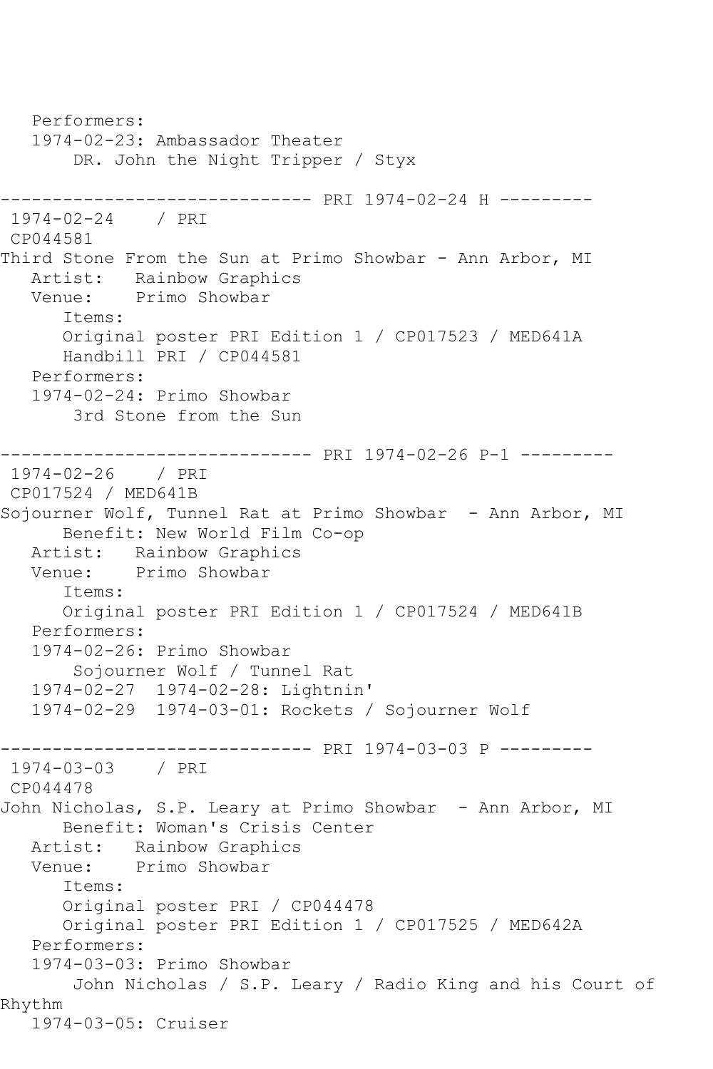```
   Performers:
   1974-02-23: Ambassador Theater
       DR. John the Night Tripper / Styx

------------------------------ PRI 1974-02-24 H ---------
 1974-02-24    / PRI
 CP044581
Third Stone From the Sun at Primo Showbar - Ann Arbor, MI
   Artist:   Rainbow Graphics
   Venue:    Primo Showbar
      Items:
      Original poster PRI Edition 1 / CP017523 / MED641A
      Handbill PRI / CP044581
   Performers:
   1974-02-24: Primo Showbar
       3rd Stone from the Sun

------------------------------ PRI 1974-02-26 P-1 ---------
 1974-02-26    / PRI
 CP017524 / MED641B
Sojourner Wolf, Tunnel Rat at Primo Showbar  - Ann Arbor, MI
      Benefit: New World Film Co-op
   Artist:   Rainbow Graphics
   Venue:    Primo Showbar
      Items:
      Original poster PRI Edition 1 / CP017524 / MED641B
   Performers:
   1974-02-26: Primo Showbar
       Sojourner Wolf / Tunnel Rat
   1974-02-27  1974-02-28: Lightnin'
   1974-02-29  1974-03-01: Rockets / Sojourner Wolf

------------------------------ PRI 1974-03-03 P ---------
 1974-03-03    / PRI
 CP044478
John Nicholas, S.P. Leary at Primo Showbar  - Ann Arbor, MI
      Benefit: Woman's Crisis Center
   Artist:   Rainbow Graphics
   Venue:    Primo Showbar
      Items:
      Original poster PRI / CP044478
      Original poster PRI Edition 1 / CP017525 / MED642A
   Performers:
   1974-03-03: Primo Showbar
       John Nicholas / S.P. Leary / Radio King and his Court of 
Rhythm
   1974-03-05: Cruiser
```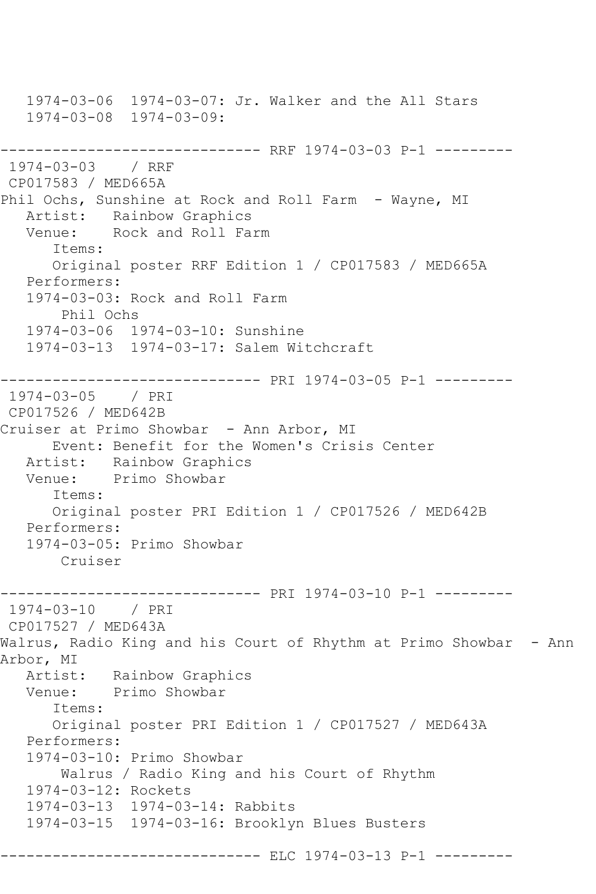```
   1974-03-06  1974-03-07: Jr. Walker and the All Stars
   1974-03-08  1974-03-09:

------------------------------ RRF 1974-03-03 P-1 ---------
 1974-03-03    / RRF
 CP017583 / MED665A
Phil Ochs, Sunshine at Rock and Roll Farm  - Wayne, MI
   Artist:   Rainbow Graphics
   Venue:    Rock and Roll Farm
      Items:
      Original poster RRF Edition 1 / CP017583 / MED665A
   Performers:
   1974-03-03: Rock and Roll Farm
       Phil Ochs
   1974-03-06  1974-03-10: Sunshine
   1974-03-13  1974-03-17: Salem Witchcraft

------------------------------ PRI 1974-03-05 P-1 ---------
 1974-03-05    / PRI
 CP017526 / MED642B
Cruiser at Primo Showbar  - Ann Arbor, MI
      Event: Benefit for the Women's Crisis Center
   Artist:   Rainbow Graphics
   Venue:    Primo Showbar
      Items:
      Original poster PRI Edition 1 / CP017526 / MED642B
   Performers:
   1974-03-05: Primo Showbar
       Cruiser

------------------------------ PRI 1974-03-10 P-1 ---------
 1974-03-10    / PRI
 CP017527 / MED643A
Walrus, Radio King and his Court of Rhythm at Primo Showbar  - Ann
Arbor, MI
   Artist:   Rainbow Graphics
   Venue:    Primo Showbar
      Items:
      Original poster PRI Edition 1 / CP017527 / MED643A
   Performers:
   1974-03-10: Primo Showbar
       Walrus / Radio King and his Court of Rhythm
   1974-03-12: Rockets
   1974-03-13  1974-03-14: Rabbits
   1974-03-15  1974-03-16: Brooklyn Blues Busters

------------------------------ ELC 1974-03-13 P-1 ---------
```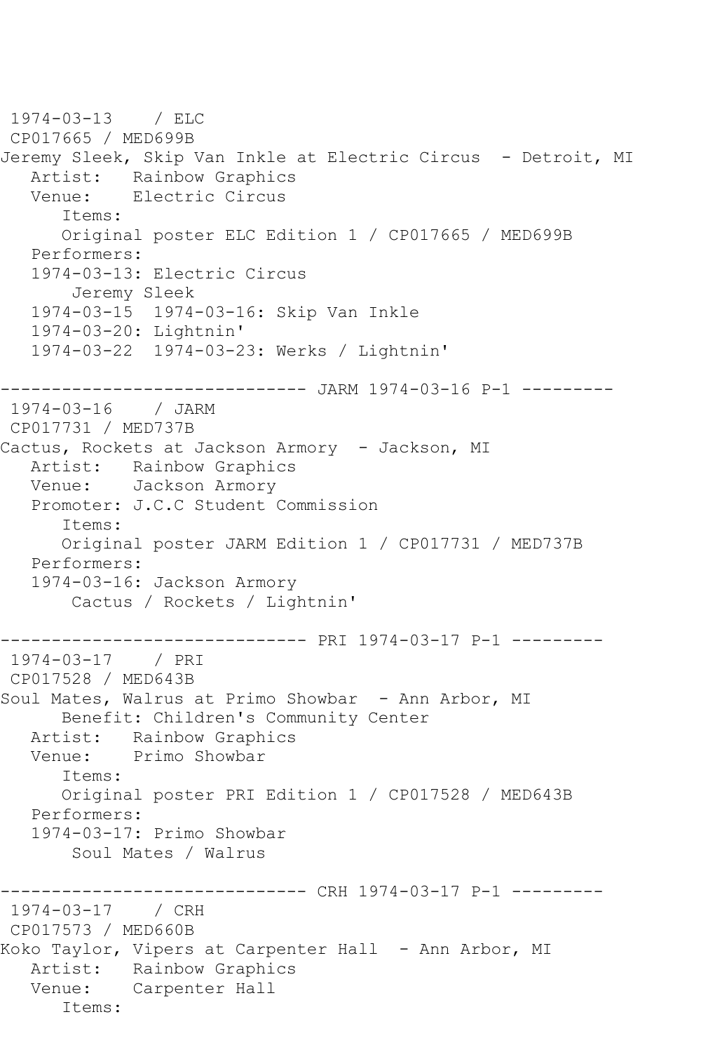```
 1974-03-13    / ELC
 CP017665 / MED699B
Jeremy Sleek, Skip Van Inkle at Electric Circus  - Detroit, MI
   Artist:   Rainbow Graphics
   Venue:    Electric Circus
      Items:
      Original poster ELC Edition 1 / CP017665 / MED699B
   Performers:
   1974-03-13: Electric Circus
       Jeremy Sleek
   1974-03-15  1974-03-16: Skip Van Inkle
   1974-03-20: Lightnin'
   1974-03-22  1974-03-23: Werks / Lightnin'

------------------------------ JARM 1974-03-16 P-1 ---------
 1974-03-16    / JARM
 CP017731 / MED737B
Cactus, Rockets at Jackson Armory  - Jackson, MI
   Artist:   Rainbow Graphics
   Venue:    Jackson Armory
   Promoter: J.C.C Student Commission
      Items:
      Original poster JARM Edition 1 / CP017731 / MED737B
   Performers:
   1974-03-16: Jackson Armory
       Cactus / Rockets / Lightnin'

------------------------------ PRI 1974-03-17 P-1 ---------
 1974-03-17    / PRI
 CP017528 / MED643B
Soul Mates, Walrus at Primo Showbar  - Ann Arbor, MI
      Benefit: Children's Community Center
   Artist:   Rainbow Graphics
   Venue:    Primo Showbar
      Items:
      Original poster PRI Edition 1 / CP017528 / MED643B
   Performers:
   1974-03-17: Primo Showbar
       Soul Mates / Walrus

------------------------------ CRH 1974-03-17 P-1 ---------
 1974-03-17    / CRH
 CP017573 / MED660B
Koko Taylor, Vipers at Carpenter Hall  - Ann Arbor, MI
   Artist:   Rainbow Graphics
   Venue:    Carpenter Hall
      Items:
```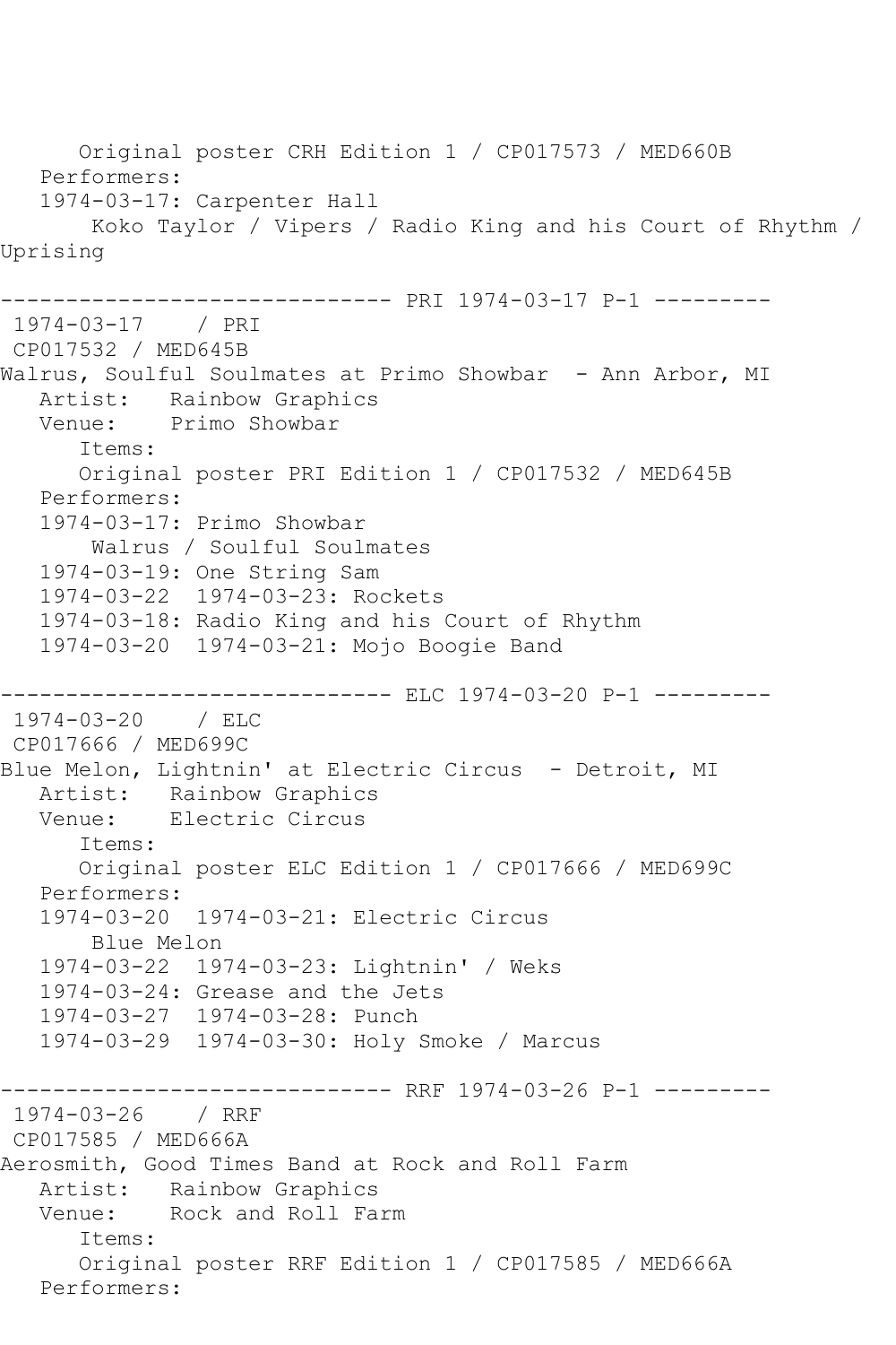Original poster CRH Edition 1 / CP017573 / MED660B
   Performers:
   1974-03-17: Carpenter Hall
       Koko Taylor / Vipers / Radio King and his Court of Rhythm / Uprising

------------------------------ PRI 1974-03-17 P-1 ---------
 1974-03-17    / PRI
 CP017532 / MED645B
Walrus, Soulful Soulmates at Primo Showbar  - Ann Arbor, MI
   Artist:   Rainbow Graphics
   Venue:    Primo Showbar
      Items:
      Original poster PRI Edition 1 / CP017532 / MED645B
   Performers:
   1974-03-17: Primo Showbar
       Walrus / Soulful Soulmates
   1974-03-19: One String Sam
   1974-03-22  1974-03-23: Rockets
   1974-03-18: Radio King and his Court of Rhythm
   1974-03-20  1974-03-21: Mojo Boogie Band

------------------------------ ELC 1974-03-20 P-1 ---------
 1974-03-20    / ELC
 CP017666 / MED699C
Blue Melon, Lightnin' at Electric Circus  - Detroit, MI
   Artist:   Rainbow Graphics
   Venue:    Electric Circus
      Items:
      Original poster ELC Edition 1 / CP017666 / MED699C
   Performers:
   1974-03-20  1974-03-21: Electric Circus
       Blue Melon
   1974-03-22  1974-03-23: Lightnin' / Weks
   1974-03-24: Grease and the Jets
   1974-03-27  1974-03-28: Punch
   1974-03-29  1974-03-30: Holy Smoke / Marcus

------------------------------ RRF 1974-03-26 P-1 ---------
 1974-03-26    / RRF
 CP017585 / MED666A
Aerosmith, Good Times Band at Rock and Roll Farm
   Artist:   Rainbow Graphics
   Venue:    Rock and Roll Farm
      Items:
      Original poster RRF Edition 1 / CP017585 / MED666A
   Performers: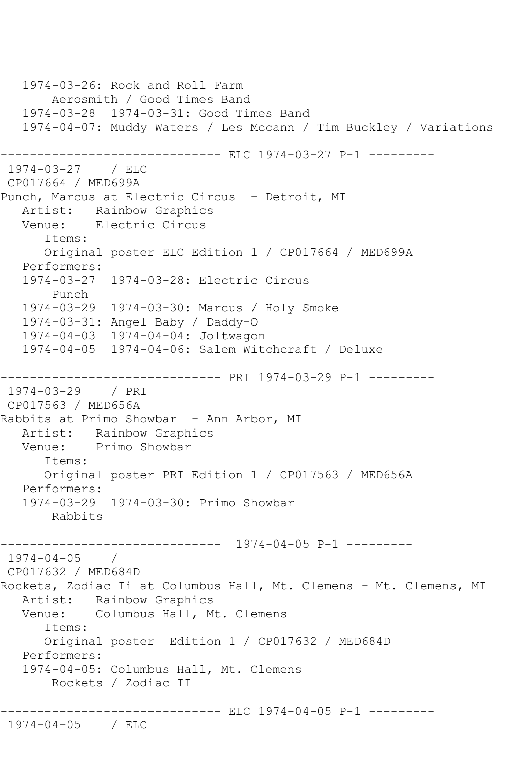1974-03-26: Rock and Roll Farm
       Aerosmith / Good Times Band
   1974-03-28  1974-03-31: Good Times Band
   1974-04-07: Muddy Waters / Les Mccann / Tim Buckley / Variations

------------------------------ ELC 1974-03-27 P-1 ---------

1974-03-27    / ELC
CP017664 / MED699A
Punch, Marcus at Electric Circus  - Detroit, MI
   Artist:   Rainbow Graphics
   Venue:    Electric Circus
      Items:
      Original poster ELC Edition 1 / CP017664 / MED699A
   Performers:
   1974-03-27  1974-03-28: Electric Circus
       Punch
   1974-03-29  1974-03-30: Marcus / Holy Smoke
   1974-03-31: Angel Baby / Daddy-O
   1974-04-03  1974-04-04: Joltwagon
   1974-04-05  1974-04-06: Salem Witchcraft / Deluxe

------------------------------ PRI 1974-03-29 P-1 ---------

1974-03-29    / PRI
CP017563 / MED656A
Rabbits at Primo Showbar  - Ann Arbor, MI
   Artist:   Rainbow Graphics
   Venue:    Primo Showbar
      Items:
      Original poster PRI Edition 1 / CP017563 / MED656A
   Performers:
   1974-03-29  1974-03-30: Primo Showbar
       Rabbits

------------------------------  1974-04-05 P-1 ---------

1974-04-05    /
CP017632 / MED684D
Rockets, Zodiac Ii at Columbus Hall, Mt. Clemens - Mt. Clemens, MI
   Artist:   Rainbow Graphics
   Venue:    Columbus Hall, Mt. Clemens
      Items:
      Original poster  Edition 1 / CP017632 / MED684D
   Performers:
   1974-04-05: Columbus Hall, Mt. Clemens
       Rockets / Zodiac II

------------------------------ ELC 1974-04-05 P-1 ---------

1974-04-05    / ELC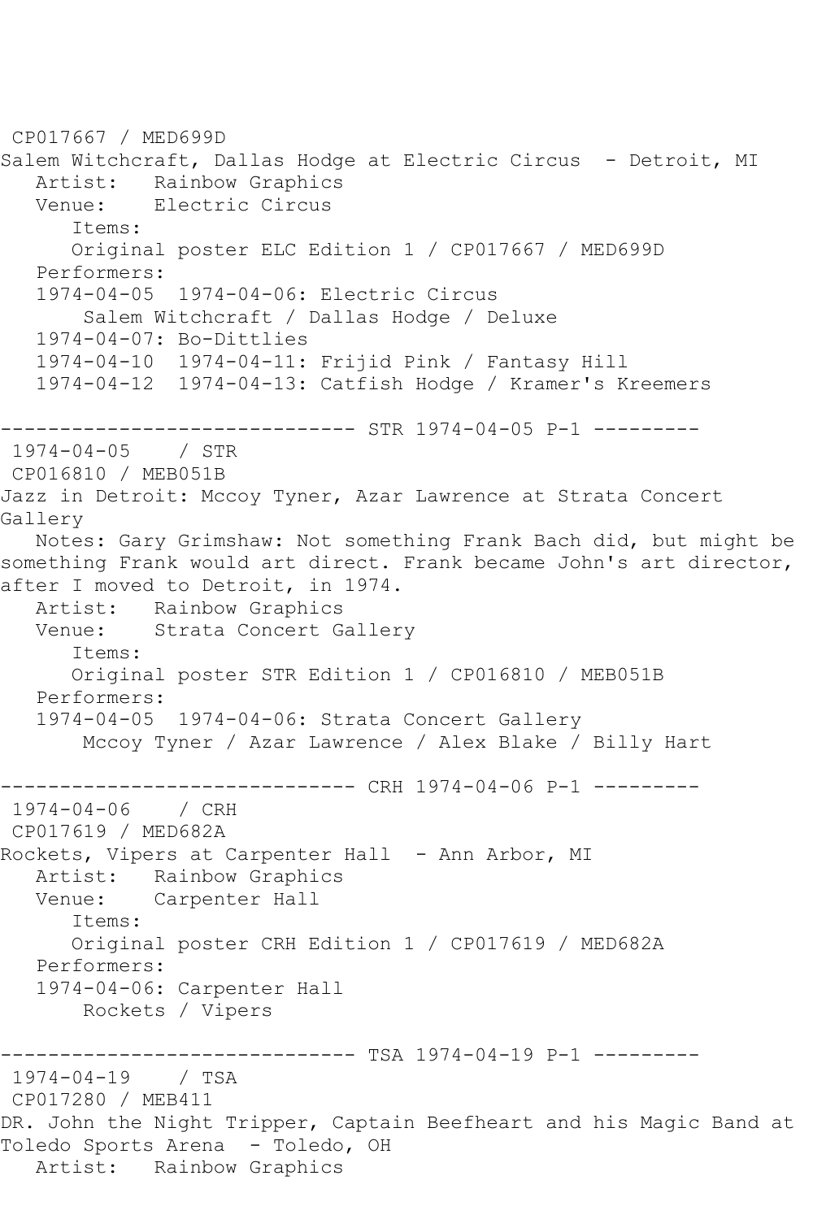CP017667 / MED699D
Salem Witchcraft, Dallas Hodge at Electric Circus - Detroit, MI
Artist: Rainbow Graphics
Venue: Electric Circus
Items:
Original poster ELC Edition 1 / CP017667 / MED699D
Performers:
1974-04-05 1974-04-06: Electric Circus
Salem Witchcraft / Dallas Hodge / Deluxe
1974-04-07: Bo-Dittlies
1974-04-10 1974-04-11: Frijid Pink / Fantasy Hill
1974-04-12 1974-04-13: Catfish Hodge / Kramer's Kreemers

------------------------------ STR 1974-04-05 P-1 ---------
1974-04-05 / STR
CP016810 / MEB051B
Jazz in Detroit: Mccoy Tyner, Azar Lawrence at Strata Concert Gallery
Notes: Gary Grimshaw: Not something Frank Bach did, but might be something Frank would art direct. Frank became John's art director, after I moved to Detroit, in 1974.
Artist: Rainbow Graphics
Venue: Strata Concert Gallery
Items:
Original poster STR Edition 1 / CP016810 / MEB051B
Performers:
1974-04-05 1974-04-06: Strata Concert Gallery
Mccoy Tyner / Azar Lawrence / Alex Blake / Billy Hart

------------------------------ CRH 1974-04-06 P-1 ---------
1974-04-06 / CRH
CP017619 / MED682A
Rockets, Vipers at Carpenter Hall - Ann Arbor, MI
Artist: Rainbow Graphics
Venue: Carpenter Hall
Items:
Original poster CRH Edition 1 / CP017619 / MED682A
Performers:
1974-04-06: Carpenter Hall
Rockets / Vipers

------------------------------ TSA 1974-04-19 P-1 ---------
1974-04-19 / TSA
CP017280 / MEB411
DR. John the Night Tripper, Captain Beefheart and his Magic Band at Toledo Sports Arena - Toledo, OH
Artist: Rainbow Graphics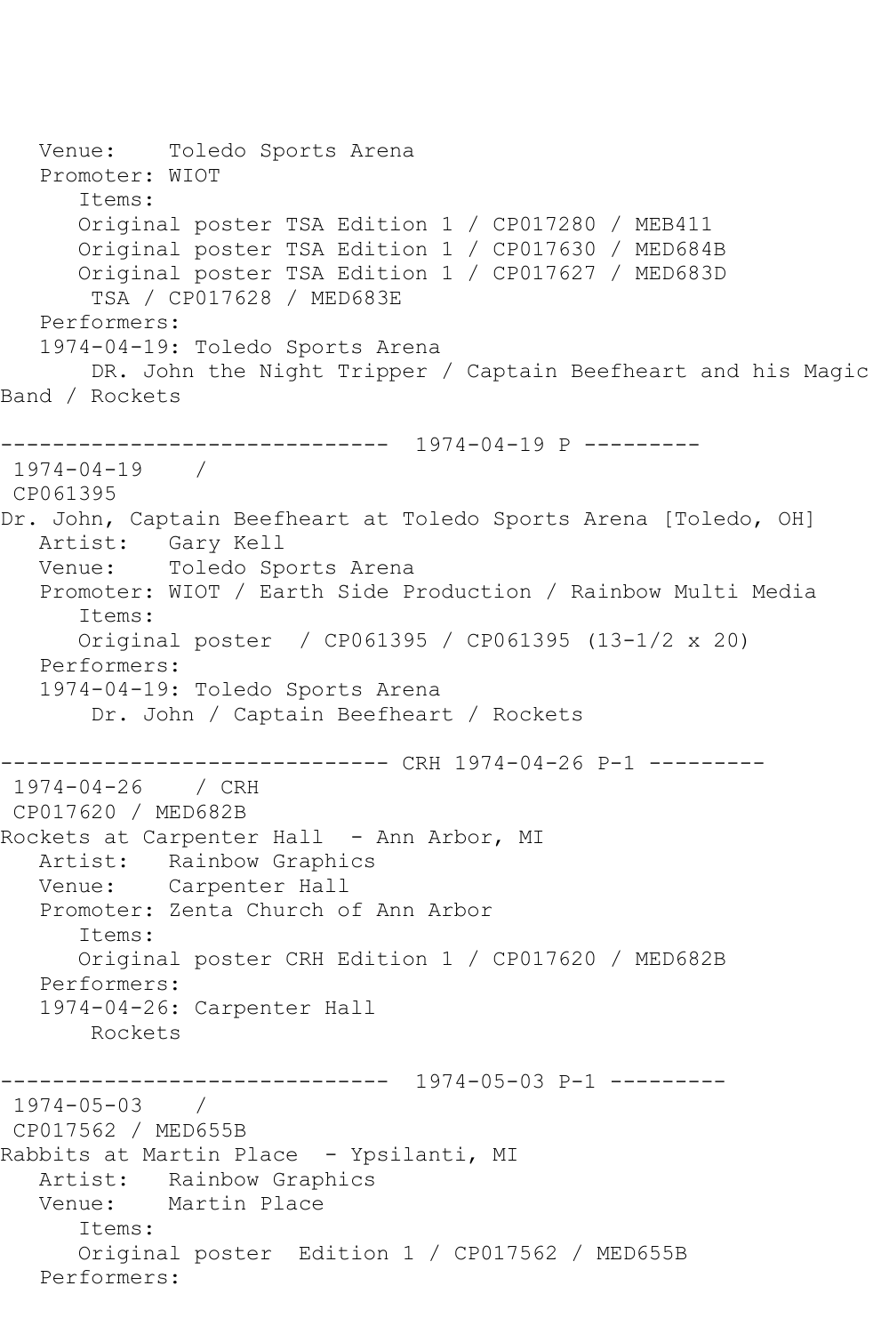```
   Venue:    Toledo Sports Arena
   Promoter: WIOT
      Items:
      Original poster TSA Edition 1 / CP017280 / MEB411
      Original poster TSA Edition 1 / CP017630 / MED684B
      Original poster TSA Edition 1 / CP017627 / MED683D
       TSA / CP017628 / MED683E
   Performers:
   1974-04-19: Toledo Sports Arena
       DR. John the Night Tripper / Captain Beefheart and his Magic
Band / Rockets

------------------------------  1974-04-19 P ---------
 1974-04-19    /
 CP061395
Dr. John, Captain Beefheart at Toledo Sports Arena [Toledo, OH]
   Artist:   Gary Kell
   Venue:    Toledo Sports Arena
   Promoter: WIOT / Earth Side Production / Rainbow Multi Media
      Items:
      Original poster  / CP061395 / CP061395 (13-1/2 x 20)
   Performers:
   1974-04-19: Toledo Sports Arena
       Dr. John / Captain Beefheart / Rockets

------------------------------ CRH 1974-04-26 P-1 ---------
 1974-04-26    / CRH
 CP017620 / MED682B
Rockets at Carpenter Hall  - Ann Arbor, MI
   Artist:   Rainbow Graphics
   Venue:    Carpenter Hall
   Promoter: Zenta Church of Ann Arbor
      Items:
      Original poster CRH Edition 1 / CP017620 / MED682B
   Performers:
   1974-04-26: Carpenter Hall
       Rockets

------------------------------  1974-05-03 P-1 ---------
 1974-05-03    /
 CP017562 / MED655B
Rabbits at Martin Place  - Ypsilanti, MI
   Artist:   Rainbow Graphics
   Venue:    Martin Place
      Items:
      Original poster  Edition 1 / CP017562 / MED655B
   Performers:
```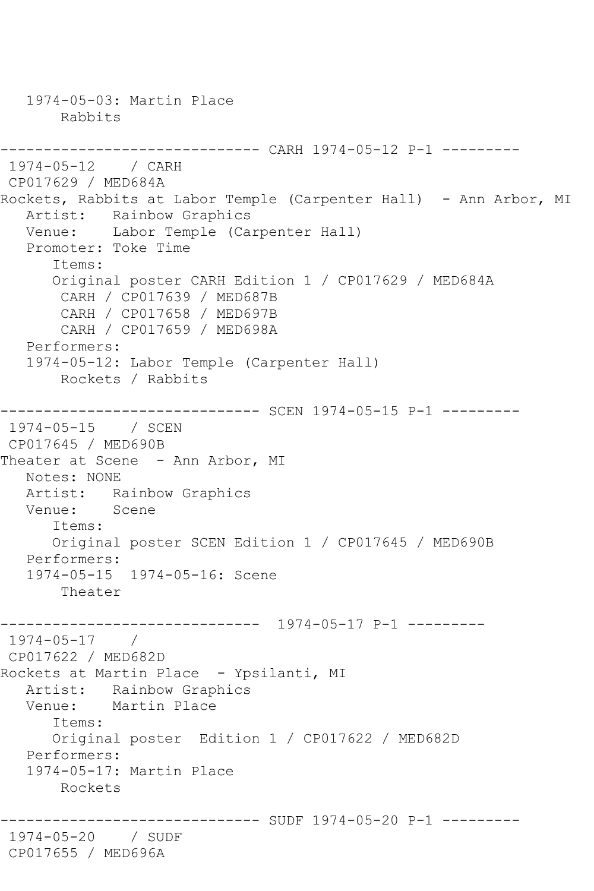```
   1974-05-03: Martin Place
       Rabbits

------------------------------ CARH 1974-05-12 P-1 ---------
 1974-05-12    / CARH
 CP017629 / MED684A
Rockets, Rabbits at Labor Temple (Carpenter Hall)  - Ann Arbor, MI
   Artist:   Rainbow Graphics
   Venue:    Labor Temple (Carpenter Hall)
   Promoter: Toke Time
      Items:
      Original poster CARH Edition 1 / CP017629 / MED684A
       CARH / CP017639 / MED687B
       CARH / CP017658 / MED697B
       CARH / CP017659 / MED698A
   Performers:
   1974-05-12: Labor Temple (Carpenter Hall)
       Rockets / Rabbits

------------------------------ SCEN 1974-05-15 P-1 ---------
 1974-05-15    / SCEN
 CP017645 / MED690B
Theater at Scene  - Ann Arbor, MI
   Notes: NONE
   Artist:   Rainbow Graphics
   Venue:    Scene
      Items:
      Original poster SCEN Edition 1 / CP017645 / MED690B
   Performers:
   1974-05-15  1974-05-16: Scene
       Theater

------------------------------  1974-05-17 P-1 ---------
 1974-05-17    /
 CP017622 / MED682D
Rockets at Martin Place  - Ypsilanti, MI
   Artist:   Rainbow Graphics
   Venue:    Martin Place
      Items:
      Original poster  Edition 1 / CP017622 / MED682D
   Performers:
   1974-05-17: Martin Place
       Rockets

------------------------------ SUDF 1974-05-20 P-1 ---------
 1974-05-20    / SUDF
 CP017655 / MED696A
```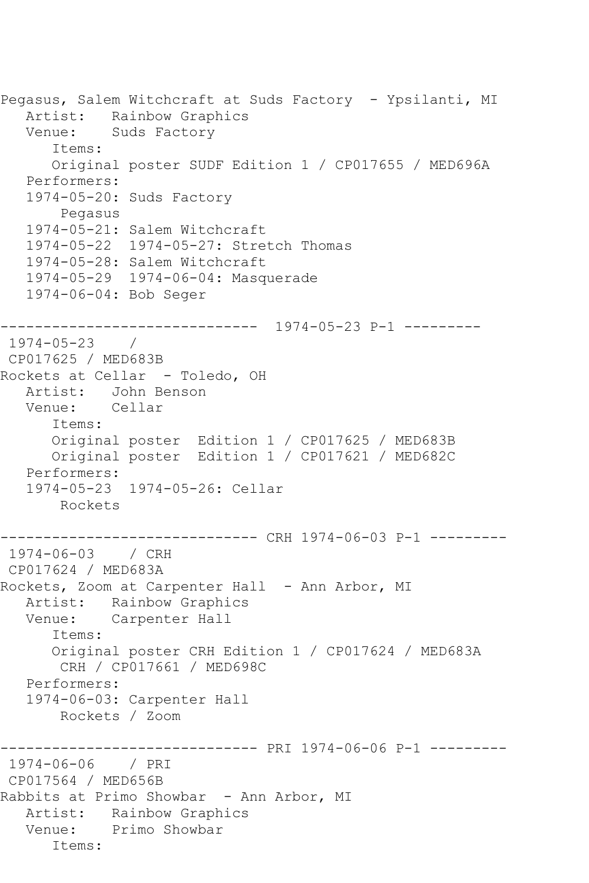```
Pegasus, Salem Witchcraft at Suds Factory  - Ypsilanti, MI
   Artist:   Rainbow Graphics
   Venue:    Suds Factory
      Items:
      Original poster SUDF Edition 1 / CP017655 / MED696A
   Performers:
   1974-05-20: Suds Factory
       Pegasus
   1974-05-21: Salem Witchcraft
   1974-05-22  1974-05-27: Stretch Thomas
   1974-05-28: Salem Witchcraft
   1974-05-29  1974-06-04: Masquerade
   1974-06-04: Bob Seger

------------------------------  1974-05-23 P-1 ---------
 1974-05-23    /
 CP017625 / MED683B
Rockets at Cellar  - Toledo, OH
   Artist:   John Benson
   Venue:    Cellar
      Items:
      Original poster  Edition 1 / CP017625 / MED683B
      Original poster  Edition 1 / CP017621 / MED682C
   Performers:
   1974-05-23  1974-05-26: Cellar
       Rockets

------------------------------ CRH 1974-06-03 P-1 ---------
 1974-06-03    / CRH
 CP017624 / MED683A
Rockets, Zoom at Carpenter Hall  - Ann Arbor, MI
   Artist:   Rainbow Graphics
   Venue:    Carpenter Hall
      Items:
      Original poster CRH Edition 1 / CP017624 / MED683A
       CRH / CP017661 / MED698C
   Performers:
   1974-06-03: Carpenter Hall
       Rockets / Zoom

------------------------------ PRI 1974-06-06 P-1 ---------
 1974-06-06    / PRI
 CP017564 / MED656B
Rabbits at Primo Showbar  - Ann Arbor, MI
   Artist:   Rainbow Graphics
   Venue:    Primo Showbar
      Items:
```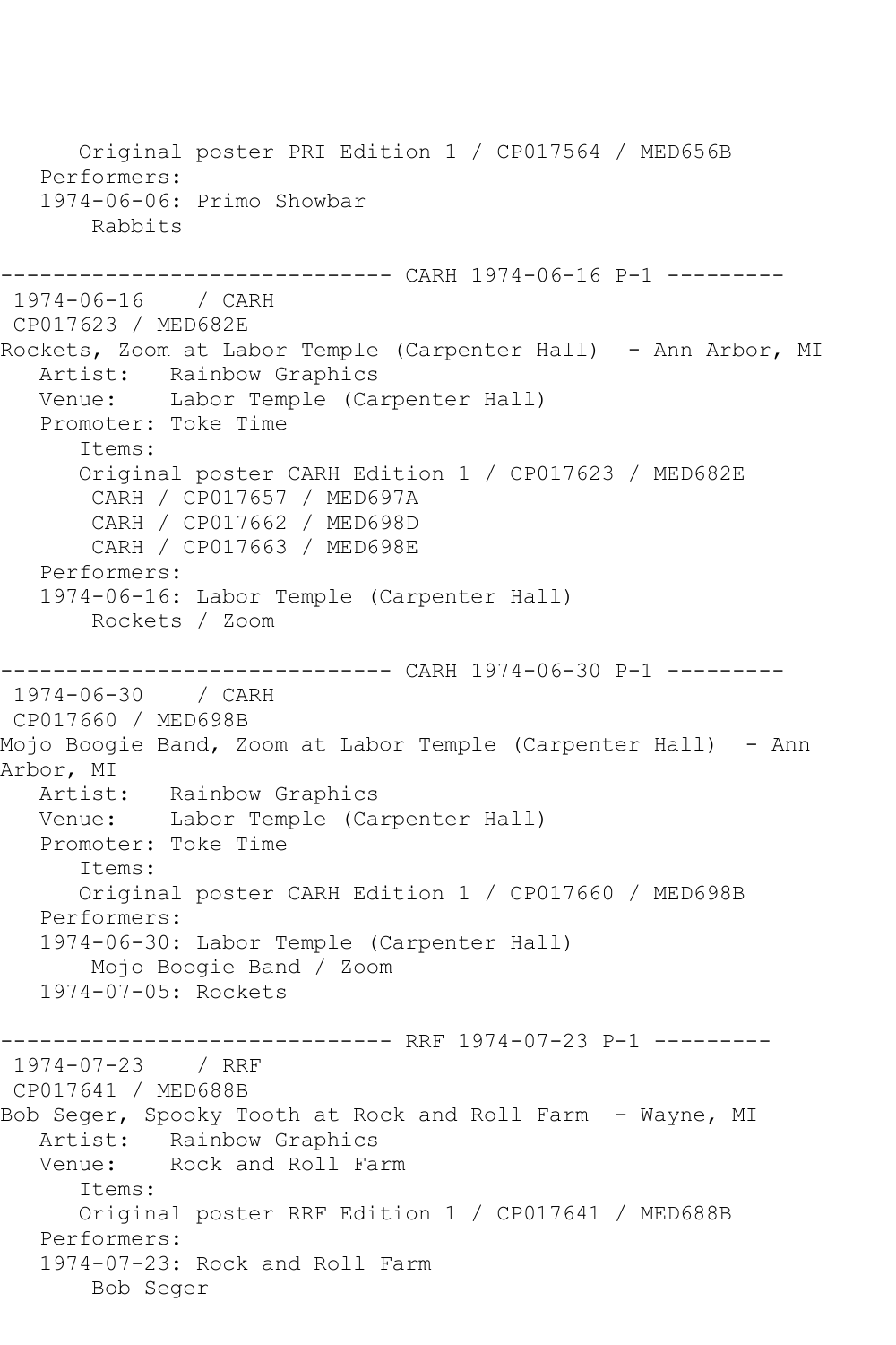```
      Original poster PRI Edition 1 / CP017564 / MED656B
   Performers:
   1974-06-06: Primo Showbar
       Rabbits

------------------------------ CARH 1974-06-16 P-1 ---------
 1974-06-16    / CARH
 CP017623 / MED682E
Rockets, Zoom at Labor Temple (Carpenter Hall)  - Ann Arbor, MI
   Artist:   Rainbow Graphics
   Venue:    Labor Temple (Carpenter Hall)
   Promoter: Toke Time
      Items:
      Original poster CARH Edition 1 / CP017623 / MED682E
       CARH / CP017657 / MED697A
       CARH / CP017662 / MED698D
       CARH / CP017663 / MED698E
   Performers:
   1974-06-16: Labor Temple (Carpenter Hall)
       Rockets / Zoom

------------------------------ CARH 1974-06-30 P-1 ---------
 1974-06-30    / CARH
 CP017660 / MED698B
Mojo Boogie Band, Zoom at Labor Temple (Carpenter Hall)  - Ann
Arbor, MI
   Artist:   Rainbow Graphics
   Venue:    Labor Temple (Carpenter Hall)
   Promoter: Toke Time
      Items:
      Original poster CARH Edition 1 / CP017660 / MED698B
   Performers:
   1974-06-30: Labor Temple (Carpenter Hall)
       Mojo Boogie Band / Zoom
   1974-07-05: Rockets

------------------------------ RRF 1974-07-23 P-1 ---------
 1974-07-23    / RRF
 CP017641 / MED688B
Bob Seger, Spooky Tooth at Rock and Roll Farm  - Wayne, MI
   Artist:   Rainbow Graphics
   Venue:    Rock and Roll Farm
      Items:
      Original poster RRF Edition 1 / CP017641 / MED688B
   Performers:
   1974-07-23: Rock and Roll Farm
       Bob Seger
```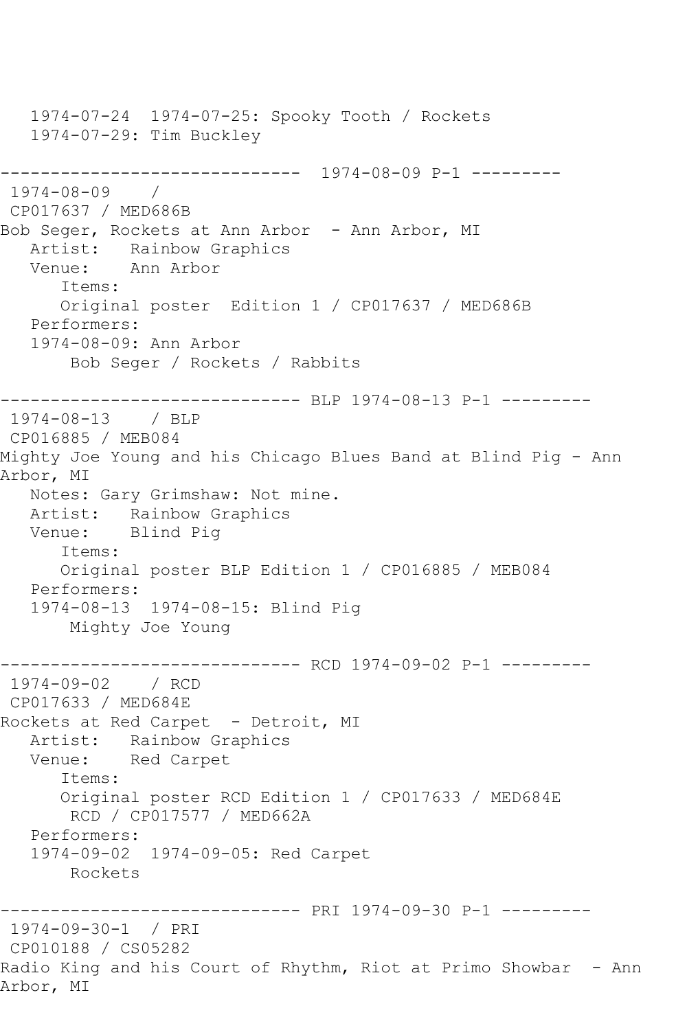1974-07-24  1974-07-25: Spooky Tooth / Rockets
   1974-07-29: Tim Buckley

------------------------------ 1974-08-09 P-1 ---------
1974-08-09    /
CP017637 / MED686B
Bob Seger, Rockets at Ann Arbor  - Ann Arbor, MI
   Artist:   Rainbow Graphics
   Venue:    Ann Arbor
      Items:
      Original poster  Edition 1 / CP017637 / MED686B
   Performers:
   1974-08-09: Ann Arbor
       Bob Seger / Rockets / Rabbits

------------------------------ BLP 1974-08-13 P-1 ---------
1974-08-13    / BLP
CP016885 / MEB084
Mighty Joe Young and his Chicago Blues Band at Blind Pig - Ann Arbor, MI
   Notes: Gary Grimshaw: Not mine.
   Artist:   Rainbow Graphics
   Venue:    Blind Pig
      Items:
      Original poster BLP Edition 1 / CP016885 / MEB084
   Performers:
   1974-08-13  1974-08-15: Blind Pig
       Mighty Joe Young

------------------------------ RCD 1974-09-02 P-1 ---------
1974-09-02    / RCD
CP017633 / MED684E
Rockets at Red Carpet  - Detroit, MI
   Artist:   Rainbow Graphics
   Venue:    Red Carpet
      Items:
      Original poster RCD Edition 1 / CP017633 / MED684E
       RCD / CP017577 / MED662A
   Performers:
   1974-09-02  1974-09-05: Red Carpet
       Rockets

------------------------------ PRI 1974-09-30 P-1 ---------
1974-09-30-1  / PRI
CP010188 / CS05282
Radio King and his Court of Rhythm, Riot at Primo Showbar  - Ann Arbor, MI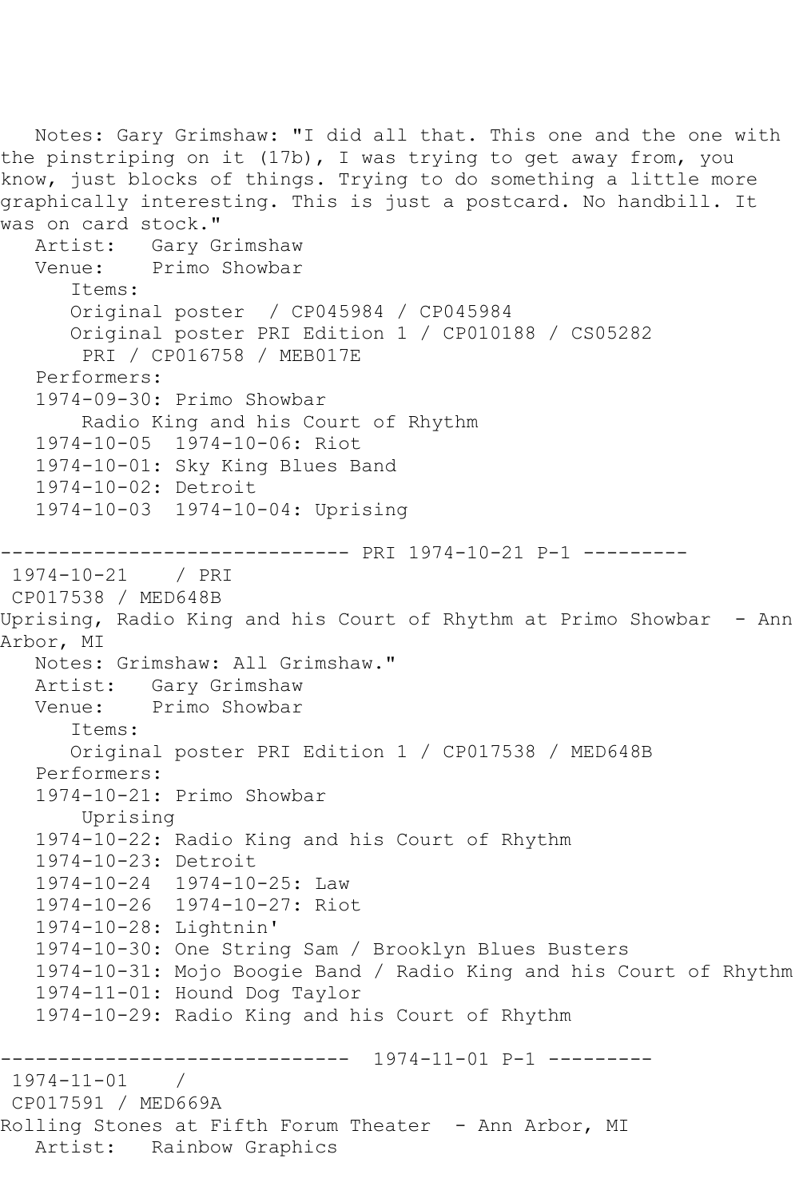Notes: Gary Grimshaw: "I did all that. This one and the one with the pinstriping on it (17b), I was trying to get away from, you know, just blocks of things. Trying to do something a little more graphically interesting. This is just a postcard. No handbill. It was on card stock."

Artist: Gary Grimshaw
Venue: Primo Showbar

Items:
- Original poster / CP045984 / CP045984
- Original poster PRI Edition 1 / CP010188 / CS05282
- PRI / CP016758 / MEB017E

Performers:
- 1974-09-30: Primo Showbar
  - Radio King and his Court of Rhythm
- 1974-10-05 1974-10-06: Riot
- 1974-10-01: Sky King Blues Band
- 1974-10-02: Detroit
- 1974-10-03 1974-10-04: Uprising

------------------------------ PRI 1974-10-21 P-1 ---------

1974-10-21 / PRI
CP017538 / MED648B

Uprising, Radio King and his Court of Rhythm at Primo Showbar - Ann Arbor, MI

Notes: Grimshaw: All Grimshaw."

Artist: Gary Grimshaw
Venue: Primo Showbar

Items:
- Original poster PRI Edition 1 / CP017538 / MED648B

Performers:
- 1974-10-21: Primo Showbar
  - Uprising
- 1974-10-22: Radio King and his Court of Rhythm
- 1974-10-23: Detroit
- 1974-10-24 1974-10-25: Law
- 1974-10-26 1974-10-27: Riot
- 1974-10-28: Lightnin'
- 1974-10-30: One String Sam / Brooklyn Blues Busters
- 1974-10-31: Mojo Boogie Band / Radio King and his Court of Rhythm
- 1974-11-01: Hound Dog Taylor
- 1974-10-29: Radio King and his Court of Rhythm

------------------------------ 1974-11-01 P-1 ---------

1974-11-01 /
CP017591 / MED669A

Rolling Stones at Fifth Forum Theater - Ann Arbor, MI

Artist: Rainbow Graphics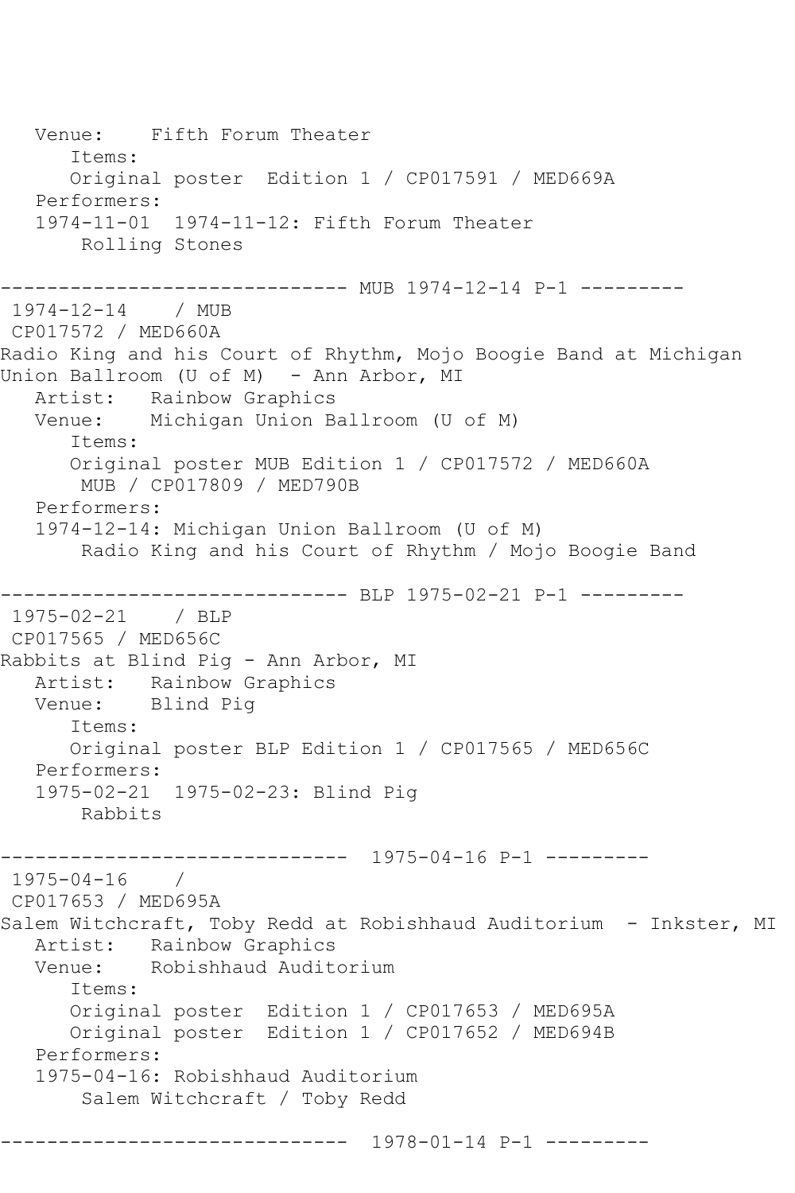```
   Venue:    Fifth Forum Theater
      Items:
      Original poster  Edition 1 / CP017591 / MED669A
   Performers:
   1974-11-01  1974-11-12: Fifth Forum Theater
       Rolling Stones

------------------------------ MUB 1974-12-14 P-1 ---------
 1974-12-14    / MUB
 CP017572 / MED660A
Radio King and his Court of Rhythm, Mojo Boogie Band at Michigan
Union Ballroom (U of M)  - Ann Arbor, MI
   Artist:   Rainbow Graphics
   Venue:    Michigan Union Ballroom (U of M)
      Items:
      Original poster MUB Edition 1 / CP017572 / MED660A
       MUB / CP017809 / MED790B
   Performers:
   1974-12-14: Michigan Union Ballroom (U of M)
       Radio King and his Court of Rhythm / Mojo Boogie Band

------------------------------ BLP 1975-02-21 P-1 ---------
 1975-02-21    / BLP
 CP017565 / MED656C
Rabbits at Blind Pig - Ann Arbor, MI
   Artist:   Rainbow Graphics
   Venue:    Blind Pig
      Items:
      Original poster BLP Edition 1 / CP017565 / MED656C
   Performers:
   1975-02-21  1975-02-23: Blind Pig
       Rabbits

------------------------------  1975-04-16 P-1 ---------
 1975-04-16    /
 CP017653 / MED695A
Salem Witchcraft, Toby Redd at Robishhaud Auditorium  - Inkster, MI
   Artist:   Rainbow Graphics
   Venue:    Robishhaud Auditorium
      Items:
      Original poster  Edition 1 / CP017653 / MED695A
      Original poster  Edition 1 / CP017652 / MED694B
   Performers:
   1975-04-16: Robishhaud Auditorium
       Salem Witchcraft / Toby Redd

------------------------------  1978-01-14 P-1 ---------
```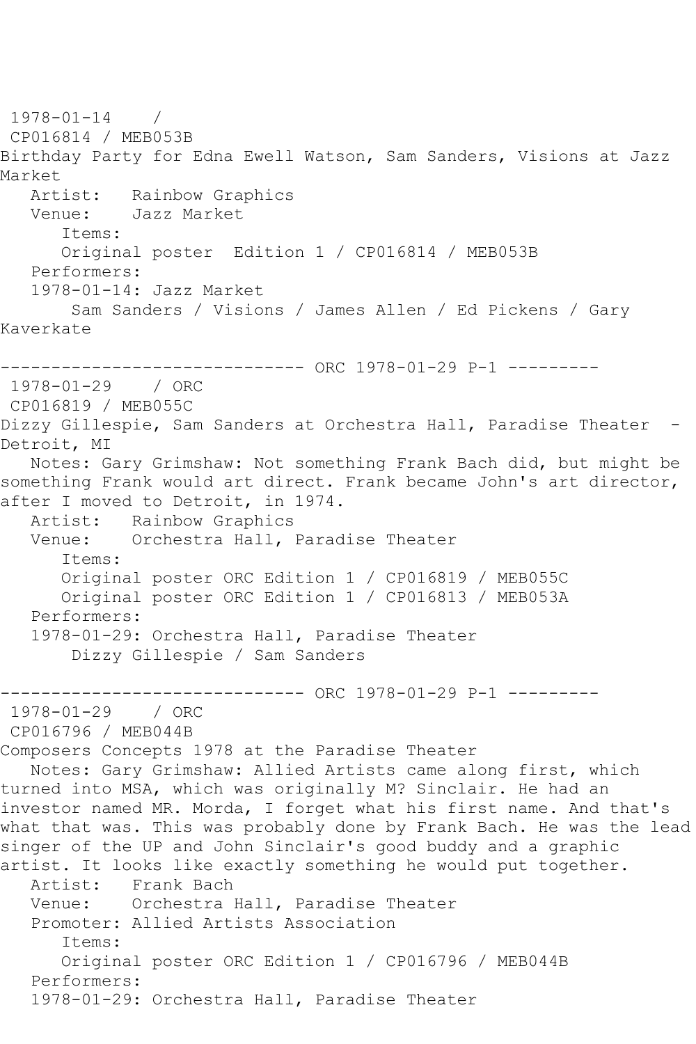1978-01-14 /
CP016814 / MEB053B
Birthday Party for Edna Ewell Watson, Sam Sanders, Visions at Jazz Market
Artist: Rainbow Graphics
Venue: Jazz Market
Items:
Original poster Edition 1 / CP016814 / MEB053B
Performers:
1978-01-14: Jazz Market
Sam Sanders / Visions / James Allen / Ed Pickens / Gary Kaverkate

------------------------------ ORC 1978-01-29 P-1 ---------

1978-01-29 / ORC
CP016819 / MEB055C
Dizzy Gillespie, Sam Sanders at Orchestra Hall, Paradise Theater - Detroit, MI
Notes: Gary Grimshaw: Not something Frank Bach did, but might be something Frank would art direct. Frank became John's art director, after I moved to Detroit, in 1974.
Artist: Rainbow Graphics
Venue: Orchestra Hall, Paradise Theater
Items:
Original poster ORC Edition 1 / CP016819 / MEB055C
Original poster ORC Edition 1 / CP016813 / MEB053A
Performers:
1978-01-29: Orchestra Hall, Paradise Theater
Dizzy Gillespie / Sam Sanders

------------------------------ ORC 1978-01-29 P-1 ---------

1978-01-29 / ORC
CP016796 / MEB044B
Composers Concepts 1978 at the Paradise Theater
Notes: Gary Grimshaw: Allied Artists came along first, which turned into MSA, which was originally M? Sinclair. He had an investor named MR. Morda, I forget what his first name. And that's what that was. This was probably done by Frank Bach. He was the lead singer of the UP and John Sinclair's good buddy and a graphic artist. It looks like exactly something he would put together.
Artist: Frank Bach
Venue: Orchestra Hall, Paradise Theater
Promoter: Allied Artists Association
Items:
Original poster ORC Edition 1 / CP016796 / MEB044B
Performers:
1978-01-29: Orchestra Hall, Paradise Theater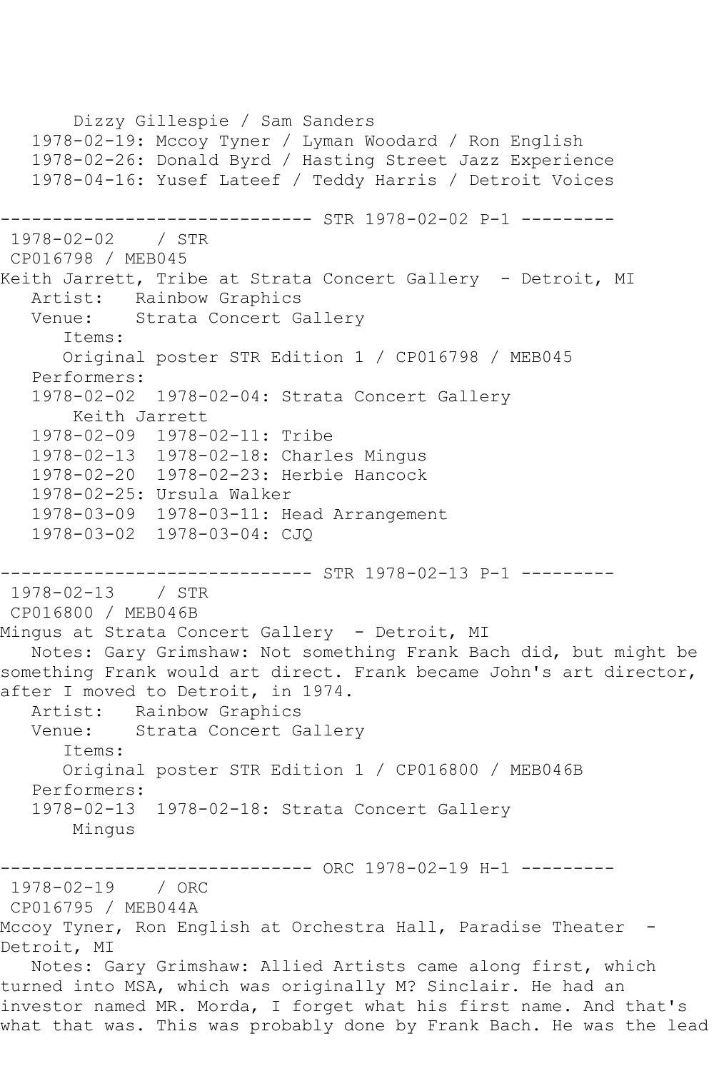Dizzy Gillespie / Sam Sanders
1978-02-19: Mccoy Tyner / Lyman Woodard / Ron English
1978-02-26: Donald Byrd / Hasting Street Jazz Experience
1978-04-16: Yusef Lateef / Teddy Harris / Detroit Voices

------------------------------ STR 1978-02-02 P-1 ---------

1978-02-02 / STR
CP016798 / MEB045
Keith Jarrett, Tribe at Strata Concert Gallery - Detroit, MI
Artist: Rainbow Graphics
Venue: Strata Concert Gallery
Items:
Original poster STR Edition 1 / CP016798 / MEB045
Performers:
1978-02-02 1978-02-04: Strata Concert Gallery
Keith Jarrett
1978-02-09 1978-02-11: Tribe
1978-02-13 1978-02-18: Charles Mingus
1978-02-20 1978-02-23: Herbie Hancock
1978-02-25: Ursula Walker
1978-03-09 1978-03-11: Head Arrangement
1978-03-02 1978-03-04: CJQ

------------------------------ STR 1978-02-13 P-1 ---------

1978-02-13 / STR
CP016800 / MEB046B
Mingus at Strata Concert Gallery - Detroit, MI
Notes: Gary Grimshaw: Not something Frank Bach did, but might be something Frank would art direct. Frank became John's art director, after I moved to Detroit, in 1974.
Artist: Rainbow Graphics
Venue: Strata Concert Gallery
Items:
Original poster STR Edition 1 / CP016800 / MEB046B
Performers:
1978-02-13 1978-02-18: Strata Concert Gallery
Mingus

------------------------------ ORC 1978-02-19 H-1 ---------

1978-02-19 / ORC
CP016795 / MEB044A
Mccoy Tyner, Ron English at Orchestra Hall, Paradise Theater - Detroit, MI
Notes: Gary Grimshaw: Allied Artists came along first, which turned into MSA, which was originally M? Sinclair. He had an investor named MR. Morda, I forget what his first name. And that's what that was. This was probably done by Frank Bach. He was the lead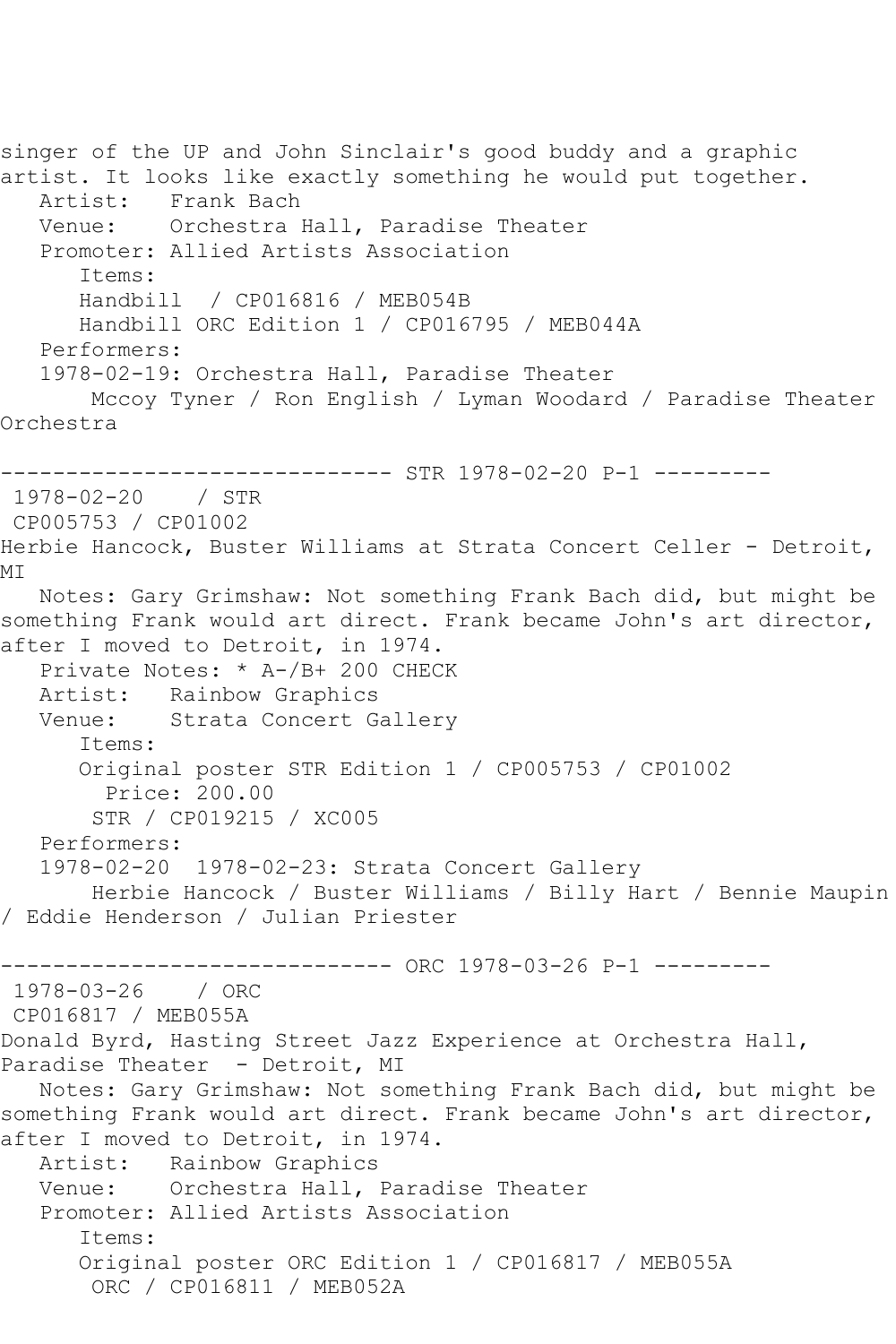singer of the UP and John Sinclair's good buddy and a graphic artist. It looks like exactly something he would put together.

Artist: Frank Bach
Venue: Orchestra Hall, Paradise Theater
Promoter: Allied Artists Association
Items:
Handbill / CP016816 / MEB054B
Handbill ORC Edition 1 / CP016795 / MEB044A
Performers:
1978-02-19: Orchestra Hall, Paradise Theater
Mccoy Tyner / Ron English / Lyman Woodard / Paradise Theater Orchestra

------------------------------ STR 1978-02-20 P-1 ---------

1978-02-20 / STR
CP005753 / CP01002
Herbie Hancock, Buster Williams at Strata Concert Celler - Detroit, MI

Notes: Gary Grimshaw: Not something Frank Bach did, but might be something Frank would art direct. Frank became John's art director, after I moved to Detroit, in 1974.
Private Notes: * A-/B+ 200 CHECK
Artist: Rainbow Graphics
Venue: Strata Concert Gallery
Items:
Original poster STR Edition 1 / CP005753 / CP01002
Price: 200.00
STR / CP019215 / XC005
Performers:
1978-02-20 1978-02-23: Strata Concert Gallery
Herbie Hancock / Buster Williams / Billy Hart / Bennie Maupin / Eddie Henderson / Julian Priester

------------------------------ ORC 1978-03-26 P-1 ---------

1978-03-26 / ORC
CP016817 / MEB055A
Donald Byrd, Hasting Street Jazz Experience at Orchestra Hall, Paradise Theater - Detroit, MI

Notes: Gary Grimshaw: Not something Frank Bach did, but might be something Frank would art direct. Frank became John's art director, after I moved to Detroit, in 1974.
Artist: Rainbow Graphics
Venue: Orchestra Hall, Paradise Theater
Promoter: Allied Artists Association
Items:
Original poster ORC Edition 1 / CP016817 / MEB055A
ORC / CP016811 / MEB052A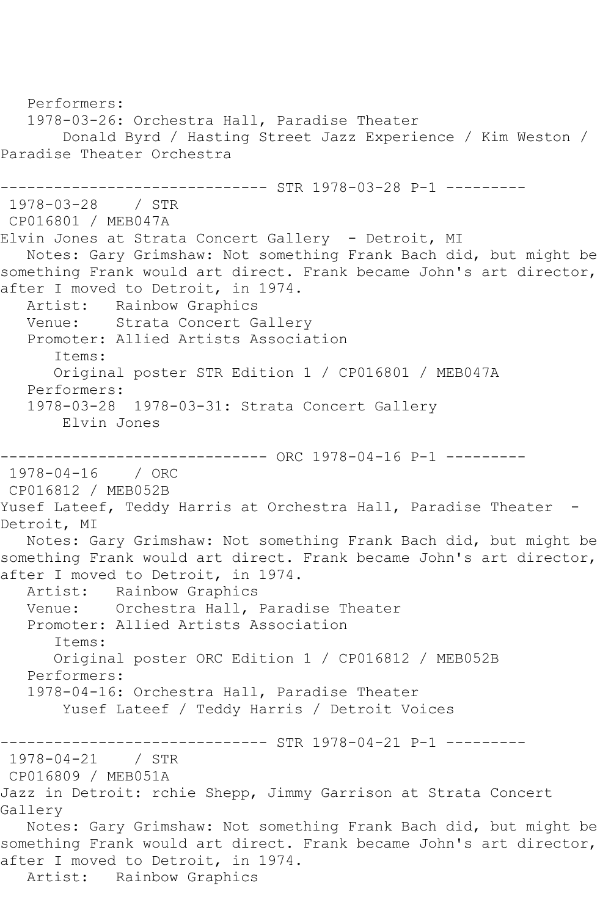Performers:
1978-03-26: Orchestra Hall, Paradise Theater
Donald Byrd / Hasting Street Jazz Experience / Kim Weston / Paradise Theater Orchestra

------------------------------ STR 1978-03-28 P-1 ---------

1978-03-28 / STR
CP016801 / MEB047A
Elvin Jones at Strata Concert Gallery - Detroit, MI
Notes: Gary Grimshaw: Not something Frank Bach did, but might be something Frank would art direct. Frank became John's art director, after I moved to Detroit, in 1974.
Artist: Rainbow Graphics
Venue: Strata Concert Gallery
Promoter: Allied Artists Association
Items:
Original poster STR Edition 1 / CP016801 / MEB047A
Performers:
1978-03-28 1978-03-31: Strata Concert Gallery
Elvin Jones

------------------------------ ORC 1978-04-16 P-1 ---------

1978-04-16 / ORC
CP016812 / MEB052B
Yusef Lateef, Teddy Harris at Orchestra Hall, Paradise Theater - Detroit, MI
Notes: Gary Grimshaw: Not something Frank Bach did, but might be something Frank would art direct. Frank became John's art director, after I moved to Detroit, in 1974.
Artist: Rainbow Graphics
Venue: Orchestra Hall, Paradise Theater
Promoter: Allied Artists Association
Items:
Original poster ORC Edition 1 / CP016812 / MEB052B
Performers:
1978-04-16: Orchestra Hall, Paradise Theater
Yusef Lateef / Teddy Harris / Detroit Voices

------------------------------ STR 1978-04-21 P-1 ---------

1978-04-21 / STR
CP016809 / MEB051A
Jazz in Detroit: rchie Shepp, Jimmy Garrison at Strata Concert Gallery
Notes: Gary Grimshaw: Not something Frank Bach did, but might be something Frank would art direct. Frank became John's art director, after I moved to Detroit, in 1974.
Artist: Rainbow Graphics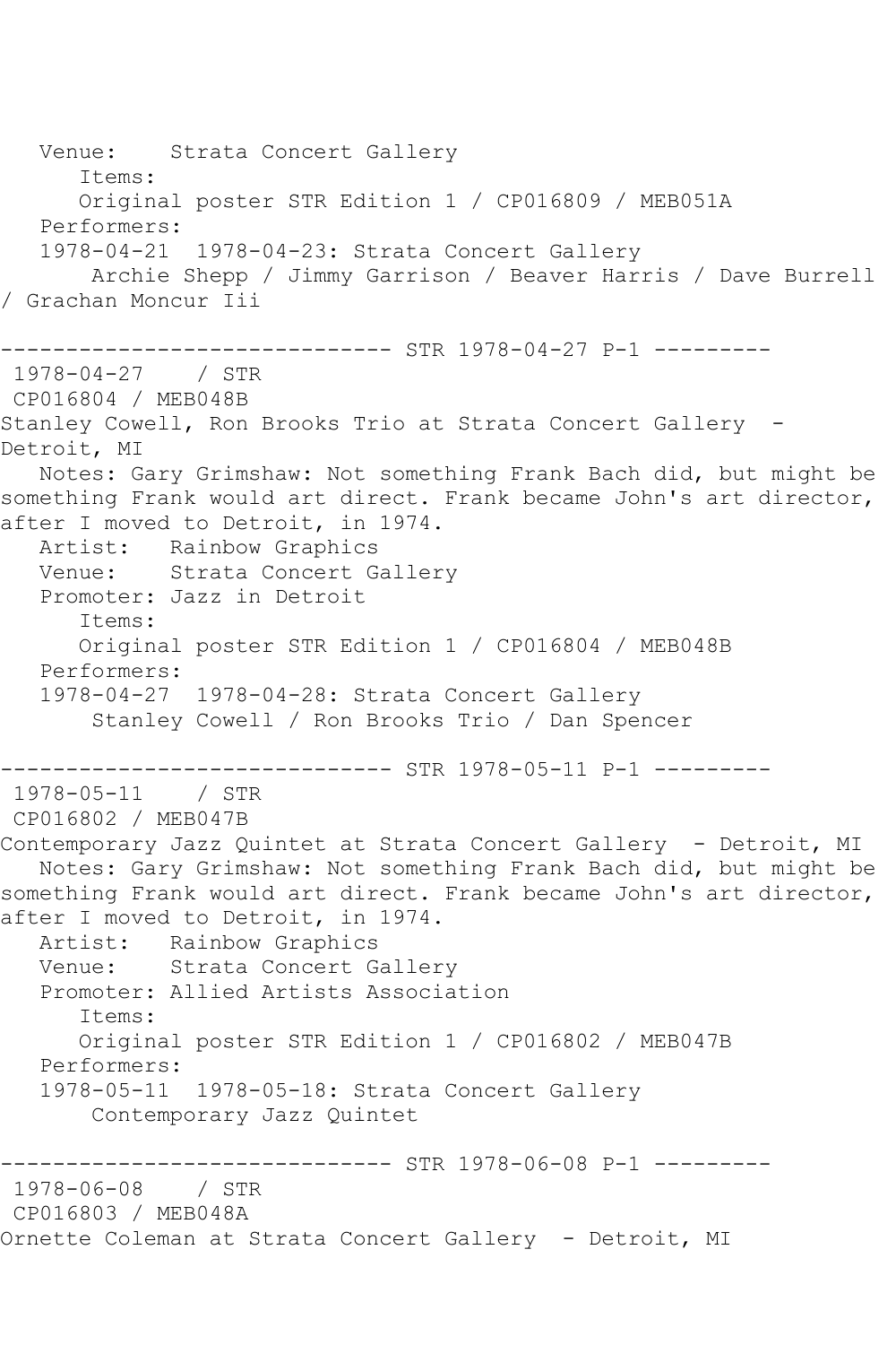Venue:    Strata Concert Gallery
      Items:
      Original poster STR Edition 1 / CP016809 / MEB051A
   Performers:
   1978-04-21  1978-04-23: Strata Concert Gallery
       Archie Shepp / Jimmy Garrison / Beaver Harris / Dave Burrell / Grachan Moncur Iii

------------------------------ STR 1978-04-27 P-1 ---------

1978-04-27    / STR
CP016804 / MEB048B
Stanley Cowell, Ron Brooks Trio at Strata Concert Gallery  - Detroit, MI
   Notes: Gary Grimshaw: Not something Frank Bach did, but might be something Frank would art direct. Frank became John's art director, after I moved to Detroit, in 1974.
   Artist:   Rainbow Graphics
   Venue:    Strata Concert Gallery
   Promoter: Jazz in Detroit
      Items:
      Original poster STR Edition 1 / CP016804 / MEB048B
   Performers:
   1978-04-27  1978-04-28: Strata Concert Gallery
       Stanley Cowell / Ron Brooks Trio / Dan Spencer

------------------------------ STR 1978-05-11 P-1 ---------

1978-05-11    / STR
CP016802 / MEB047B
Contemporary Jazz Quintet at Strata Concert Gallery  - Detroit, MI
   Notes: Gary Grimshaw: Not something Frank Bach did, but might be something Frank would art direct. Frank became John's art director, after I moved to Detroit, in 1974.
   Artist:   Rainbow Graphics
   Venue:    Strata Concert Gallery
   Promoter: Allied Artists Association
      Items:
      Original poster STR Edition 1 / CP016802 / MEB047B
   Performers:
   1978-05-11  1978-05-18: Strata Concert Gallery
       Contemporary Jazz Quintet

------------------------------ STR 1978-06-08 P-1 ---------

1978-06-08    / STR
CP016803 / MEB048A
Ornette Coleman at Strata Concert Gallery  - Detroit, MI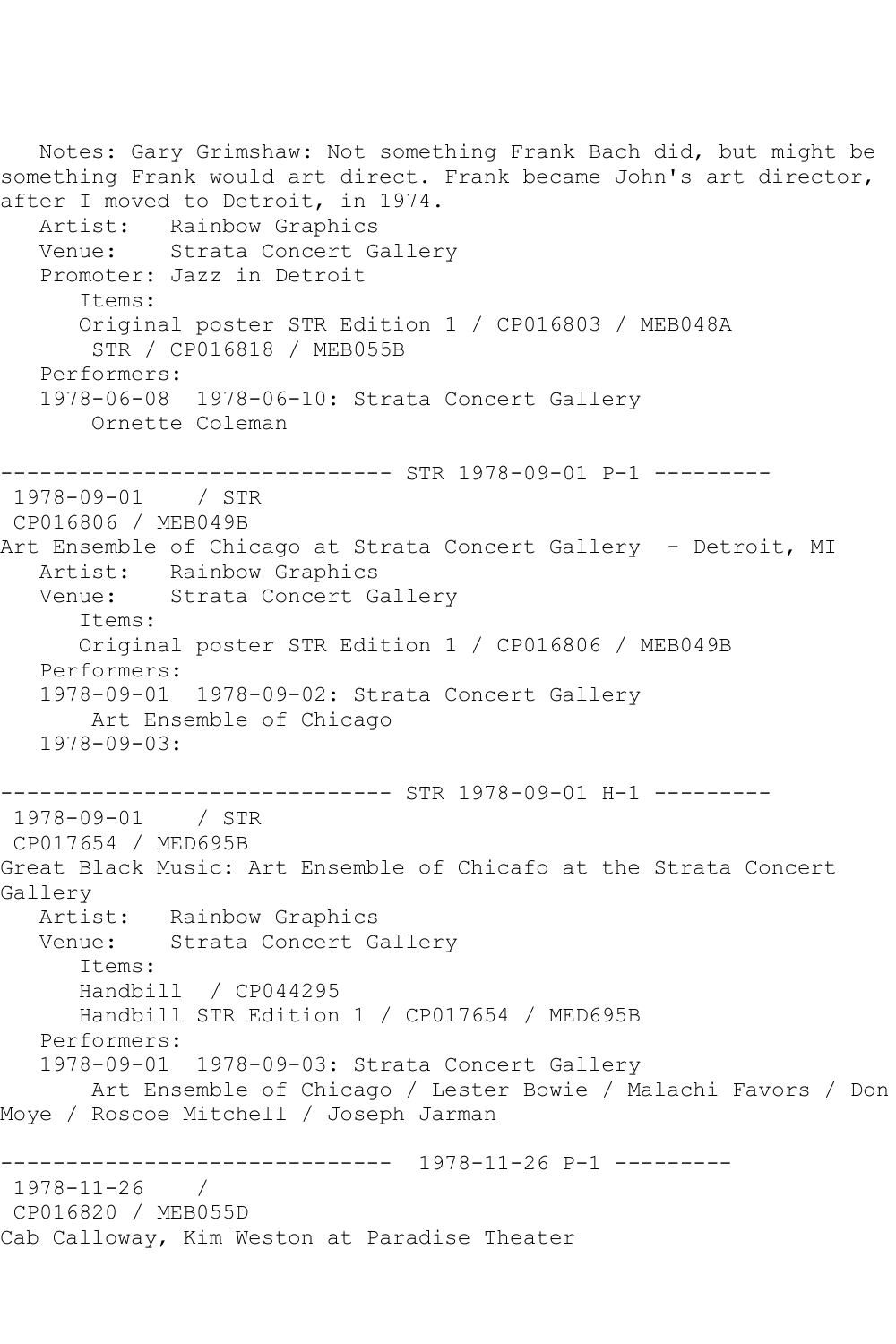```
   Notes: Gary Grimshaw: Not something Frank Bach did, but might be
something Frank would art direct. Frank became John's art director,
after I moved to Detroit, in 1974.
   Artist:   Rainbow Graphics
   Venue:    Strata Concert Gallery
   Promoter: Jazz in Detroit
      Items:
      Original poster STR Edition 1 / CP016803 / MEB048A
       STR / CP016818 / MEB055B
   Performers:
   1978-06-08  1978-06-10: Strata Concert Gallery
       Ornette Coleman

------------------------------ STR 1978-09-01 P-1 ---------
 1978-09-01    / STR
 CP016806 / MEB049B
Art Ensemble of Chicago at Strata Concert Gallery  - Detroit, MI
   Artist:   Rainbow Graphics
   Venue:    Strata Concert Gallery
      Items:
      Original poster STR Edition 1 / CP016806 / MEB049B
   Performers:
   1978-09-01  1978-09-02: Strata Concert Gallery
       Art Ensemble of Chicago
   1978-09-03:

------------------------------ STR 1978-09-01 H-1 ---------
 1978-09-01    / STR
 CP017654 / MED695B
Great Black Music: Art Ensemble of Chicafo at the Strata Concert
Gallery
   Artist:   Rainbow Graphics
   Venue:    Strata Concert Gallery
      Items:
      Handbill  / CP044295
      Handbill STR Edition 1 / CP017654 / MED695B
   Performers:
   1978-09-01  1978-09-03: Strata Concert Gallery
       Art Ensemble of Chicago / Lester Bowie / Malachi Favors / Don
Moye / Roscoe Mitchell / Joseph Jarman

------------------------------  1978-11-26 P-1 ---------
 1978-11-26    /
 CP016820 / MEB055D
Cab Calloway, Kim Weston at Paradise Theater
```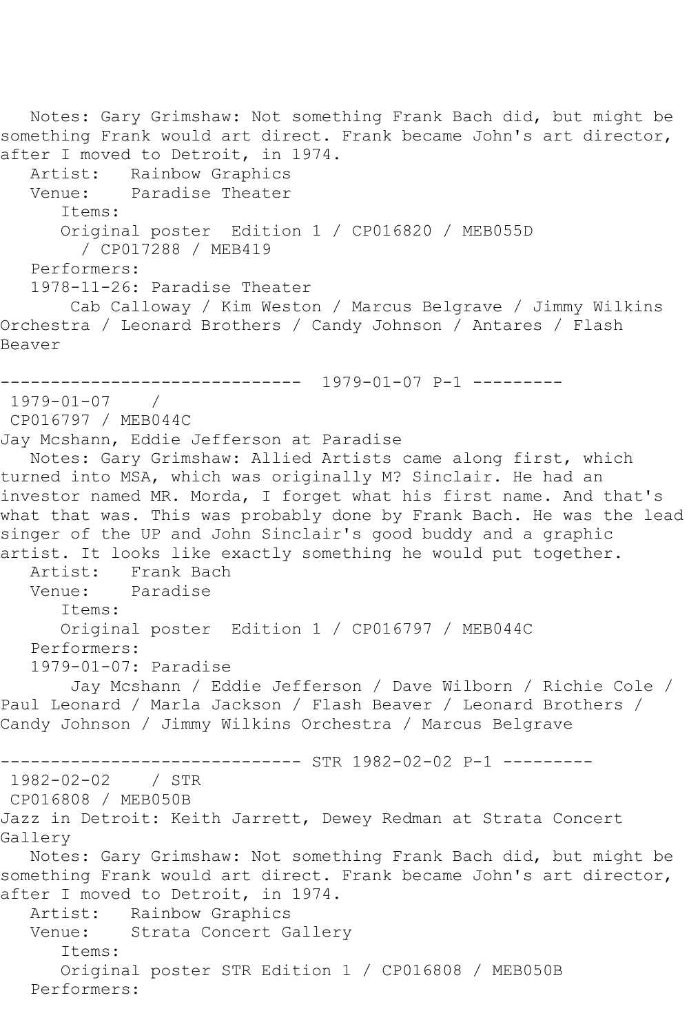Notes: Gary Grimshaw: Not something Frank Bach did, but might be something Frank would art direct. Frank became John's art director, after I moved to Detroit, in 1974.
Artist: Rainbow Graphics
Venue: Paradise Theater
Items:
Original poster Edition 1 / CP016820 / MEB055D / CP017288 / MEB419
Performers:
1978-11-26: Paradise Theater
Cab Calloway / Kim Weston / Marcus Belgrave / Jimmy Wilkins Orchestra / Leonard Brothers / Candy Johnson / Antares / Flash Beaver

------------------------------ 1979-01-07 P-1 ---------
1979-01-07 /
CP016797 / MEB044C
Jay Mcshann, Eddie Jefferson at Paradise
Notes: Gary Grimshaw: Allied Artists came along first, which turned into MSA, which was originally M? Sinclair. He had an investor named MR. Morda, I forget what his first name. And that's what that was. This was probably done by Frank Bach. He was the lead singer of the UP and John Sinclair's good buddy and a graphic artist. It looks like exactly something he would put together.
Artist: Frank Bach
Venue: Paradise
Items:
Original poster Edition 1 / CP016797 / MEB044C
Performers:
1979-01-07: Paradise
Jay Mcshann / Eddie Jefferson / Dave Wilborn / Richie Cole / Paul Leonard / Marla Jackson / Flash Beaver / Leonard Brothers / Candy Johnson / Jimmy Wilkins Orchestra / Marcus Belgrave

------------------------------ STR 1982-02-02 P-1 ---------
1982-02-02 / STR
CP016808 / MEB050B
Jazz in Detroit: Keith Jarrett, Dewey Redman at Strata Concert Gallery
Notes: Gary Grimshaw: Not something Frank Bach did, but might be something Frank would art direct. Frank became John's art director, after I moved to Detroit, in 1974.
Artist: Rainbow Graphics
Venue: Strata Concert Gallery
Items:
Original poster STR Edition 1 / CP016808 / MEB050B
Performers: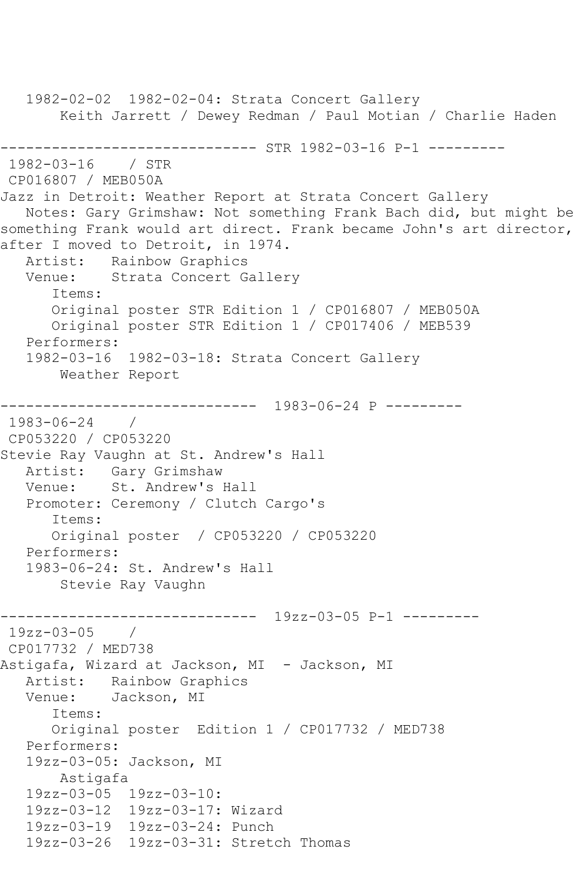```
   1982-02-02  1982-02-04: Strata Concert Gallery
       Keith Jarrett / Dewey Redman / Paul Motian / Charlie Haden

------------------------------ STR 1982-03-16 P-1 ---------
 1982-03-16    / STR
 CP016807 / MEB050A
Jazz in Detroit: Weather Report at Strata Concert Gallery
   Notes: Gary Grimshaw: Not something Frank Bach did, but might be
something Frank would art direct. Frank became John's art director,
after I moved to Detroit, in 1974.
   Artist:   Rainbow Graphics
   Venue:    Strata Concert Gallery
      Items:
      Original poster STR Edition 1 / CP016807 / MEB050A
      Original poster STR Edition 1 / CP017406 / MEB539
   Performers:
   1982-03-16  1982-03-18: Strata Concert Gallery
       Weather Report

------------------------------  1983-06-24 P ---------
 1983-06-24    /
 CP053220 / CP053220
Stevie Ray Vaughn at St. Andrew's Hall
   Artist:   Gary Grimshaw
   Venue:    St. Andrew's Hall
   Promoter: Ceremony / Clutch Cargo's
      Items:
      Original poster  / CP053220 / CP053220
   Performers:
   1983-06-24: St. Andrew's Hall
       Stevie Ray Vaughn

------------------------------  19zz-03-05 P-1 ---------
 19zz-03-05    /
 CP017732 / MED738
Astigafa, Wizard at Jackson, MI  - Jackson, MI
   Artist:   Rainbow Graphics
   Venue:    Jackson, MI
      Items:
      Original poster  Edition 1 / CP017732 / MED738
   Performers:
   19zz-03-05: Jackson, MI
       Astigafa
   19zz-03-05  19zz-03-10:
   19zz-03-12  19zz-03-17: Wizard
   19zz-03-19  19zz-03-24: Punch
   19zz-03-26  19zz-03-31: Stretch Thomas
```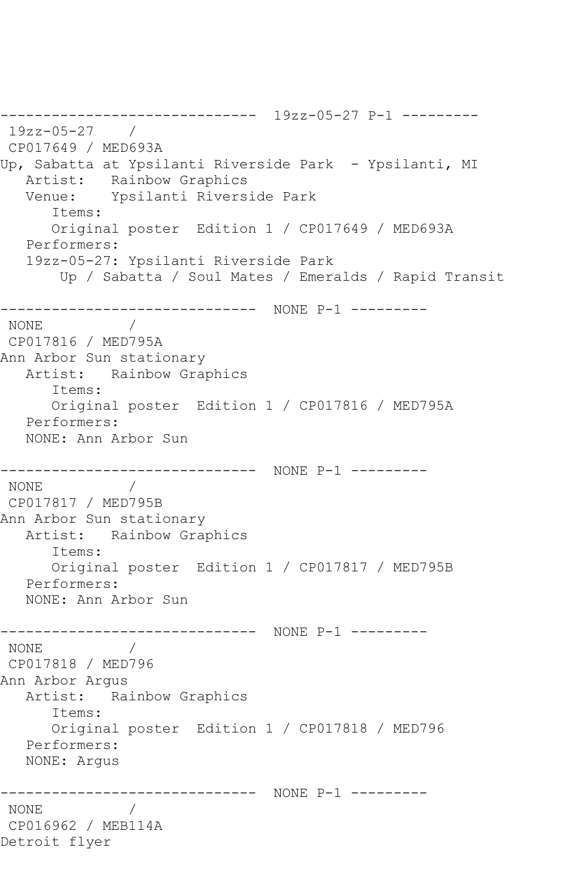```
------------------------------  19zz-05-27 P-1 ---------
 19zz-05-27    /
 CP017649 / MED693A
Up, Sabatta at Ypsilanti Riverside Park  - Ypsilanti, MI
   Artist:   Rainbow Graphics
   Venue:    Ypsilanti Riverside Park
      Items:
      Original poster  Edition 1 / CP017649 / MED693A
   Performers:
   19zz-05-27: Ypsilanti Riverside Park
       Up / Sabatta / Soul Mates / Emeralds / Rapid Transit

------------------------------  NONE P-1 ---------
 NONE          /
 CP017816 / MED795A
Ann Arbor Sun stationary
   Artist:   Rainbow Graphics
      Items:
      Original poster  Edition 1 / CP017816 / MED795A
   Performers:
   NONE: Ann Arbor Sun

------------------------------  NONE P-1 ---------
 NONE          /
 CP017817 / MED795B
Ann Arbor Sun stationary
   Artist:   Rainbow Graphics
      Items:
      Original poster  Edition 1 / CP017817 / MED795B
   Performers:
   NONE: Ann Arbor Sun

------------------------------  NONE P-1 ---------
 NONE          /
 CP017818 / MED796
Ann Arbor Argus
   Artist:   Rainbow Graphics
      Items:
      Original poster  Edition 1 / CP017818 / MED796
   Performers:
   NONE: Argus

------------------------------  NONE P-1 ---------
 NONE          /
 CP016962 / MEB114A
Detroit flyer
```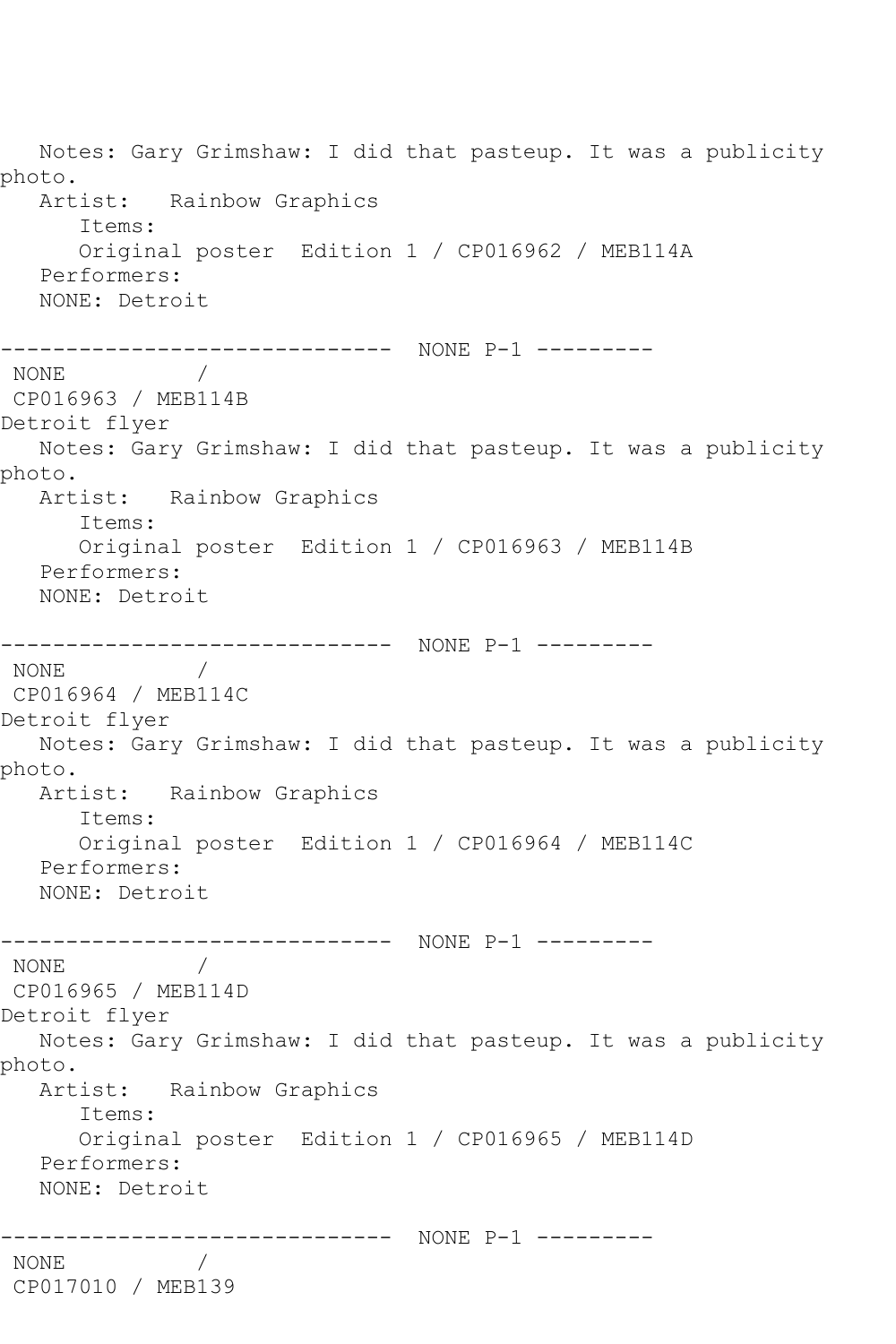Notes: Gary Grimshaw: I did that pasteup. It was a publicity photo.
Artist: Rainbow Graphics
Items:
Original poster Edition 1 / CP016962 / MEB114A
Performers:
NONE: Detroit

------------------------------ NONE P-1 ---------
NONE /
CP016963 / MEB114B
Detroit flyer
Notes: Gary Grimshaw: I did that pasteup. It was a publicity photo.
Artist: Rainbow Graphics
Items:
Original poster Edition 1 / CP016963 / MEB114B
Performers:
NONE: Detroit

------------------------------ NONE P-1 ---------
NONE /
CP016964 / MEB114C
Detroit flyer
Notes: Gary Grimshaw: I did that pasteup. It was a publicity photo.
Artist: Rainbow Graphics
Items:
Original poster Edition 1 / CP016964 / MEB114C
Performers:
NONE: Detroit

------------------------------ NONE P-1 ---------
NONE /
CP016965 / MEB114D
Detroit flyer
Notes: Gary Grimshaw: I did that pasteup. It was a publicity photo.
Artist: Rainbow Graphics
Items:
Original poster Edition 1 / CP016965 / MEB114D
Performers:
NONE: Detroit

------------------------------ NONE P-1 ---------
NONE /
CP017010 / MEB139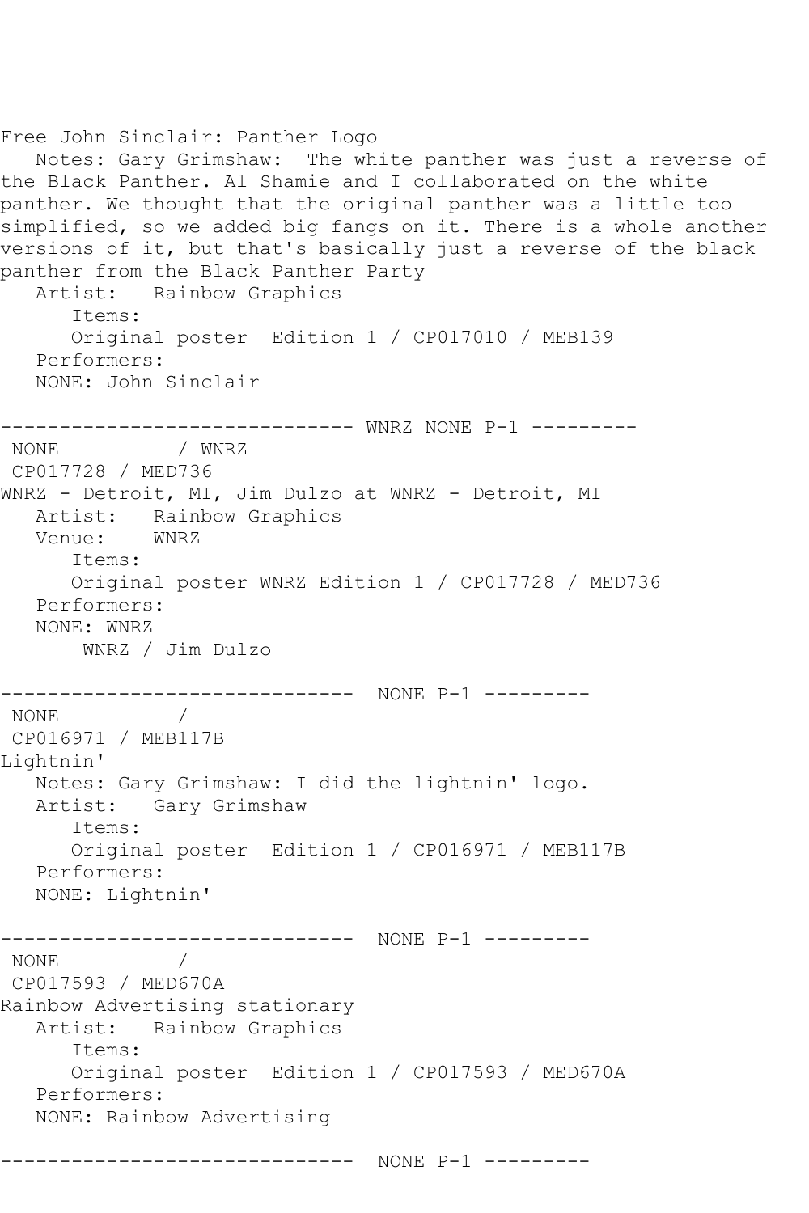Free John Sinclair: Panther Logo
   Notes: Gary Grimshaw:  The white panther was just a reverse of the Black Panther. Al Shamie and I collaborated on the white panther. We thought that the original panther was a little too simplified, so we added big fangs on it. There is a whole another versions of it, but that's basically just a reverse of the black panther from the Black Panther Party
   Artist:   Rainbow Graphics
      Items:
      Original poster  Edition 1 / CP017010 / MEB139
   Performers:
   NONE: John Sinclair

------------------------------ WNRZ NONE P-1 ---------
 NONE          / WNRZ
 CP017728 / MED736
WNRZ - Detroit, MI, Jim Dulzo at WNRZ - Detroit, MI
   Artist:   Rainbow Graphics
   Venue:    WNRZ
      Items:
      Original poster WNRZ Edition 1 / CP017728 / MED736
   Performers:
   NONE: WNRZ
       WNRZ / Jim Dulzo

------------------------------  NONE P-1 ---------
 NONE          /
 CP016971 / MEB117B
Lightnin'
   Notes: Gary Grimshaw: I did the lightnin' logo.
   Artist:   Gary Grimshaw
      Items:
      Original poster  Edition 1 / CP016971 / MEB117B
   Performers:
   NONE: Lightnin'

------------------------------  NONE P-1 ---------
 NONE          /
 CP017593 / MED670A
Rainbow Advertising stationary
   Artist:   Rainbow Graphics
      Items:
      Original poster  Edition 1 / CP017593 / MED670A
   Performers:
   NONE: Rainbow Advertising

------------------------------  NONE P-1 ---------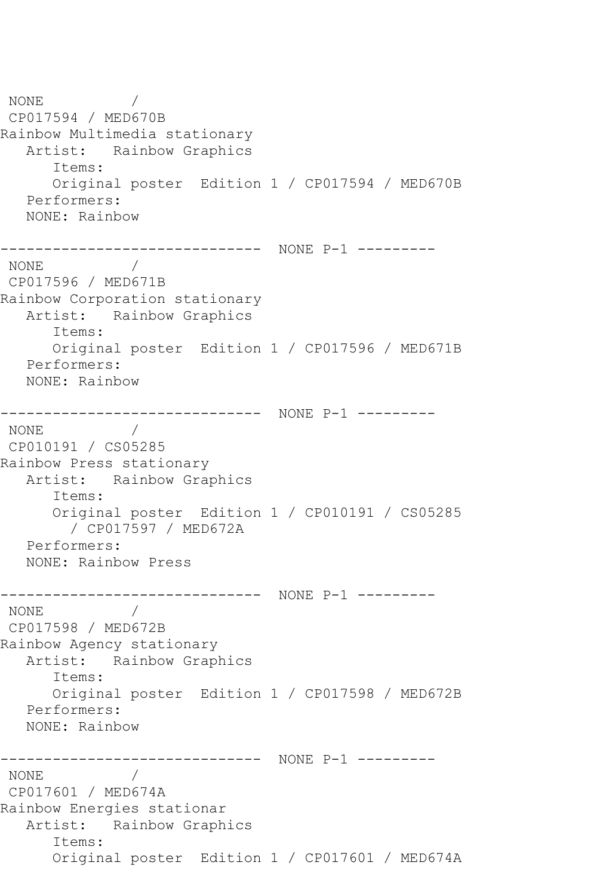```
 NONE          /
 CP017594 / MED670B
Rainbow Multimedia stationary
   Artist:   Rainbow Graphics
      Items:
      Original poster  Edition 1 / CP017594 / MED670B
   Performers:
   NONE: Rainbow

------------------------------  NONE P-1 ---------
 NONE          /
 CP017596 / MED671B
Rainbow Corporation stationary
   Artist:   Rainbow Graphics
      Items:
      Original poster  Edition 1 / CP017596 / MED671B
   Performers:
   NONE: Rainbow

------------------------------  NONE P-1 ---------
 NONE          /
 CP010191 / CS05285
Rainbow Press stationary
   Artist:   Rainbow Graphics
      Items:
      Original poster  Edition 1 / CP010191 / CS05285
        / CP017597 / MED672A
   Performers:
   NONE: Rainbow Press

------------------------------  NONE P-1 ---------
 NONE          /
 CP017598 / MED672B
Rainbow Agency stationary
   Artist:   Rainbow Graphics
      Items:
      Original poster  Edition 1 / CP017598 / MED672B
   Performers:
   NONE: Rainbow

------------------------------  NONE P-1 ---------
 NONE          /
 CP017601 / MED674A
Rainbow Energies stationar
   Artist:   Rainbow Graphics
      Items:
      Original poster  Edition 1 / CP017601 / MED674A
```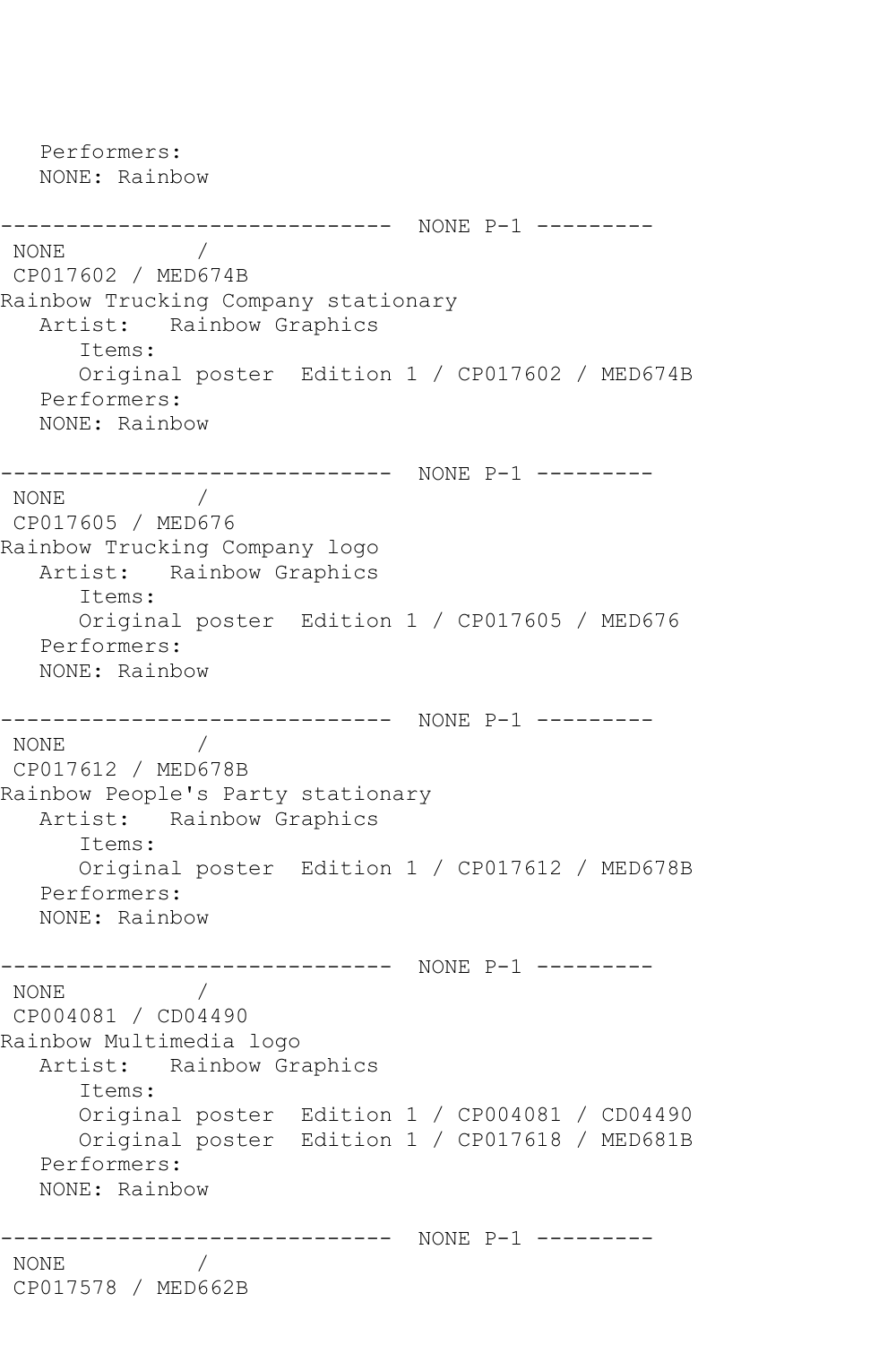```
   Performers:
   NONE: Rainbow

------------------------------  NONE P-1 ---------
 NONE          /
 CP017602 / MED674B
Rainbow Trucking Company stationary
   Artist:   Rainbow Graphics
      Items:
      Original poster  Edition 1 / CP017602 / MED674B
   Performers:
   NONE: Rainbow

------------------------------  NONE P-1 ---------
 NONE          /
 CP017605 / MED676
Rainbow Trucking Company logo
   Artist:   Rainbow Graphics
      Items:
      Original poster  Edition 1 / CP017605 / MED676
   Performers:
   NONE: Rainbow

------------------------------  NONE P-1 ---------
 NONE          /
 CP017612 / MED678B
Rainbow People's Party stationary
   Artist:   Rainbow Graphics
      Items:
      Original poster  Edition 1 / CP017612 / MED678B
   Performers:
   NONE: Rainbow

------------------------------  NONE P-1 ---------
 NONE          /
 CP004081 / CD04490
Rainbow Multimedia logo
   Artist:   Rainbow Graphics
      Items:
      Original poster  Edition 1 / CP004081 / CD04490
      Original poster  Edition 1 / CP017618 / MED681B
   Performers:
   NONE: Rainbow

------------------------------  NONE P-1 ---------
 NONE          /
 CP017578 / MED662B
```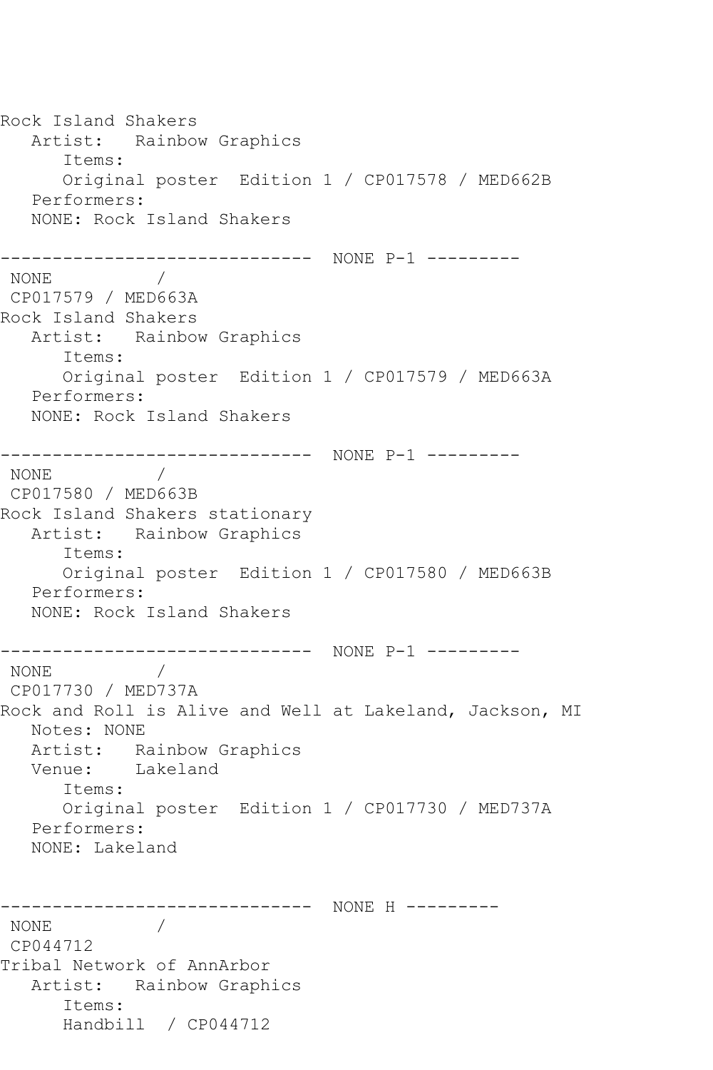```
Rock Island Shakers
   Artist:   Rainbow Graphics
      Items:
      Original poster  Edition 1 / CP017578 / MED662B
   Performers:
   NONE: Rock Island Shakers

------------------------------  NONE P-1 ---------
 NONE          /
 CP017579 / MED663A
Rock Island Shakers
   Artist:   Rainbow Graphics
      Items:
      Original poster  Edition 1 / CP017579 / MED663A
   Performers:
   NONE: Rock Island Shakers

------------------------------  NONE P-1 ---------
 NONE          /
 CP017580 / MED663B
Rock Island Shakers stationary
   Artist:   Rainbow Graphics
      Items:
      Original poster  Edition 1 / CP017580 / MED663B
   Performers:
   NONE: Rock Island Shakers

------------------------------  NONE P-1 ---------
 NONE          /
 CP017730 / MED737A
Rock and Roll is Alive and Well at Lakeland, Jackson, MI
   Notes: NONE
   Artist:   Rainbow Graphics
   Venue:    Lakeland
      Items:
      Original poster  Edition 1 / CP017730 / MED737A
   Performers:
   NONE: Lakeland


------------------------------  NONE H ---------
 NONE          /
 CP044712
Tribal Network of AnnArbor
   Artist:   Rainbow Graphics
      Items:
      Handbill  / CP044712
```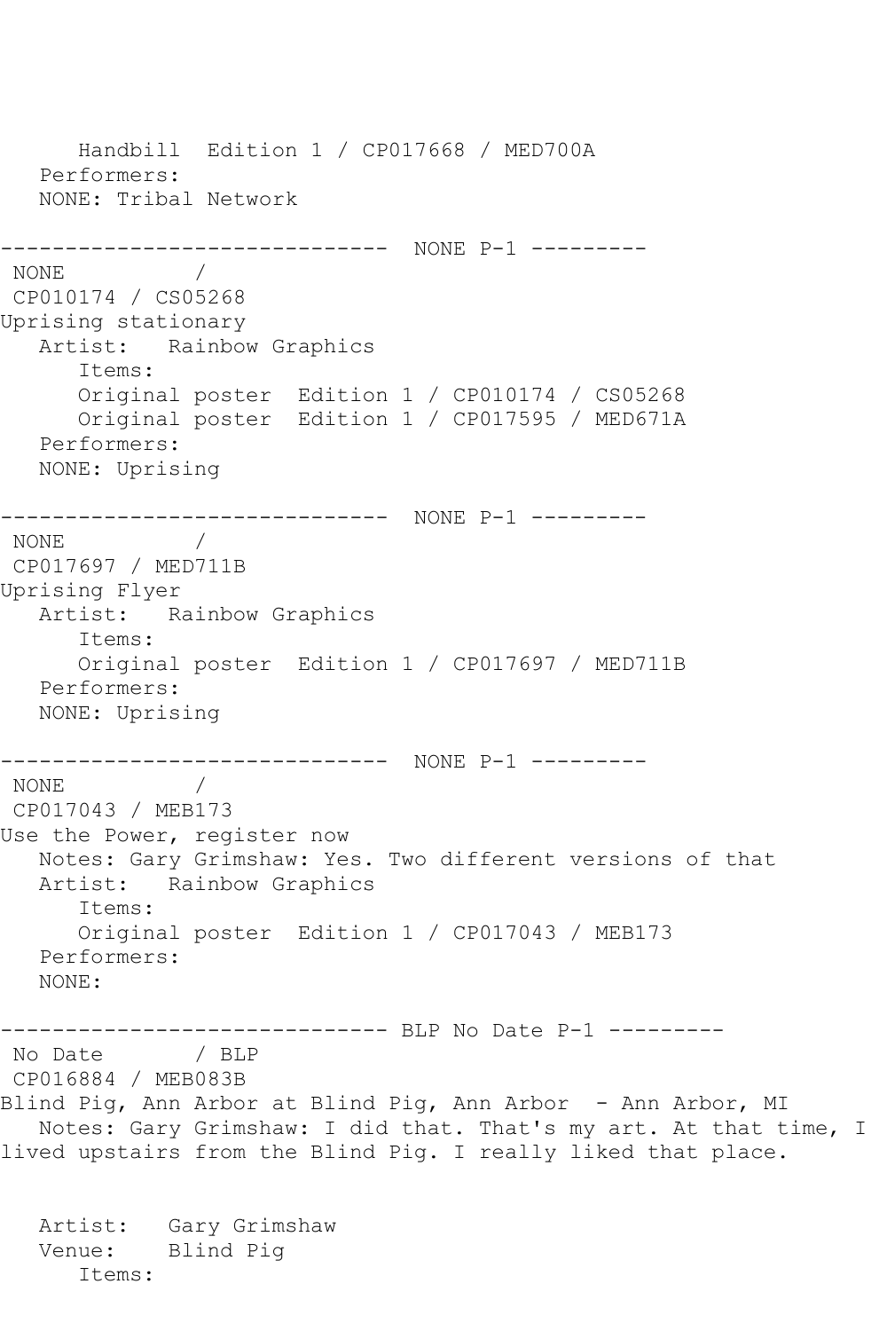```
      Handbill  Edition 1 / CP017668 / MED700A
   Performers:
   NONE: Tribal Network

------------------------------  NONE P-1 ---------
 NONE          /
 CP010174 / CS05268
Uprising stationary
   Artist:   Rainbow Graphics
      Items:
      Original poster  Edition 1 / CP010174 / CS05268
      Original poster  Edition 1 / CP017595 / MED671A
   Performers:
   NONE: Uprising

------------------------------  NONE P-1 ---------
 NONE          /
 CP017697 / MED711B
Uprising Flyer
   Artist:   Rainbow Graphics
      Items:
      Original poster  Edition 1 / CP017697 / MED711B
   Performers:
   NONE: Uprising

------------------------------  NONE P-1 ---------
 NONE          /
 CP017043 / MEB173
Use the Power, register now
   Notes: Gary Grimshaw: Yes. Two different versions of that
   Artist:   Rainbow Graphics
      Items:
      Original poster  Edition 1 / CP017043 / MEB173
   Performers:
   NONE:

------------------------------ BLP No Date P-1 ---------
 No Date       / BLP
 CP016884 / MEB083B
Blind Pig, Ann Arbor at Blind Pig, Ann Arbor  - Ann Arbor, MI
   Notes: Gary Grimshaw: I did that. That's my art. At that time, I
lived upstairs from the Blind Pig. I really liked that place.


   Artist:   Gary Grimshaw
   Venue:    Blind Pig
      Items:
```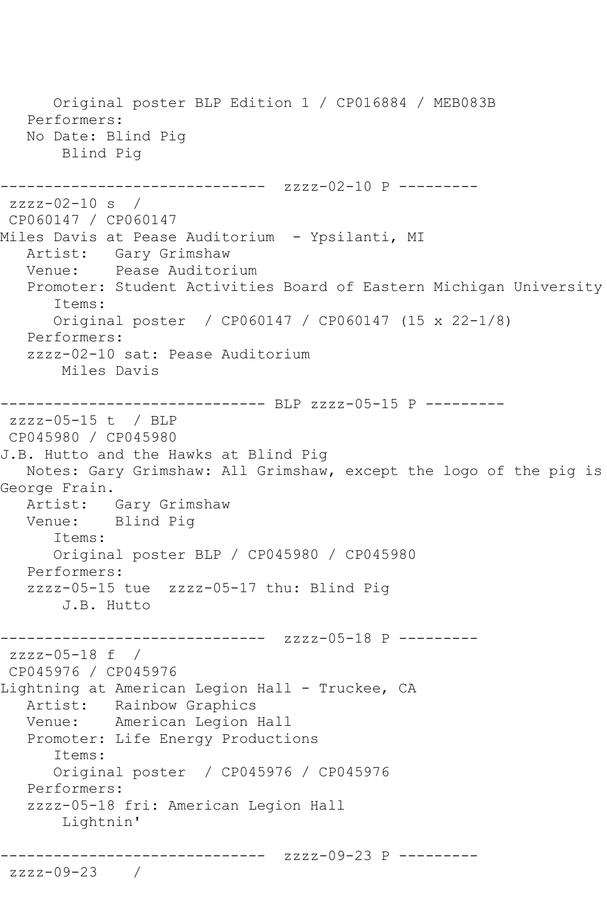```
      Original poster BLP Edition 1 / CP016884 / MEB083B
   Performers:
   No Date: Blind Pig
       Blind Pig

------------------------------  zzzz-02-10 P ---------
 zzzz-02-10 s  /
 CP060147 / CP060147
Miles Davis at Pease Auditorium  - Ypsilanti, MI
   Artist:   Gary Grimshaw
   Venue:    Pease Auditorium
   Promoter: Student Activities Board of Eastern Michigan University
      Items:
      Original poster  / CP060147 / CP060147 (15 x 22-1/8)
   Performers:
   zzzz-02-10 sat: Pease Auditorium
       Miles Davis

------------------------------ BLP zzzz-05-15 P ---------
 zzzz-05-15 t  / BLP
 CP045980 / CP045980
J.B. Hutto and the Hawks at Blind Pig
   Notes: Gary Grimshaw: All Grimshaw, except the logo of the pig is
George Frain.
   Artist:   Gary Grimshaw
   Venue:    Blind Pig
      Items:
      Original poster BLP / CP045980 / CP045980
   Performers:
   zzzz-05-15 tue  zzzz-05-17 thu: Blind Pig
       J.B. Hutto

------------------------------  zzzz-05-18 P ---------
 zzzz-05-18 f  /
 CP045976 / CP045976
Lightning at American Legion Hall - Truckee, CA
   Artist:   Rainbow Graphics
   Venue:    American Legion Hall
   Promoter: Life Energy Productions
      Items:
      Original poster  / CP045976 / CP045976
   Performers:
   zzzz-05-18 fri: American Legion Hall
       Lightnin'

------------------------------  zzzz-09-23 P ---------
 zzzz-09-23    /
```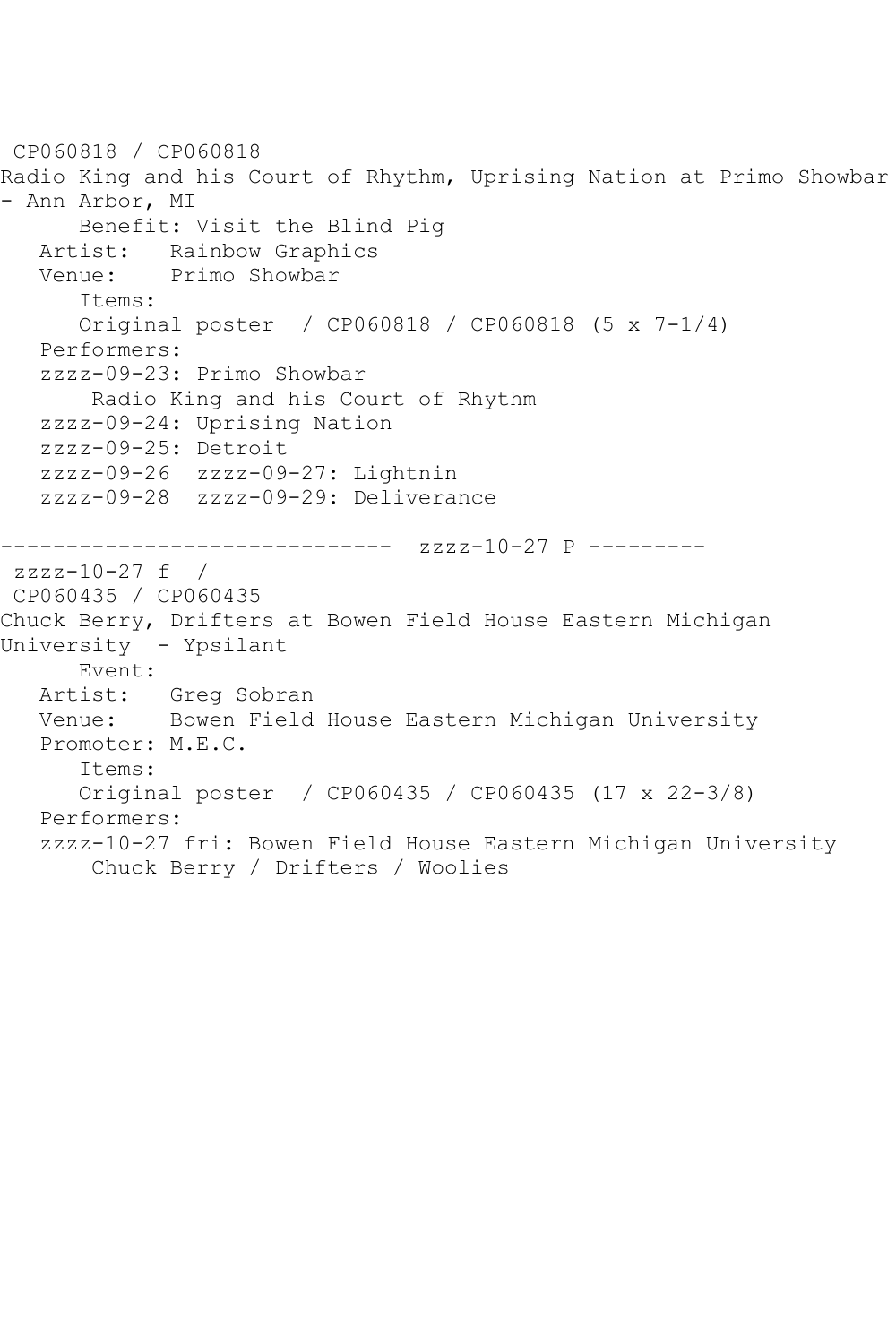CP060818 / CP060818
Radio King and his Court of Rhythm, Uprising Nation at Primo Showbar - Ann Arbor, MI

Benefit: Visit the Blind Pig
Artist: Rainbow Graphics
Venue: Primo Showbar
Items:
Original poster / CP060818 / CP060818 (5 x 7-1/4)
Performers:
zzzz-09-23: Primo Showbar
Radio King and his Court of Rhythm
zzzz-09-24: Uprising Nation
zzzz-09-25: Detroit
zzzz-09-26 zzzz-09-27: Lightnin
zzzz-09-28 zzzz-09-29: Deliverance

------------------------------ zzzz-10-27 P ---------

zzzz-10-27 f /
CP060435 / CP060435
Chuck Berry, Drifters at Bowen Field House Eastern Michigan University - Ypsilant

Event:
Artist: Greg Sobran
Venue: Bowen Field House Eastern Michigan University
Promoter: M.E.C.
Items:
Original poster / CP060435 / CP060435 (17 x 22-3/8)
Performers:
zzzz-10-27 fri: Bowen Field House Eastern Michigan University
Chuck Berry / Drifters / Woolies